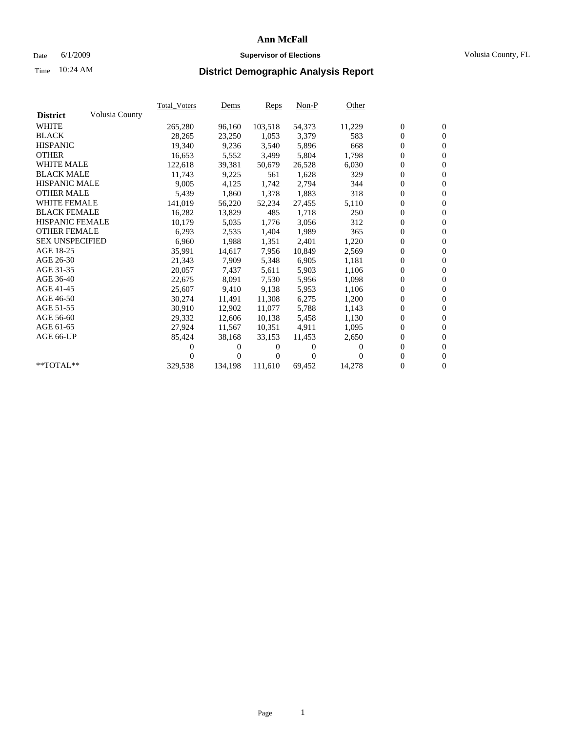# Ann McFall

Date 6/1/2009 **Supervisor of Elections** Volusia County, FL

Time 10:24 AM **District Demographic Analysis Report**

| District | Volusia County | Total_Voters | Dems | Reps | Non-P | Other | | |
|---|---|---|---|---|---|---|---|---|
| WHITE | | 265,280 | 96,160 | 103,518 | 54,373 | 11,229 | 0 | 0 |
| BLACK | | 28,265 | 23,250 | 1,053 | 3,379 | 583 | 0 | 0 |
| HISPANIC | | 19,340 | 9,236 | 3,540 | 5,896 | 668 | 0 | 0 |
| OTHER | | 16,653 | 5,552 | 3,499 | 5,804 | 1,798 | 0 | 0 |
| WHITE MALE | | 122,618 | 39,381 | 50,679 | 26,528 | 6,030 | 0 | 0 |
| BLACK MALE | | 11,743 | 9,225 | 561 | 1,628 | 329 | 0 | 0 |
| HISPANIC MALE | | 9,005 | 4,125 | 1,742 | 2,794 | 344 | 0 | 0 |
| OTHER MALE | | 5,439 | 1,860 | 1,378 | 1,883 | 318 | 0 | 0 |
| WHITE FEMALE | | 141,019 | 56,220 | 52,234 | 27,455 | 5,110 | 0 | 0 |
| BLACK FEMALE | | 16,282 | 13,829 | 485 | 1,718 | 250 | 0 | 0 |
| HISPANIC FEMALE | | 10,179 | 5,035 | 1,776 | 3,056 | 312 | 0 | 0 |
| OTHER FEMALE | | 6,293 | 2,535 | 1,404 | 1,989 | 365 | 0 | 0 |
| SEX UNSPECIFIED | | 6,960 | 1,988 | 1,351 | 2,401 | 1,220 | 0 | 0 |
| AGE 18-25 | | 35,991 | 14,617 | 7,956 | 10,849 | 2,569 | 0 | 0 |
| AGE 26-30 | | 21,343 | 7,909 | 5,348 | 6,905 | 1,181 | 0 | 0 |
| AGE 31-35 | | 20,057 | 7,437 | 5,611 | 5,903 | 1,106 | 0 | 0 |
| AGE 36-40 | | 22,675 | 8,091 | 7,530 | 5,956 | 1,098 | 0 | 0 |
| AGE 41-45 | | 25,607 | 9,410 | 9,138 | 5,953 | 1,106 | 0 | 0 |
| AGE 46-50 | | 30,274 | 11,491 | 11,308 | 6,275 | 1,200 | 0 | 0 |
| AGE 51-55 | | 30,910 | 12,902 | 11,077 | 5,788 | 1,143 | 0 | 0 |
| AGE 56-60 | | 29,332 | 12,606 | 10,138 | 5,458 | 1,130 | 0 | 0 |
| AGE 61-65 | | 27,924 | 11,567 | 10,351 | 4,911 | 1,095 | 0 | 0 |
| AGE 66-UP | | 85,424 | 38,168 | 33,153 | 11,453 | 2,650 | 0 | 0 |
| | | 0 | 0 | 0 | 0 | 0 | 0 | 0 |
| | | 0 | 0 | 0 | 0 | 0 | 0 | 0 |
| **TOTAL** | | 329,538 | 134,198 | 111,610 | 69,452 | 14,278 | 0 | 0 |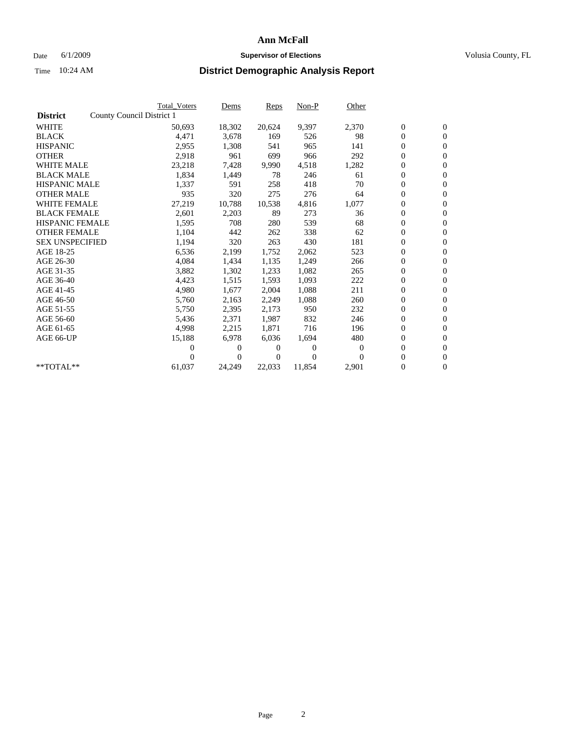# Ann McFall

Date 6/1/2009 **Supervisor of Elections** Volusia County, FL

Time 10:24 AM

## District Demographic Analysis Report

| | Total_Voters | Dems | Reps | Non-P | Other | | |
|---|---|---|---|---|---|---|---|
| **District** County Council District 1 | | | | | | | |
| WHITE | 50,693 | 18,302 | 20,624 | 9,397 | 2,370 | 0 | 0 |
| BLACK | 4,471 | 3,678 | 169 | 526 | 98 | 0 | 0 |
| HISPANIC | 2,955 | 1,308 | 541 | 965 | 141 | 0 | 0 |
| OTHER | 2,918 | 961 | 699 | 966 | 292 | 0 | 0 |
| WHITE MALE | 23,218 | 7,428 | 9,990 | 4,518 | 1,282 | 0 | 0 |
| BLACK MALE | 1,834 | 1,449 | 78 | 246 | 61 | 0 | 0 |
| HISPANIC MALE | 1,337 | 591 | 258 | 418 | 70 | 0 | 0 |
| OTHER MALE | 935 | 320 | 275 | 276 | 64 | 0 | 0 |
| WHITE FEMALE | 27,219 | 10,788 | 10,538 | 4,816 | 1,077 | 0 | 0 |
| BLACK FEMALE | 2,601 | 2,203 | 89 | 273 | 36 | 0 | 0 |
| HISPANIC FEMALE | 1,595 | 708 | 280 | 539 | 68 | 0 | 0 |
| OTHER FEMALE | 1,104 | 442 | 262 | 338 | 62 | 0 | 0 |
| SEX UNSPECIFIED | 1,194 | 320 | 263 | 430 | 181 | 0 | 0 |
| AGE 18-25 | 6,536 | 2,199 | 1,752 | 2,062 | 523 | 0 | 0 |
| AGE 26-30 | 4,084 | 1,434 | 1,135 | 1,249 | 266 | 0 | 0 |
| AGE 31-35 | 3,882 | 1,302 | 1,233 | 1,082 | 265 | 0 | 0 |
| AGE 36-40 | 4,423 | 1,515 | 1,593 | 1,093 | 222 | 0 | 0 |
| AGE 41-45 | 4,980 | 1,677 | 2,004 | 1,088 | 211 | 0 | 0 |
| AGE 46-50 | 5,760 | 2,163 | 2,249 | 1,088 | 260 | 0 | 0 |
| AGE 51-55 | 5,750 | 2,395 | 2,173 | 950 | 232 | 0 | 0 |
| AGE 56-60 | 5,436 | 2,371 | 1,987 | 832 | 246 | 0 | 0 |
| AGE 61-65 | 4,998 | 2,215 | 1,871 | 716 | 196 | 0 | 0 |
| AGE 66-UP | 15,188 | 6,978 | 6,036 | 1,694 | 480 | 0 | 0 |
| | 0 | 0 | 0 | 0 | 0 | 0 | 0 |
| | 0 | 0 | 0 | 0 | 0 | 0 | 0 |
| **TOTAL** | 61,037 | 24,249 | 22,033 | 11,854 | 2,901 | 0 | 0 |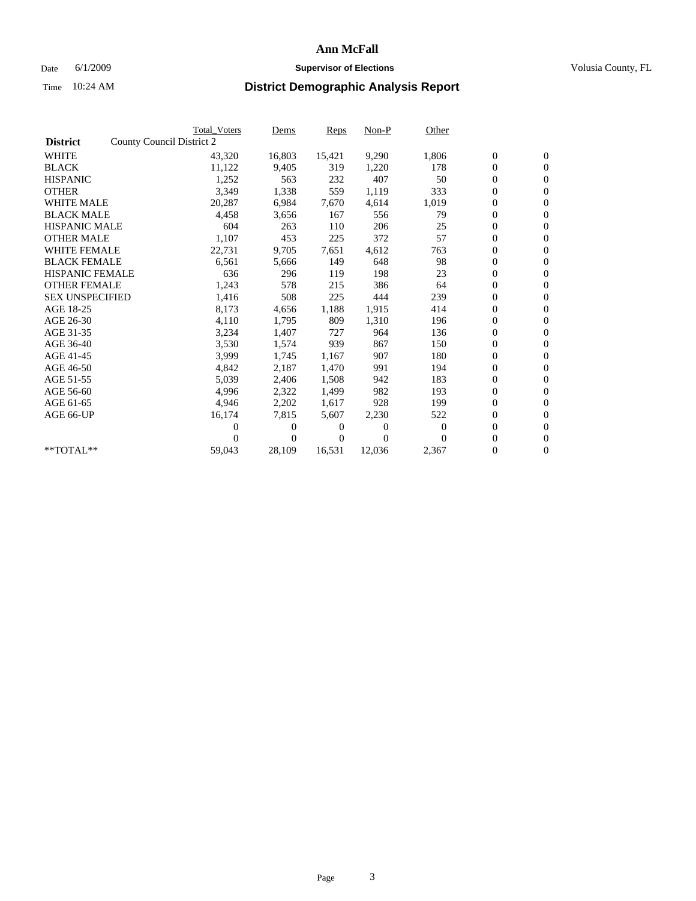# Ann McFall

Date 6/1/2009 **Supervisor of Elections** Volusia County, FL

Time 10:24 AM **District Demographic Analysis Report**

| District | County Council District 2 | Total_Voters | Dems | Reps | Non-P | Other | | |
|---|---|---|---|---|---|---|---|---|
| WHITE | | 43,320 | 16,803 | 15,421 | 9,290 | 1,806 | 0 | 0 |
| BLACK | | 11,122 | 9,405 | 319 | 1,220 | 178 | 0 | 0 |
| HISPANIC | | 1,252 | 563 | 232 | 407 | 50 | 0 | 0 |
| OTHER | | 3,349 | 1,338 | 559 | 1,119 | 333 | 0 | 0 |
| WHITE MALE | | 20,287 | 6,984 | 7,670 | 4,614 | 1,019 | 0 | 0 |
| BLACK MALE | | 4,458 | 3,656 | 167 | 556 | 79 | 0 | 0 |
| HISPANIC MALE | | 604 | 263 | 110 | 206 | 25 | 0 | 0 |
| OTHER MALE | | 1,107 | 453 | 225 | 372 | 57 | 0 | 0 |
| WHITE FEMALE | | 22,731 | 9,705 | 7,651 | 4,612 | 763 | 0 | 0 |
| BLACK FEMALE | | 6,561 | 5,666 | 149 | 648 | 98 | 0 | 0 |
| HISPANIC FEMALE | | 636 | 296 | 119 | 198 | 23 | 0 | 0 |
| OTHER FEMALE | | 1,243 | 578 | 215 | 386 | 64 | 0 | 0 |
| SEX UNSPECIFIED | | 1,416 | 508 | 225 | 444 | 239 | 0 | 0 |
| AGE 18-25 | | 8,173 | 4,656 | 1,188 | 1,915 | 414 | 0 | 0 |
| AGE 26-30 | | 4,110 | 1,795 | 809 | 1,310 | 196 | 0 | 0 |
| AGE 31-35 | | 3,234 | 1,407 | 727 | 964 | 136 | 0 | 0 |
| AGE 36-40 | | 3,530 | 1,574 | 939 | 867 | 150 | 0 | 0 |
| AGE 41-45 | | 3,999 | 1,745 | 1,167 | 907 | 180 | 0 | 0 |
| AGE 46-50 | | 4,842 | 2,187 | 1,470 | 991 | 194 | 0 | 0 |
| AGE 51-55 | | 5,039 | 2,406 | 1,508 | 942 | 183 | 0 | 0 |
| AGE 56-60 | | 4,996 | 2,322 | 1,499 | 982 | 193 | 0 | 0 |
| AGE 61-65 | | 4,946 | 2,202 | 1,617 | 928 | 199 | 0 | 0 |
| AGE 66-UP | | 16,174 | 7,815 | 5,607 | 2,230 | 522 | 0 | 0 |
| | | 0 | 0 | 0 | 0 | 0 | 0 | 0 |
| | | 0 | 0 | 0 | 0 | 0 | 0 | 0 |
| **TOTAL** | | 59,043 | 28,109 | 16,531 | 12,036 | 2,367 | 0 | 0 |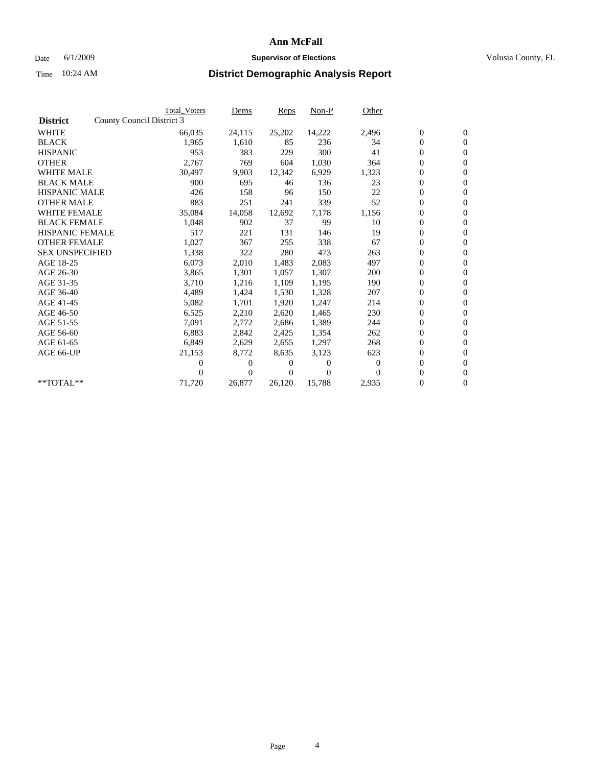# Ann McFall

Date 6/1/2009 **Supervisor of Elections** Volusia County, FL

Time 10:24 AM **District Demographic Analysis Report**

| District | County Council District 3 | Total_Voters | Dems | Reps | Non-P | Other | | |
|---|---|---|---|---|---|---|---|---|
| WHITE | | 66,035 | 24,115 | 25,202 | 14,222 | 2,496 | 0 | 0 |
| BLACK | | 1,965 | 1,610 | 85 | 236 | 34 | 0 | 0 |
| HISPANIC | | 953 | 383 | 229 | 300 | 41 | 0 | 0 |
| OTHER | | 2,767 | 769 | 604 | 1,030 | 364 | 0 | 0 |
| WHITE MALE | | 30,497 | 9,903 | 12,342 | 6,929 | 1,323 | 0 | 0 |
| BLACK MALE | | 900 | 695 | 46 | 136 | 23 | 0 | 0 |
| HISPANIC MALE | | 426 | 158 | 96 | 150 | 22 | 0 | 0 |
| OTHER MALE | | 883 | 251 | 241 | 339 | 52 | 0 | 0 |
| WHITE FEMALE | | 35,084 | 14,058 | 12,692 | 7,178 | 1,156 | 0 | 0 |
| BLACK FEMALE | | 1,048 | 902 | 37 | 99 | 10 | 0 | 0 |
| HISPANIC FEMALE | | 517 | 221 | 131 | 146 | 19 | 0 | 0 |
| OTHER FEMALE | | 1,027 | 367 | 255 | 338 | 67 | 0 | 0 |
| SEX UNSPECIFIED | | 1,338 | 322 | 280 | 473 | 263 | 0 | 0 |
| AGE 18-25 | | 6,073 | 2,010 | 1,483 | 2,083 | 497 | 0 | 0 |
| AGE 26-30 | | 3,865 | 1,301 | 1,057 | 1,307 | 200 | 0 | 0 |
| AGE 31-35 | | 3,710 | 1,216 | 1,109 | 1,195 | 190 | 0 | 0 |
| AGE 36-40 | | 4,489 | 1,424 | 1,530 | 1,328 | 207 | 0 | 0 |
| AGE 41-45 | | 5,082 | 1,701 | 1,920 | 1,247 | 214 | 0 | 0 |
| AGE 46-50 | | 6,525 | 2,210 | 2,620 | 1,465 | 230 | 0 | 0 |
| AGE 51-55 | | 7,091 | 2,772 | 2,686 | 1,389 | 244 | 0 | 0 |
| AGE 56-60 | | 6,883 | 2,842 | 2,425 | 1,354 | 262 | 0 | 0 |
| AGE 61-65 | | 6,849 | 2,629 | 2,655 | 1,297 | 268 | 0 | 0 |
| AGE 66-UP | | 21,153 | 8,772 | 8,635 | 3,123 | 623 | 0 | 0 |
| | | 0 | 0 | 0 | 0 | 0 | 0 | 0 |
| | | 0 | 0 | 0 | 0 | 0 | 0 | 0 |
| **TOTAL** | | 71,720 | 26,877 | 26,120 | 15,788 | 2,935 | 0 | 0 |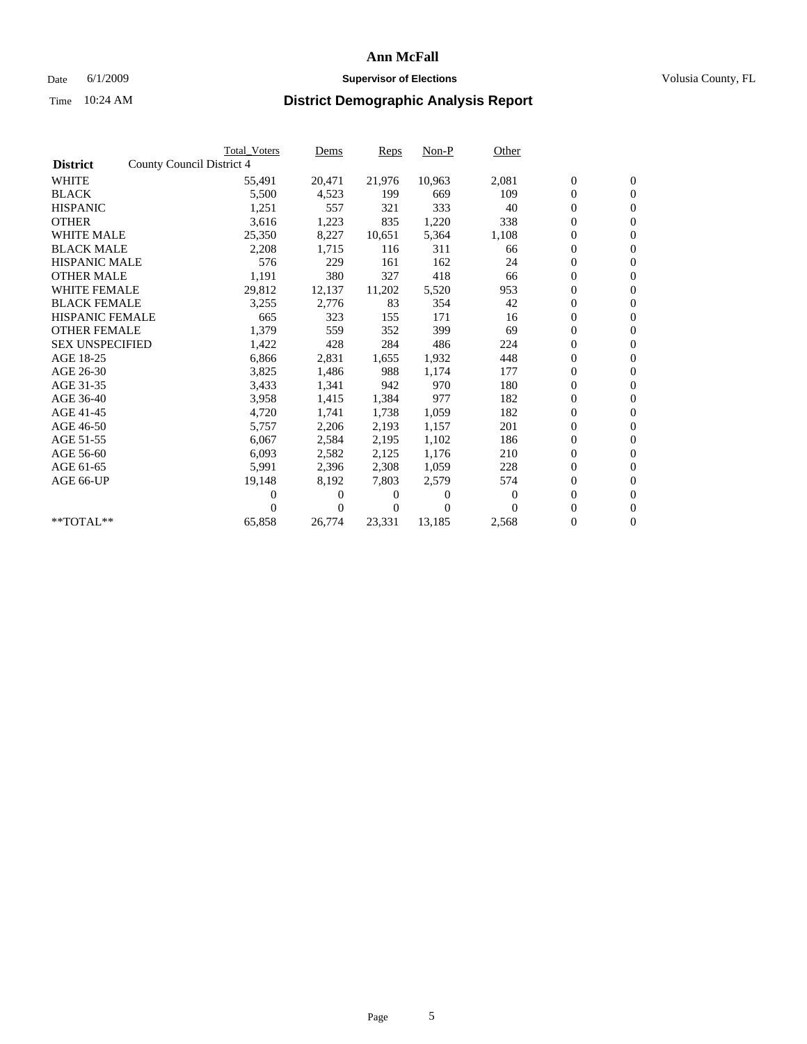**Ann McFall**

Date 6/1/2009 **Supervisor of Elections** Volusia County, FL

Time 10:24 AM **District Demographic Analysis Report**

| | Total_Voters | Dems | Reps | Non-P | Other | | |
|---|---|---|---|---|---|---|---|
| **District** County Council District 4 | | | | | | | |
| WHITE | 55,491 | 20,471 | 21,976 | 10,963 | 2,081 | 0 | 0 |
| BLACK | 5,500 | 4,523 | 199 | 669 | 109 | 0 | 0 |
| HISPANIC | 1,251 | 557 | 321 | 333 | 40 | 0 | 0 |
| OTHER | 3,616 | 1,223 | 835 | 1,220 | 338 | 0 | 0 |
| WHITE MALE | 25,350 | 8,227 | 10,651 | 5,364 | 1,108 | 0 | 0 |
| BLACK MALE | 2,208 | 1,715 | 116 | 311 | 66 | 0 | 0 |
| HISPANIC MALE | 576 | 229 | 161 | 162 | 24 | 0 | 0 |
| OTHER MALE | 1,191 | 380 | 327 | 418 | 66 | 0 | 0 |
| WHITE FEMALE | 29,812 | 12,137 | 11,202 | 5,520 | 953 | 0 | 0 |
| BLACK FEMALE | 3,255 | 2,776 | 83 | 354 | 42 | 0 | 0 |
| HISPANIC FEMALE | 665 | 323 | 155 | 171 | 16 | 0 | 0 |
| OTHER FEMALE | 1,379 | 559 | 352 | 399 | 69 | 0 | 0 |
| SEX UNSPECIFIED | 1,422 | 428 | 284 | 486 | 224 | 0 | 0 |
| AGE 18-25 | 6,866 | 2,831 | 1,655 | 1,932 | 448 | 0 | 0 |
| AGE 26-30 | 3,825 | 1,486 | 988 | 1,174 | 177 | 0 | 0 |
| AGE 31-35 | 3,433 | 1,341 | 942 | 970 | 180 | 0 | 0 |
| AGE 36-40 | 3,958 | 1,415 | 1,384 | 977 | 182 | 0 | 0 |
| AGE 41-45 | 4,720 | 1,741 | 1,738 | 1,059 | 182 | 0 | 0 |
| AGE 46-50 | 5,757 | 2,206 | 2,193 | 1,157 | 201 | 0 | 0 |
| AGE 51-55 | 6,067 | 2,584 | 2,195 | 1,102 | 186 | 0 | 0 |
| AGE 56-60 | 6,093 | 2,582 | 2,125 | 1,176 | 210 | 0 | 0 |
| AGE 61-65 | 5,991 | 2,396 | 2,308 | 1,059 | 228 | 0 | 0 |
| AGE 66-UP | 19,148 | 8,192 | 7,803 | 2,579 | 574 | 0 | 0 |
| | 0 | 0 | 0 | 0 | 0 | 0 | 0 |
| | 0 | 0 | 0 | 0 | 0 | 0 | 0 |
| **TOTAL** | 65,858 | 26,774 | 23,331 | 13,185 | 2,568 | 0 | 0 |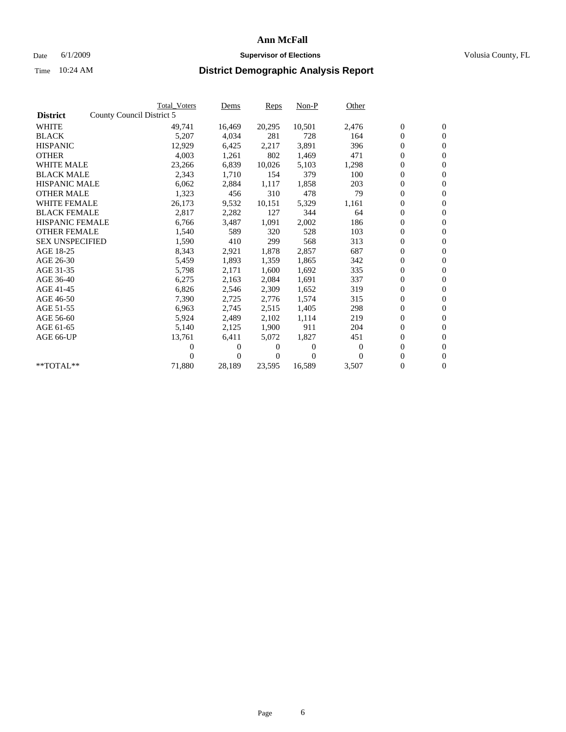# Ann McFall

Date 6/1/2009 **Supervisor of Elections** Volusia County, FL

Time 10:24 AM **District Demographic Analysis Report**

| | Total_Voters | Dems | Reps | Non-P | Other | | |
|---|---|---|---|---|---|---|---|
| **District** County Council District 5 | | | | | | | |
| WHITE | 49,741 | 16,469 | 20,295 | 10,501 | 2,476 | 0 | 0 |
| BLACK | 5,207 | 4,034 | 281 | 728 | 164 | 0 | 0 |
| HISPANIC | 12,929 | 6,425 | 2,217 | 3,891 | 396 | 0 | 0 |
| OTHER | 4,003 | 1,261 | 802 | 1,469 | 471 | 0 | 0 |
| WHITE MALE | 23,266 | 6,839 | 10,026 | 5,103 | 1,298 | 0 | 0 |
| BLACK MALE | 2,343 | 1,710 | 154 | 379 | 100 | 0 | 0 |
| HISPANIC MALE | 6,062 | 2,884 | 1,117 | 1,858 | 203 | 0 | 0 |
| OTHER MALE | 1,323 | 456 | 310 | 478 | 79 | 0 | 0 |
| WHITE FEMALE | 26,173 | 9,532 | 10,151 | 5,329 | 1,161 | 0 | 0 |
| BLACK FEMALE | 2,817 | 2,282 | 127 | 344 | 64 | 0 | 0 |
| HISPANIC FEMALE | 6,766 | 3,487 | 1,091 | 2,002 | 186 | 0 | 0 |
| OTHER FEMALE | 1,540 | 589 | 320 | 528 | 103 | 0 | 0 |
| SEX UNSPECIFIED | 1,590 | 410 | 299 | 568 | 313 | 0 | 0 |
| AGE 18-25 | 8,343 | 2,921 | 1,878 | 2,857 | 687 | 0 | 0 |
| AGE 26-30 | 5,459 | 1,893 | 1,359 | 1,865 | 342 | 0 | 0 |
| AGE 31-35 | 5,798 | 2,171 | 1,600 | 1,692 | 335 | 0 | 0 |
| AGE 36-40 | 6,275 | 2,163 | 2,084 | 1,691 | 337 | 0 | 0 |
| AGE 41-45 | 6,826 | 2,546 | 2,309 | 1,652 | 319 | 0 | 0 |
| AGE 46-50 | 7,390 | 2,725 | 2,776 | 1,574 | 315 | 0 | 0 |
| AGE 51-55 | 6,963 | 2,745 | 2,515 | 1,405 | 298 | 0 | 0 |
| AGE 56-60 | 5,924 | 2,489 | 2,102 | 1,114 | 219 | 0 | 0 |
| AGE 61-65 | 5,140 | 2,125 | 1,900 | 911 | 204 | 0 | 0 |
| AGE 66-UP | 13,761 | 6,411 | 5,072 | 1,827 | 451 | 0 | 0 |
| | 0 | 0 | 0 | 0 | 0 | 0 | 0 |
| | 0 | 0 | 0 | 0 | 0 | 0 | 0 |
| **TOTAL** | 71,880 | 28,189 | 23,595 | 16,589 | 3,507 | 0 | 0 |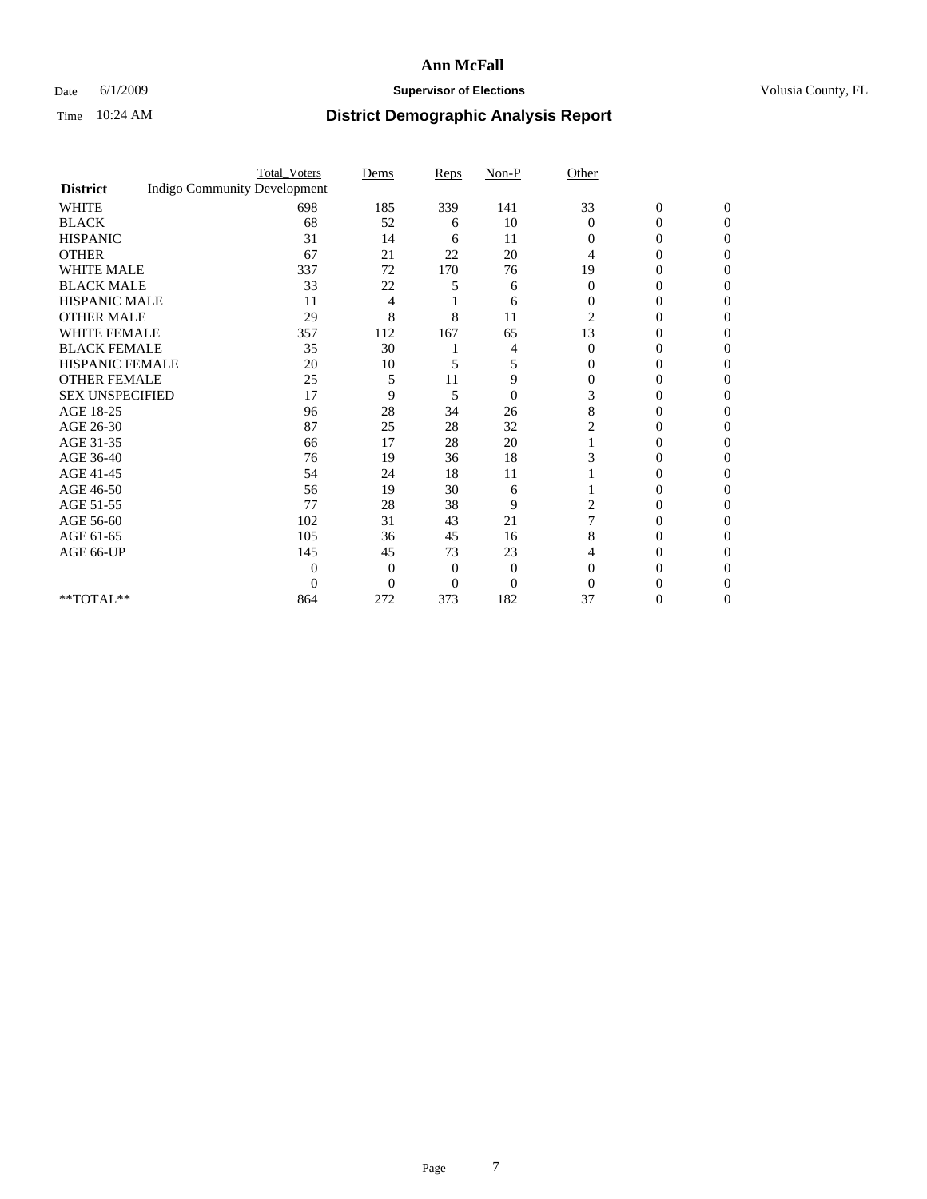# Ann McFall

Date 6/1/2009 **Supervisor of Elections** Volusia County, FL

Time 10:24 AM **District Demographic Analysis Report**

| | Total_Voters | Dems | Reps | Non-P | Other | | |
|---|---|---|---|---|---|---|---|
| **District** Indigo Community Development | | | | | | | |
| WHITE | 698 | 185 | 339 | 141 | 33 | 0 | 0 |
| BLACK | 68 | 52 | 6 | 10 | 0 | 0 | 0 |
| HISPANIC | 31 | 14 | 6 | 11 | 0 | 0 | 0 |
| OTHER | 67 | 21 | 22 | 20 | 4 | 0 | 0 |
| WHITE MALE | 337 | 72 | 170 | 76 | 19 | 0 | 0 |
| BLACK MALE | 33 | 22 | 5 | 6 | 0 | 0 | 0 |
| HISPANIC MALE | 11 | 4 | 1 | 6 | 0 | 0 | 0 |
| OTHER MALE | 29 | 8 | 8 | 11 | 2 | 0 | 0 |
| WHITE FEMALE | 357 | 112 | 167 | 65 | 13 | 0 | 0 |
| BLACK FEMALE | 35 | 30 | 1 | 4 | 0 | 0 | 0 |
| HISPANIC FEMALE | 20 | 10 | 5 | 5 | 0 | 0 | 0 |
| OTHER FEMALE | 25 | 5 | 11 | 9 | 0 | 0 | 0 |
| SEX UNSPECIFIED | 17 | 9 | 5 | 0 | 3 | 0 | 0 |
| AGE 18-25 | 96 | 28 | 34 | 26 | 8 | 0 | 0 |
| AGE 26-30 | 87 | 25 | 28 | 32 | 2 | 0 | 0 |
| AGE 31-35 | 66 | 17 | 28 | 20 | 1 | 0 | 0 |
| AGE 36-40 | 76 | 19 | 36 | 18 | 3 | 0 | 0 |
| AGE 41-45 | 54 | 24 | 18 | 11 | 1 | 0 | 0 |
| AGE 46-50 | 56 | 19 | 30 | 6 | 1 | 0 | 0 |
| AGE 51-55 | 77 | 28 | 38 | 9 | 2 | 0 | 0 |
| AGE 56-60 | 102 | 31 | 43 | 21 | 7 | 0 | 0 |
| AGE 61-65 | 105 | 36 | 45 | 16 | 8 | 0 | 0 |
| AGE 66-UP | 145 | 45 | 73 | 23 | 4 | 0 | 0 |
| | 0 | 0 | 0 | 0 | 0 | 0 | 0 |
| | 0 | 0 | 0 | 0 | 0 | 0 | 0 |
| **TOTAL** | 864 | 272 | 373 | 182 | 37 | 0 | 0 |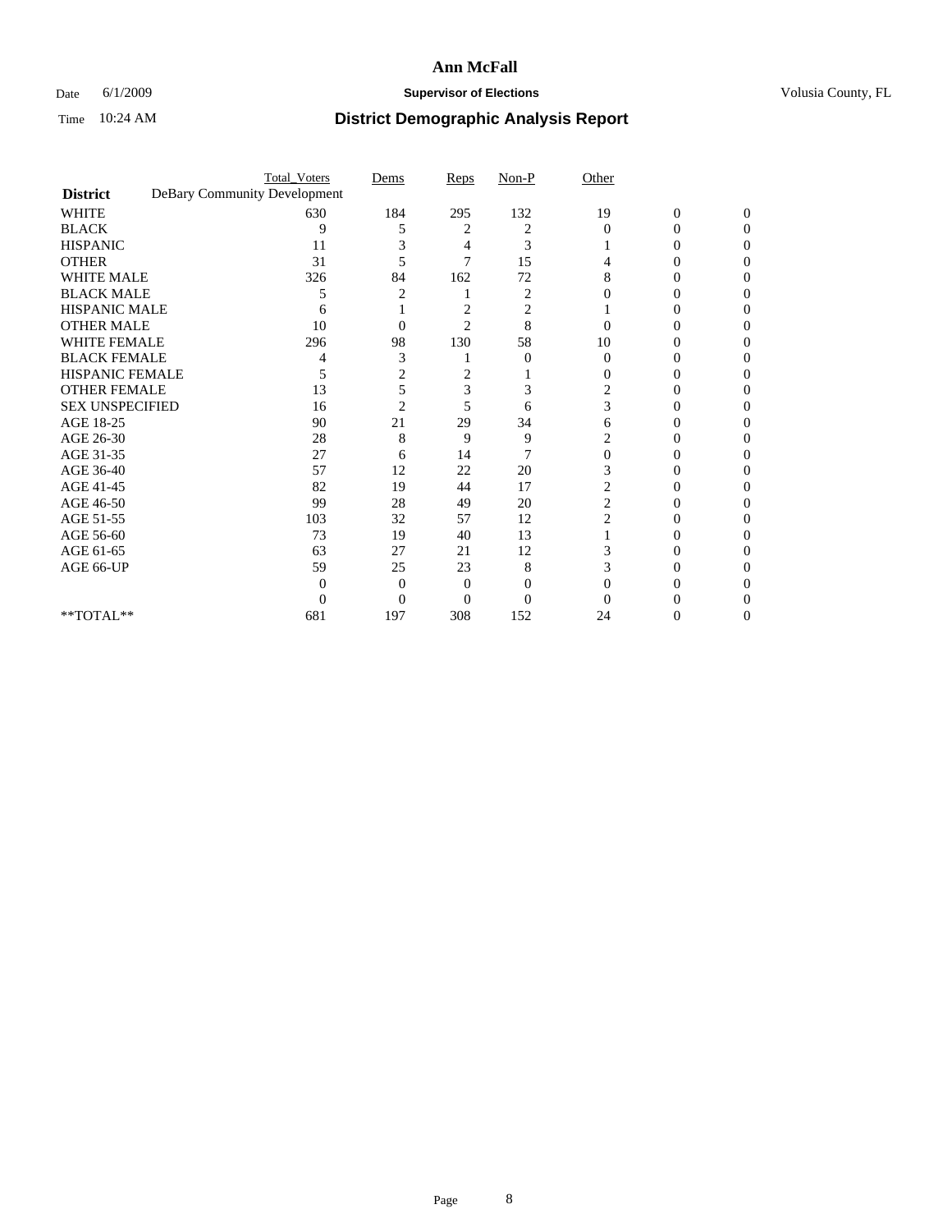# Ann McFall

Date 6/1/2009 **Supervisor of Elections** Volusia County, FL

Time 10:24 AM **District Demographic Analysis Report**

| | Total_Voters | Dems | Reps | Non-P | Other | | |
|---|---|---|---|---|---|---|---|
| **District** DeBary Community Development | | | | | | | |
| WHITE | 630 | 184 | 295 | 132 | 19 | 0 | 0 |
| BLACK | 9 | 5 | 2 | 2 | 0 | 0 | 0 |
| HISPANIC | 11 | 3 | 4 | 3 | 1 | 0 | 0 |
| OTHER | 31 | 5 | 7 | 15 | 4 | 0 | 0 |
| WHITE MALE | 326 | 84 | 162 | 72 | 8 | 0 | 0 |
| BLACK MALE | 5 | 2 | 1 | 2 | 0 | 0 | 0 |
| HISPANIC MALE | 6 | 1 | 2 | 2 | 1 | 0 | 0 |
| OTHER MALE | 10 | 0 | 2 | 8 | 0 | 0 | 0 |
| WHITE FEMALE | 296 | 98 | 130 | 58 | 10 | 0 | 0 |
| BLACK FEMALE | 4 | 3 | 1 | 0 | 0 | 0 | 0 |
| HISPANIC FEMALE | 5 | 2 | 2 | 1 | 0 | 0 | 0 |
| OTHER FEMALE | 13 | 5 | 3 | 3 | 2 | 0 | 0 |
| SEX UNSPECIFIED | 16 | 2 | 5 | 6 | 3 | 0 | 0 |
| AGE 18-25 | 90 | 21 | 29 | 34 | 6 | 0 | 0 |
| AGE 26-30 | 28 | 8 | 9 | 9 | 2 | 0 | 0 |
| AGE 31-35 | 27 | 6 | 14 | 7 | 0 | 0 | 0 |
| AGE 36-40 | 57 | 12 | 22 | 20 | 3 | 0 | 0 |
| AGE 41-45 | 82 | 19 | 44 | 17 | 2 | 0 | 0 |
| AGE 46-50 | 99 | 28 | 49 | 20 | 2 | 0 | 0 |
| AGE 51-55 | 103 | 32 | 57 | 12 | 2 | 0 | 0 |
| AGE 56-60 | 73 | 19 | 40 | 13 | 1 | 0 | 0 |
| AGE 61-65 | 63 | 27 | 21 | 12 | 3 | 0 | 0 |
| AGE 66-UP | 59 | 25 | 23 | 8 | 3 | 0 | 0 |
| | 0 | 0 | 0 | 0 | 0 | 0 | 0 |
| | 0 | 0 | 0 | 0 | 0 | 0 | 0 |
| **TOTAL** | 681 | 197 | 308 | 152 | 24 | 0 | 0 |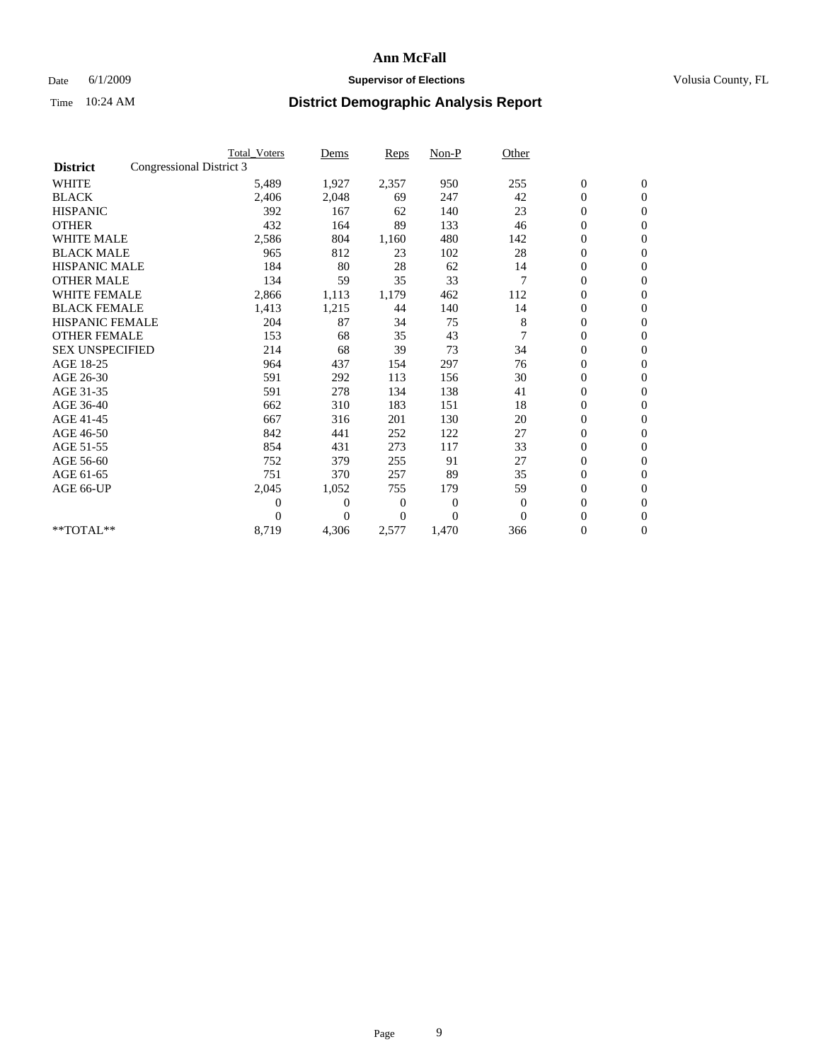# Ann McFall

Date 6/1/2009 **Supervisor of Elections** Volusia County, FL

Time 10:24 AM **District Demographic Analysis Report**

| | Total_Voters | Dems | Reps | Non-P | Other | | |
|---|---|---|---|---|---|---|---|
| **District** Congressional District 3 | | | | | | | |
| WHITE | 5,489 | 1,927 | 2,357 | 950 | 255 | 0 | 0 |
| BLACK | 2,406 | 2,048 | 69 | 247 | 42 | 0 | 0 |
| HISPANIC | 392 | 167 | 62 | 140 | 23 | 0 | 0 |
| OTHER | 432 | 164 | 89 | 133 | 46 | 0 | 0 |
| WHITE MALE | 2,586 | 804 | 1,160 | 480 | 142 | 0 | 0 |
| BLACK MALE | 965 | 812 | 23 | 102 | 28 | 0 | 0 |
| HISPANIC MALE | 184 | 80 | 28 | 62 | 14 | 0 | 0 |
| OTHER MALE | 134 | 59 | 35 | 33 | 7 | 0 | 0 |
| WHITE FEMALE | 2,866 | 1,113 | 1,179 | 462 | 112 | 0 | 0 |
| BLACK FEMALE | 1,413 | 1,215 | 44 | 140 | 14 | 0 | 0 |
| HISPANIC FEMALE | 204 | 87 | 34 | 75 | 8 | 0 | 0 |
| OTHER FEMALE | 153 | 68 | 35 | 43 | 7 | 0 | 0 |
| SEX UNSPECIFIED | 214 | 68 | 39 | 73 | 34 | 0 | 0 |
| AGE 18-25 | 964 | 437 | 154 | 297 | 76 | 0 | 0 |
| AGE 26-30 | 591 | 292 | 113 | 156 | 30 | 0 | 0 |
| AGE 31-35 | 591 | 278 | 134 | 138 | 41 | 0 | 0 |
| AGE 36-40 | 662 | 310 | 183 | 151 | 18 | 0 | 0 |
| AGE 41-45 | 667 | 316 | 201 | 130 | 20 | 0 | 0 |
| AGE 46-50 | 842 | 441 | 252 | 122 | 27 | 0 | 0 |
| AGE 51-55 | 854 | 431 | 273 | 117 | 33 | 0 | 0 |
| AGE 56-60 | 752 | 379 | 255 | 91 | 27 | 0 | 0 |
| AGE 61-65 | 751 | 370 | 257 | 89 | 35 | 0 | 0 |
| AGE 66-UP | 2,045 | 1,052 | 755 | 179 | 59 | 0 | 0 |
| | 0 | 0 | 0 | 0 | 0 | 0 | 0 |
| | 0 | 0 | 0 | 0 | 0 | 0 | 0 |
| **TOTAL** | 8,719 | 4,306 | 2,577 | 1,470 | 366 | 0 | 0 |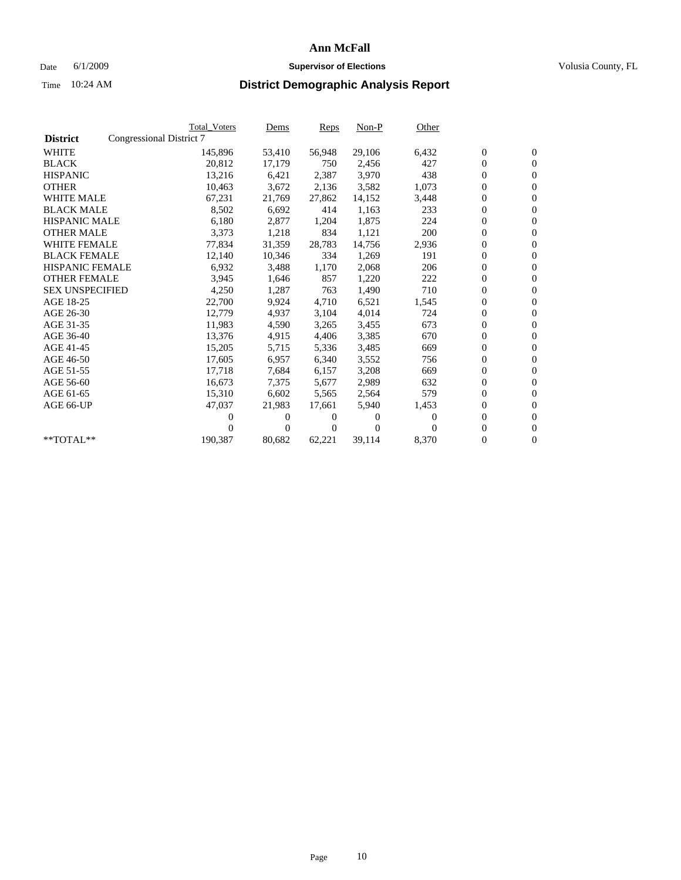# Ann McFall

Date 6/1/2009 **Supervisor of Elections** Volusia County, FL

Time 10:24 AM **District Demographic Analysis Report**

| District | Congressional District 7 | Total_Voters | Dems | Reps | Non-P | Other | | |
|---|---|---|---|---|---|---|---|---|
| WHITE | | 145,896 | 53,410 | 56,948 | 29,106 | 6,432 | 0 | 0 |
| BLACK | | 20,812 | 17,179 | 750 | 2,456 | 427 | 0 | 0 |
| HISPANIC | | 13,216 | 6,421 | 2,387 | 3,970 | 438 | 0 | 0 |
| OTHER | | 10,463 | 3,672 | 2,136 | 3,582 | 1,073 | 0 | 0 |
| WHITE MALE | | 67,231 | 21,769 | 27,862 | 14,152 | 3,448 | 0 | 0 |
| BLACK MALE | | 8,502 | 6,692 | 414 | 1,163 | 233 | 0 | 0 |
| HISPANIC MALE | | 6,180 | 2,877 | 1,204 | 1,875 | 224 | 0 | 0 |
| OTHER MALE | | 3,373 | 1,218 | 834 | 1,121 | 200 | 0 | 0 |
| WHITE FEMALE | | 77,834 | 31,359 | 28,783 | 14,756 | 2,936 | 0 | 0 |
| BLACK FEMALE | | 12,140 | 10,346 | 334 | 1,269 | 191 | 0 | 0 |
| HISPANIC FEMALE | | 6,932 | 3,488 | 1,170 | 2,068 | 206 | 0 | 0 |
| OTHER FEMALE | | 3,945 | 1,646 | 857 | 1,220 | 222 | 0 | 0 |
| SEX UNSPECIFIED | | 4,250 | 1,287 | 763 | 1,490 | 710 | 0 | 0 |
| AGE 18-25 | | 22,700 | 9,924 | 4,710 | 6,521 | 1,545 | 0 | 0 |
| AGE 26-30 | | 12,779 | 4,937 | 3,104 | 4,014 | 724 | 0 | 0 |
| AGE 31-35 | | 11,983 | 4,590 | 3,265 | 3,455 | 673 | 0 | 0 |
| AGE 36-40 | | 13,376 | 4,915 | 4,406 | 3,385 | 670 | 0 | 0 |
| AGE 41-45 | | 15,205 | 5,715 | 5,336 | 3,485 | 669 | 0 | 0 |
| AGE 46-50 | | 17,605 | 6,957 | 6,340 | 3,552 | 756 | 0 | 0 |
| AGE 51-55 | | 17,718 | 7,684 | 6,157 | 3,208 | 669 | 0 | 0 |
| AGE 56-60 | | 16,673 | 7,375 | 5,677 | 2,989 | 632 | 0 | 0 |
| AGE 61-65 | | 15,310 | 6,602 | 5,565 | 2,564 | 579 | 0 | 0 |
| AGE 66-UP | | 47,037 | 21,983 | 17,661 | 5,940 | 1,453 | 0 | 0 |
| | | 0 | 0 | 0 | 0 | 0 | 0 | 0 |
| | | 0 | 0 | 0 | 0 | 0 | 0 | 0 |
| **TOTAL** | | 190,387 | 80,682 | 62,221 | 39,114 | 8,370 | 0 | 0 |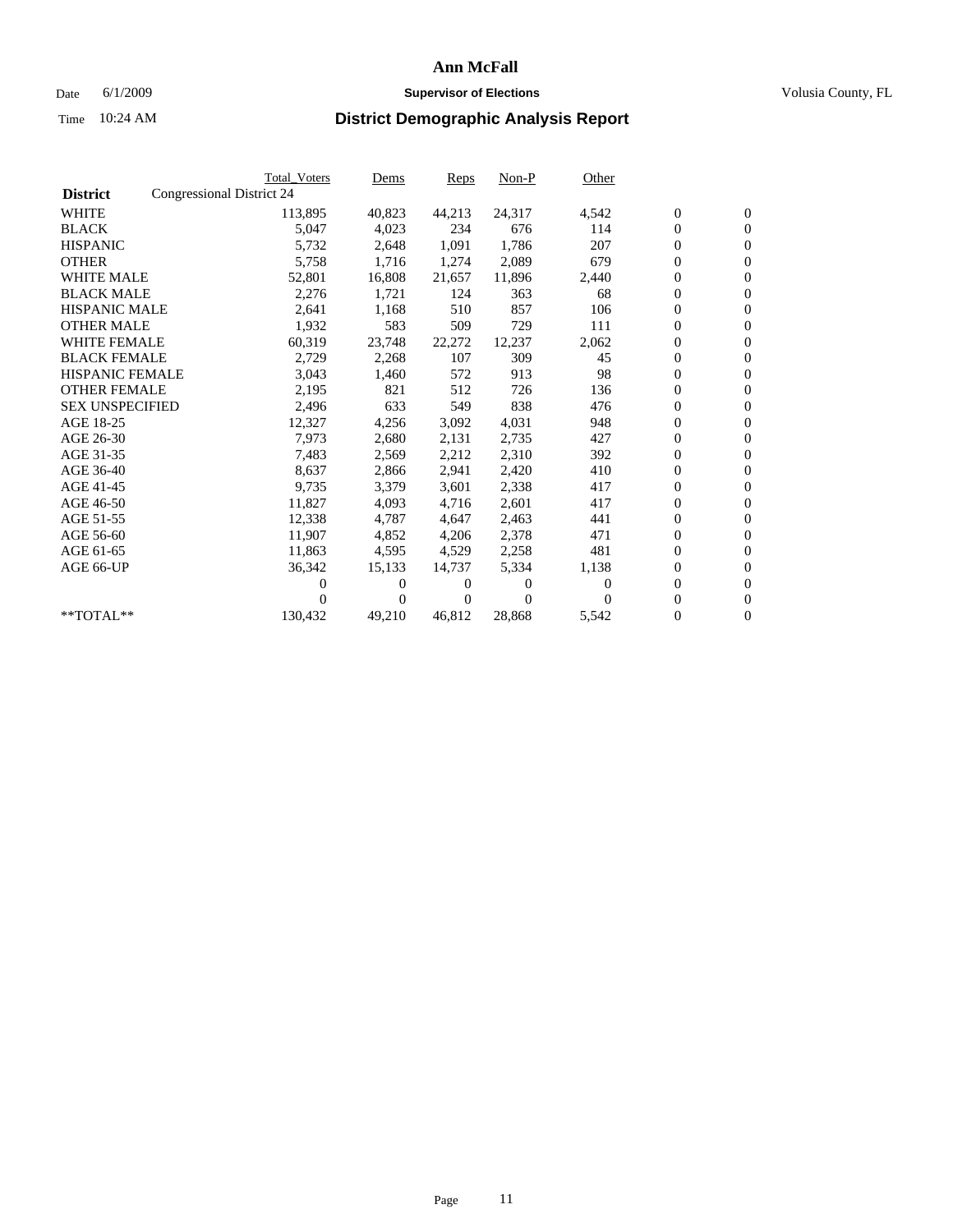# Ann McFall

Date 6/1/2009 **Supervisor of Elections** Volusia County, FL

Time 10:24 AM **District Demographic Analysis Report**

| | Total_Voters | Dems | Reps | Non-P | Other | | |
|---|---|---|---|---|---|---|---|
| **District** Congressional District 24 | | | | | | | |
| WHITE | 113,895 | 40,823 | 44,213 | 24,317 | 4,542 | 0 | 0 |
| BLACK | 5,047 | 4,023 | 234 | 676 | 114 | 0 | 0 |
| HISPANIC | 5,732 | 2,648 | 1,091 | 1,786 | 207 | 0 | 0 |
| OTHER | 5,758 | 1,716 | 1,274 | 2,089 | 679 | 0 | 0 |
| WHITE MALE | 52,801 | 16,808 | 21,657 | 11,896 | 2,440 | 0 | 0 |
| BLACK MALE | 2,276 | 1,721 | 124 | 363 | 68 | 0 | 0 |
| HISPANIC MALE | 2,641 | 1,168 | 510 | 857 | 106 | 0 | 0 |
| OTHER MALE | 1,932 | 583 | 509 | 729 | 111 | 0 | 0 |
| WHITE FEMALE | 60,319 | 23,748 | 22,272 | 12,237 | 2,062 | 0 | 0 |
| BLACK FEMALE | 2,729 | 2,268 | 107 | 309 | 45 | 0 | 0 |
| HISPANIC FEMALE | 3,043 | 1,460 | 572 | 913 | 98 | 0 | 0 |
| OTHER FEMALE | 2,195 | 821 | 512 | 726 | 136 | 0 | 0 |
| SEX UNSPECIFIED | 2,496 | 633 | 549 | 838 | 476 | 0 | 0 |
| AGE 18-25 | 12,327 | 4,256 | 3,092 | 4,031 | 948 | 0 | 0 |
| AGE 26-30 | 7,973 | 2,680 | 2,131 | 2,735 | 427 | 0 | 0 |
| AGE 31-35 | 7,483 | 2,569 | 2,212 | 2,310 | 392 | 0 | 0 |
| AGE 36-40 | 8,637 | 2,866 | 2,941 | 2,420 | 410 | 0 | 0 |
| AGE 41-45 | 9,735 | 3,379 | 3,601 | 2,338 | 417 | 0 | 0 |
| AGE 46-50 | 11,827 | 4,093 | 4,716 | 2,601 | 417 | 0 | 0 |
| AGE 51-55 | 12,338 | 4,787 | 4,647 | 2,463 | 441 | 0 | 0 |
| AGE 56-60 | 11,907 | 4,852 | 4,206 | 2,378 | 471 | 0 | 0 |
| AGE 61-65 | 11,863 | 4,595 | 4,529 | 2,258 | 481 | 0 | 0 |
| AGE 66-UP | 36,342 | 15,133 | 14,737 | 5,334 | 1,138 | 0 | 0 |
| | 0 | 0 | 0 | 0 | 0 | 0 | 0 |
| | 0 | 0 | 0 | 0 | 0 | 0 | 0 |
| **TOTAL** | 130,432 | 49,210 | 46,812 | 28,868 | 5,542 | 0 | 0 |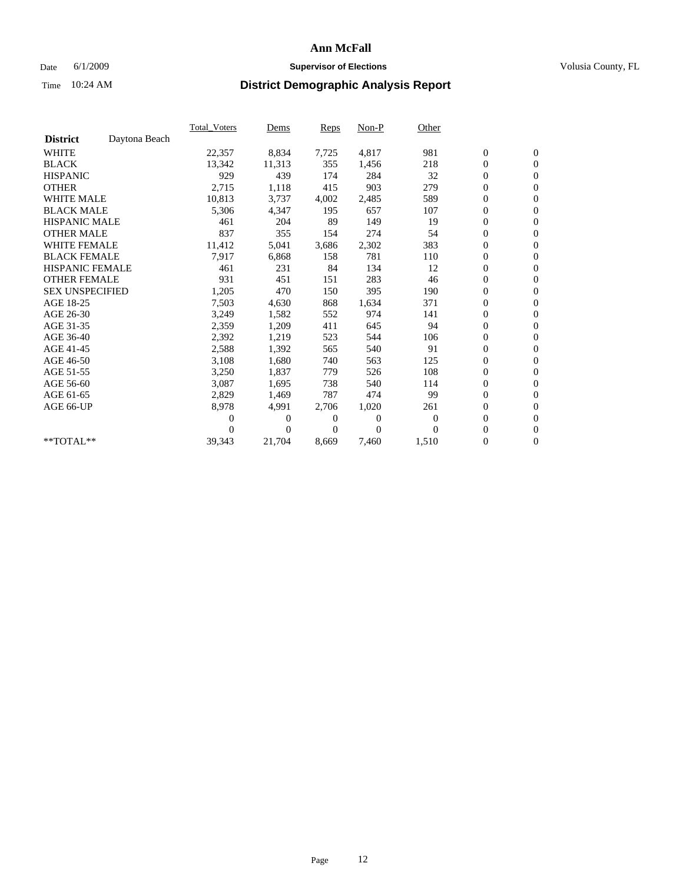# Ann McFall

Date 6/1/2009 **Supervisor of Elections** Volusia County, FL

Time 10:24 AM **District Demographic Analysis Report**

| | Total_Voters | Dems | Reps | Non-P | Other | | |
|---|---|---|---|---|---|---|---|
| **District** Daytona Beach | | | | | | | |
| WHITE | 22,357 | 8,834 | 7,725 | 4,817 | 981 | 0 | 0 |
| BLACK | 13,342 | 11,313 | 355 | 1,456 | 218 | 0 | 0 |
| HISPANIC | 929 | 439 | 174 | 284 | 32 | 0 | 0 |
| OTHER | 2,715 | 1,118 | 415 | 903 | 279 | 0 | 0 |
| WHITE MALE | 10,813 | 3,737 | 4,002 | 2,485 | 589 | 0 | 0 |
| BLACK MALE | 5,306 | 4,347 | 195 | 657 | 107 | 0 | 0 |
| HISPANIC MALE | 461 | 204 | 89 | 149 | 19 | 0 | 0 |
| OTHER MALE | 837 | 355 | 154 | 274 | 54 | 0 | 0 |
| WHITE FEMALE | 11,412 | 5,041 | 3,686 | 2,302 | 383 | 0 | 0 |
| BLACK FEMALE | 7,917 | 6,868 | 158 | 781 | 110 | 0 | 0 |
| HISPANIC FEMALE | 461 | 231 | 84 | 134 | 12 | 0 | 0 |
| OTHER FEMALE | 931 | 451 | 151 | 283 | 46 | 0 | 0 |
| SEX UNSPECIFIED | 1,205 | 470 | 150 | 395 | 190 | 0 | 0 |
| AGE 18-25 | 7,503 | 4,630 | 868 | 1,634 | 371 | 0 | 0 |
| AGE 26-30 | 3,249 | 1,582 | 552 | 974 | 141 | 0 | 0 |
| AGE 31-35 | 2,359 | 1,209 | 411 | 645 | 94 | 0 | 0 |
| AGE 36-40 | 2,392 | 1,219 | 523 | 544 | 106 | 0 | 0 |
| AGE 41-45 | 2,588 | 1,392 | 565 | 540 | 91 | 0 | 0 |
| AGE 46-50 | 3,108 | 1,680 | 740 | 563 | 125 | 0 | 0 |
| AGE 51-55 | 3,250 | 1,837 | 779 | 526 | 108 | 0 | 0 |
| AGE 56-60 | 3,087 | 1,695 | 738 | 540 | 114 | 0 | 0 |
| AGE 61-65 | 2,829 | 1,469 | 787 | 474 | 99 | 0 | 0 |
| AGE 66-UP | 8,978 | 4,991 | 2,706 | 1,020 | 261 | 0 | 0 |
| | 0 | 0 | 0 | 0 | 0 | 0 | 0 |
| | 0 | 0 | 0 | 0 | 0 | 0 | 0 |
| **TOTAL** | 39,343 | 21,704 | 8,669 | 7,460 | 1,510 | 0 | 0 |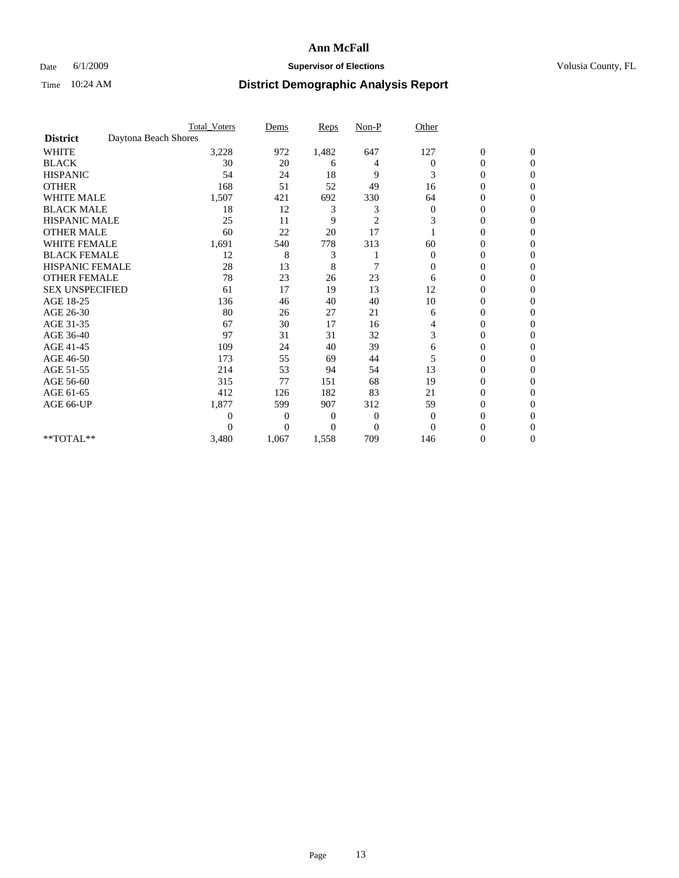**Ann McFall**

Date 6/1/2009 **Supervisor of Elections** Volusia County, FL

Time 10:24 AM **District Demographic Analysis Report**

| | Total_Voters | Dems | Reps | Non-P | Other | | |
|---|---|---|---|---|---|---|---|
| **District** Daytona Beach Shores | | | | | | | |
| WHITE | 3,228 | 972 | 1,482 | 647 | 127 | 0 | 0 |
| BLACK | 30 | 20 | 6 | 4 | 0 | 0 | 0 |
| HISPANIC | 54 | 24 | 18 | 9 | 3 | 0 | 0 |
| OTHER | 168 | 51 | 52 | 49 | 16 | 0 | 0 |
| WHITE MALE | 1,507 | 421 | 692 | 330 | 64 | 0 | 0 |
| BLACK MALE | 18 | 12 | 3 | 3 | 0 | 0 | 0 |
| HISPANIC MALE | 25 | 11 | 9 | 2 | 3 | 0 | 0 |
| OTHER MALE | 60 | 22 | 20 | 17 | 1 | 0 | 0 |
| WHITE FEMALE | 1,691 | 540 | 778 | 313 | 60 | 0 | 0 |
| BLACK FEMALE | 12 | 8 | 3 | 1 | 0 | 0 | 0 |
| HISPANIC FEMALE | 28 | 13 | 8 | 7 | 0 | 0 | 0 |
| OTHER FEMALE | 78 | 23 | 26 | 23 | 6 | 0 | 0 |
| SEX UNSPECIFIED | 61 | 17 | 19 | 13 | 12 | 0 | 0 |
| AGE 18-25 | 136 | 46 | 40 | 40 | 10 | 0 | 0 |
| AGE 26-30 | 80 | 26 | 27 | 21 | 6 | 0 | 0 |
| AGE 31-35 | 67 | 30 | 17 | 16 | 4 | 0 | 0 |
| AGE 36-40 | 97 | 31 | 31 | 32 | 3 | 0 | 0 |
| AGE 41-45 | 109 | 24 | 40 | 39 | 6 | 0 | 0 |
| AGE 46-50 | 173 | 55 | 69 | 44 | 5 | 0 | 0 |
| AGE 51-55 | 214 | 53 | 94 | 54 | 13 | 0 | 0 |
| AGE 56-60 | 315 | 77 | 151 | 68 | 19 | 0 | 0 |
| AGE 61-65 | 412 | 126 | 182 | 83 | 21 | 0 | 0 |
| AGE 66-UP | 1,877 | 599 | 907 | 312 | 59 | 0 | 0 |
| | 0 | 0 | 0 | 0 | 0 | 0 | 0 |
| | 0 | 0 | 0 | 0 | 0 | 0 | 0 |
| **TOTAL** | 3,480 | 1,067 | 1,558 | 709 | 146 | 0 | 0 |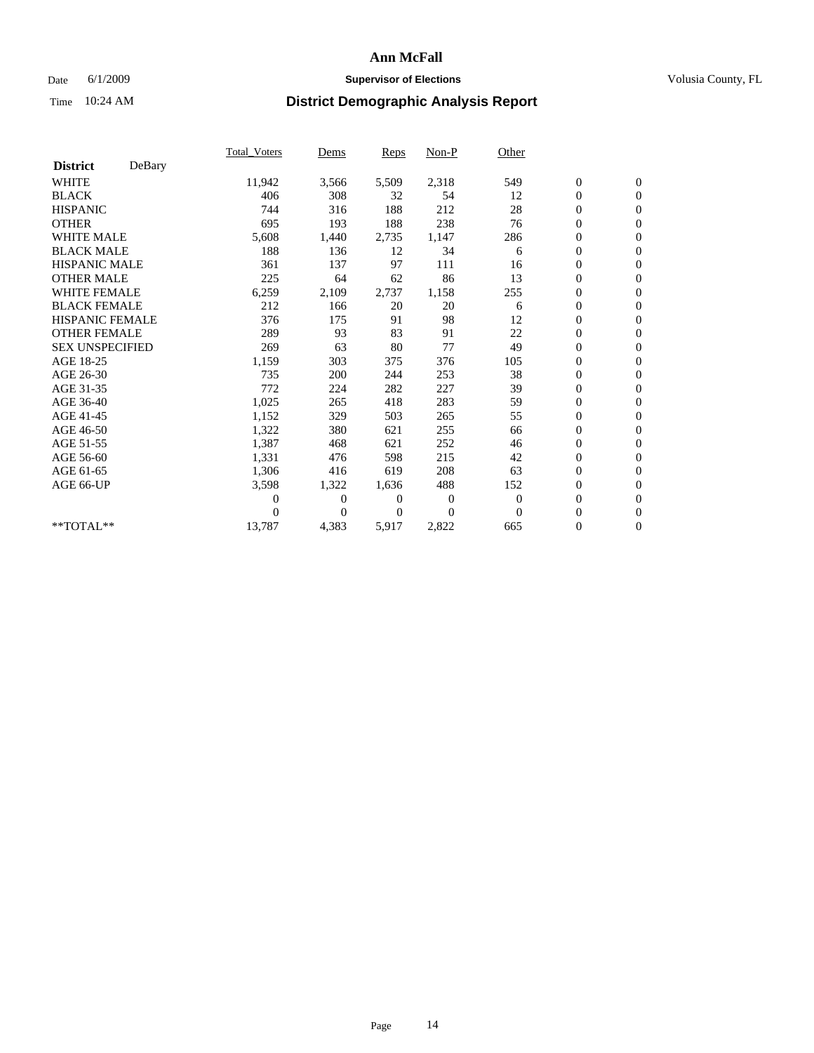# Ann McFall

Date 6/1/2009 **Supervisor of Elections** Volusia County, FL

Time 10:24 AM **District Demographic Analysis Report**

| **District** DeBary | Total_Voters | Dems | Reps | Non-P | Other | | |
|---|---|---|---|---|---|---|---|
| WHITE | 11,942 | 3,566 | 5,509 | 2,318 | 549 | 0 | 0 |
| BLACK | 406 | 308 | 32 | 54 | 12 | 0 | 0 |
| HISPANIC | 744 | 316 | 188 | 212 | 28 | 0 | 0 |
| OTHER | 695 | 193 | 188 | 238 | 76 | 0 | 0 |
| WHITE MALE | 5,608 | 1,440 | 2,735 | 1,147 | 286 | 0 | 0 |
| BLACK MALE | 188 | 136 | 12 | 34 | 6 | 0 | 0 |
| HISPANIC MALE | 361 | 137 | 97 | 111 | 16 | 0 | 0 |
| OTHER MALE | 225 | 64 | 62 | 86 | 13 | 0 | 0 |
| WHITE FEMALE | 6,259 | 2,109 | 2,737 | 1,158 | 255 | 0 | 0 |
| BLACK FEMALE | 212 | 166 | 20 | 20 | 6 | 0 | 0 |
| HISPANIC FEMALE | 376 | 175 | 91 | 98 | 12 | 0 | 0 |
| OTHER FEMALE | 289 | 93 | 83 | 91 | 22 | 0 | 0 |
| SEX UNSPECIFIED | 269 | 63 | 80 | 77 | 49 | 0 | 0 |
| AGE 18-25 | 1,159 | 303 | 375 | 376 | 105 | 0 | 0 |
| AGE 26-30 | 735 | 200 | 244 | 253 | 38 | 0 | 0 |
| AGE 31-35 | 772 | 224 | 282 | 227 | 39 | 0 | 0 |
| AGE 36-40 | 1,025 | 265 | 418 | 283 | 59 | 0 | 0 |
| AGE 41-45 | 1,152 | 329 | 503 | 265 | 55 | 0 | 0 |
| AGE 46-50 | 1,322 | 380 | 621 | 255 | 66 | 0 | 0 |
| AGE 51-55 | 1,387 | 468 | 621 | 252 | 46 | 0 | 0 |
| AGE 56-60 | 1,331 | 476 | 598 | 215 | 42 | 0 | 0 |
| AGE 61-65 | 1,306 | 416 | 619 | 208 | 63 | 0 | 0 |
| AGE 66-UP | 3,598 | 1,322 | 1,636 | 488 | 152 | 0 | 0 |
| | 0 | 0 | 0 | 0 | 0 | 0 | 0 |
| | 0 | 0 | 0 | 0 | 0 | 0 | 0 |
| **TOTAL** | 13,787 | 4,383 | 5,917 | 2,822 | 665 | 0 | 0 |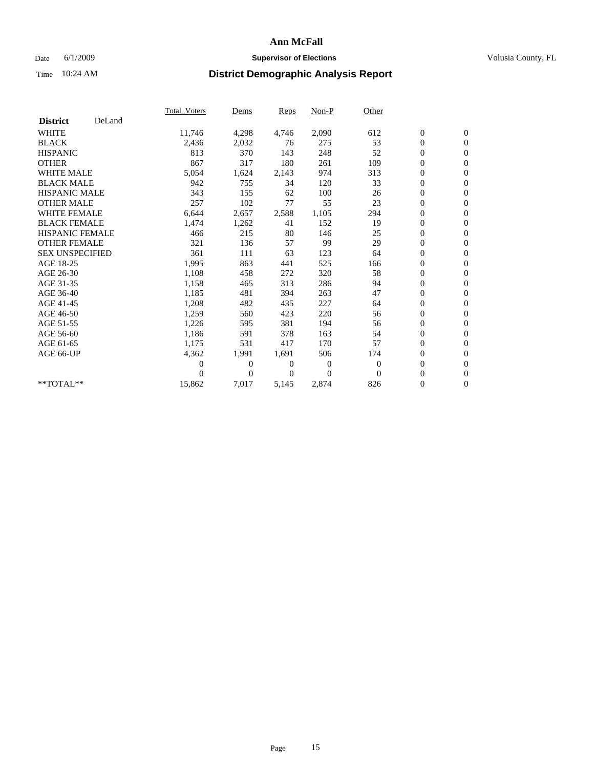# Ann McFall

Date 6/1/2009 **Supervisor of Elections** Volusia County, FL

Time 10:24 AM **District Demographic Analysis Report**

| **District** DeLand | Total_Voters | Dems | Reps | Non-P | Other | | |
|---|---|---|---|---|---|---|---|
| WHITE | 11,746 | 4,298 | 4,746 | 2,090 | 612 | 0 | 0 |
| BLACK | 2,436 | 2,032 | 76 | 275 | 53 | 0 | 0 |
| HISPANIC | 813 | 370 | 143 | 248 | 52 | 0 | 0 |
| OTHER | 867 | 317 | 180 | 261 | 109 | 0 | 0 |
| WHITE MALE | 5,054 | 1,624 | 2,143 | 974 | 313 | 0 | 0 |
| BLACK MALE | 942 | 755 | 34 | 120 | 33 | 0 | 0 |
| HISPANIC MALE | 343 | 155 | 62 | 100 | 26 | 0 | 0 |
| OTHER MALE | 257 | 102 | 77 | 55 | 23 | 0 | 0 |
| WHITE FEMALE | 6,644 | 2,657 | 2,588 | 1,105 | 294 | 0 | 0 |
| BLACK FEMALE | 1,474 | 1,262 | 41 | 152 | 19 | 0 | 0 |
| HISPANIC FEMALE | 466 | 215 | 80 | 146 | 25 | 0 | 0 |
| OTHER FEMALE | 321 | 136 | 57 | 99 | 29 | 0 | 0 |
| SEX UNSPECIFIED | 361 | 111 | 63 | 123 | 64 | 0 | 0 |
| AGE 18-25 | 1,995 | 863 | 441 | 525 | 166 | 0 | 0 |
| AGE 26-30 | 1,108 | 458 | 272 | 320 | 58 | 0 | 0 |
| AGE 31-35 | 1,158 | 465 | 313 | 286 | 94 | 0 | 0 |
| AGE 36-40 | 1,185 | 481 | 394 | 263 | 47 | 0 | 0 |
| AGE 41-45 | 1,208 | 482 | 435 | 227 | 64 | 0 | 0 |
| AGE 46-50 | 1,259 | 560 | 423 | 220 | 56 | 0 | 0 |
| AGE 51-55 | 1,226 | 595 | 381 | 194 | 56 | 0 | 0 |
| AGE 56-60 | 1,186 | 591 | 378 | 163 | 54 | 0 | 0 |
| AGE 61-65 | 1,175 | 531 | 417 | 170 | 57 | 0 | 0 |
| AGE 66-UP | 4,362 | 1,991 | 1,691 | 506 | 174 | 0 | 0 |
| | 0 | 0 | 0 | 0 | 0 | 0 | 0 |
| | 0 | 0 | 0 | 0 | 0 | 0 | 0 |
| **TOTAL** | 15,862 | 7,017 | 5,145 | 2,874 | 826 | 0 | 0 |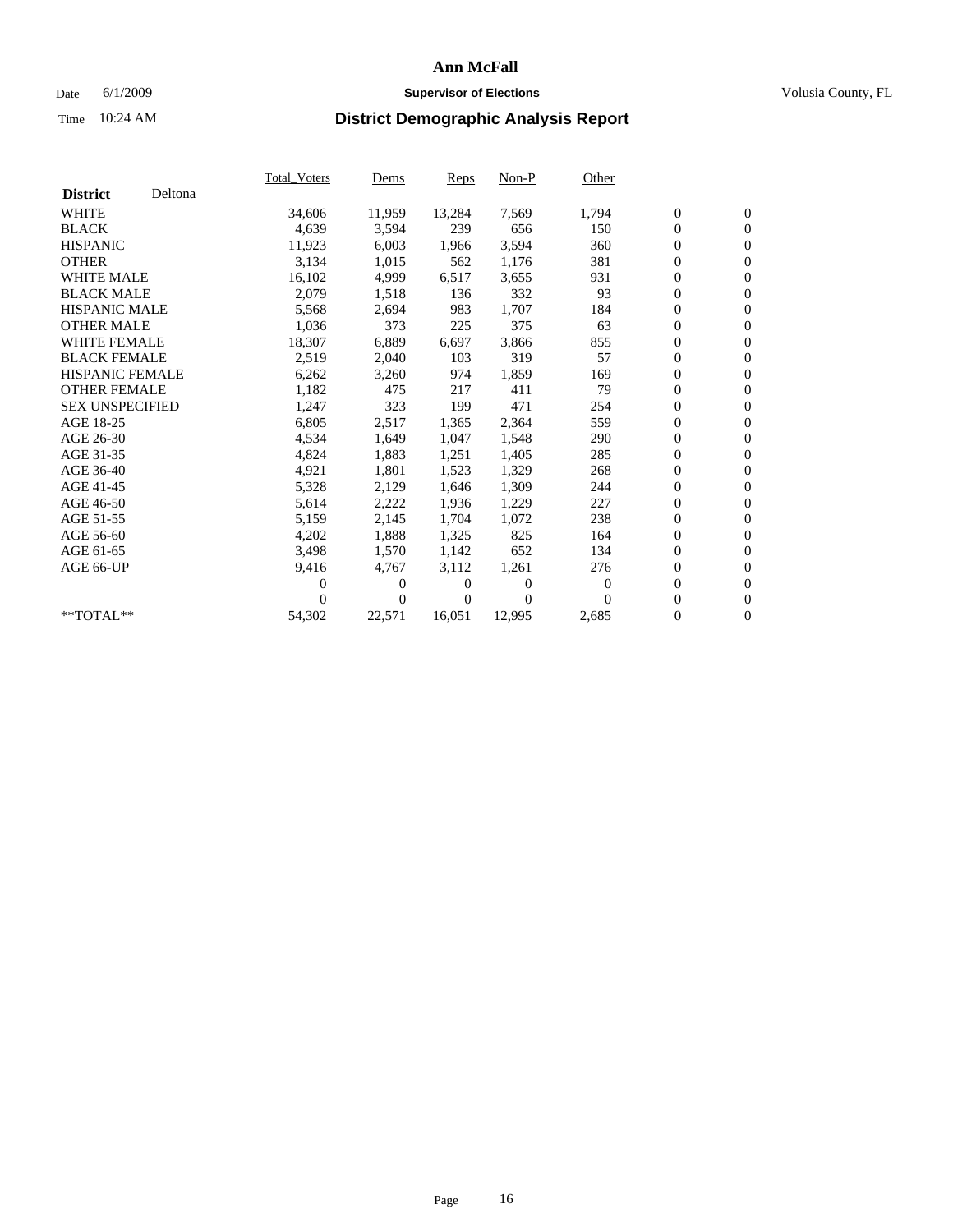# Ann McFall

Date 6/1/2009 **Supervisor of Elections** Volusia County, FL

Time 10:24 AM **District Demographic Analysis Report**

| **District** Deltona | Total_Voters | Dems | Reps | Non-P | Other | | |
|---|---|---|---|---|---|---|---|
| WHITE | 34,606 | 11,959 | 13,284 | 7,569 | 1,794 | 0 | 0 |
| BLACK | 4,639 | 3,594 | 239 | 656 | 150 | 0 | 0 |
| HISPANIC | 11,923 | 6,003 | 1,966 | 3,594 | 360 | 0 | 0 |
| OTHER | 3,134 | 1,015 | 562 | 1,176 | 381 | 0 | 0 |
| WHITE MALE | 16,102 | 4,999 | 6,517 | 3,655 | 931 | 0 | 0 |
| BLACK MALE | 2,079 | 1,518 | 136 | 332 | 93 | 0 | 0 |
| HISPANIC MALE | 5,568 | 2,694 | 983 | 1,707 | 184 | 0 | 0 |
| OTHER MALE | 1,036 | 373 | 225 | 375 | 63 | 0 | 0 |
| WHITE FEMALE | 18,307 | 6,889 | 6,697 | 3,866 | 855 | 0 | 0 |
| BLACK FEMALE | 2,519 | 2,040 | 103 | 319 | 57 | 0 | 0 |
| HISPANIC FEMALE | 6,262 | 3,260 | 974 | 1,859 | 169 | 0 | 0 |
| OTHER FEMALE | 1,182 | 475 | 217 | 411 | 79 | 0 | 0 |
| SEX UNSPECIFIED | 1,247 | 323 | 199 | 471 | 254 | 0 | 0 |
| AGE 18-25 | 6,805 | 2,517 | 1,365 | 2,364 | 559 | 0 | 0 |
| AGE 26-30 | 4,534 | 1,649 | 1,047 | 1,548 | 290 | 0 | 0 |
| AGE 31-35 | 4,824 | 1,883 | 1,251 | 1,405 | 285 | 0 | 0 |
| AGE 36-40 | 4,921 | 1,801 | 1,523 | 1,329 | 268 | 0 | 0 |
| AGE 41-45 | 5,328 | 2,129 | 1,646 | 1,309 | 244 | 0 | 0 |
| AGE 46-50 | 5,614 | 2,222 | 1,936 | 1,229 | 227 | 0 | 0 |
| AGE 51-55 | 5,159 | 2,145 | 1,704 | 1,072 | 238 | 0 | 0 |
| AGE 56-60 | 4,202 | 1,888 | 1,325 | 825 | 164 | 0 | 0 |
| AGE 61-65 | 3,498 | 1,570 | 1,142 | 652 | 134 | 0 | 0 |
| AGE 66-UP | 9,416 | 4,767 | 3,112 | 1,261 | 276 | 0 | 0 |
| | 0 | 0 | 0 | 0 | 0 | 0 | 0 |
| | 0 | 0 | 0 | 0 | 0 | 0 | 0 |
| **TOTAL** | 54,302 | 22,571 | 16,051 | 12,995 | 2,685 | 0 | 0 |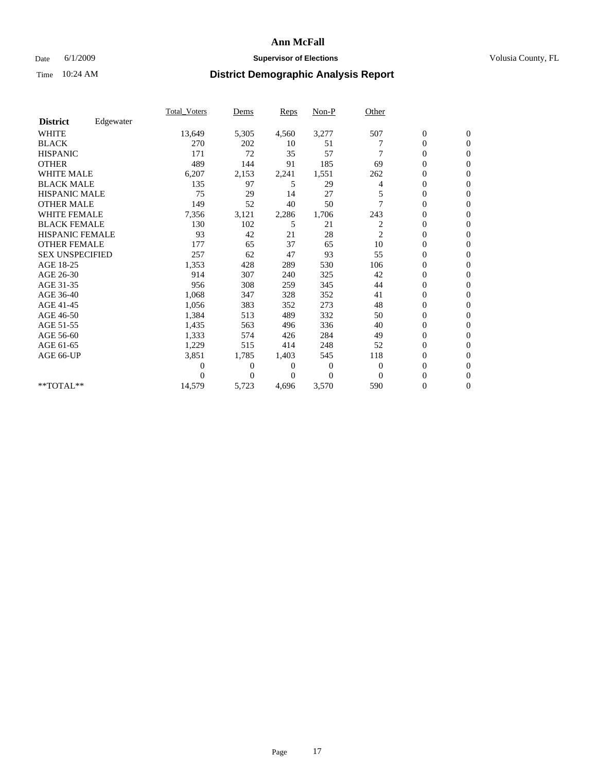# Ann McFall

Date 6/1/2009 **Supervisor of Elections** Volusia County, FL

Time 10:24 AM **District Demographic Analysis Report**

| | Total_Voters | Dems | Reps | Non-P | Other | | |
|---|---|---|---|---|---|---|---|
| **District** Edgewater | | | | | | | |
| WHITE | 13,649 | 5,305 | 4,560 | 3,277 | 507 | 0 | 0 |
| BLACK | 270 | 202 | 10 | 51 | 7 | 0 | 0 |
| HISPANIC | 171 | 72 | 35 | 57 | 7 | 0 | 0 |
| OTHER | 489 | 144 | 91 | 185 | 69 | 0 | 0 |
| WHITE MALE | 6,207 | 2,153 | 2,241 | 1,551 | 262 | 0 | 0 |
| BLACK MALE | 135 | 97 | 5 | 29 | 4 | 0 | 0 |
| HISPANIC MALE | 75 | 29 | 14 | 27 | 5 | 0 | 0 |
| OTHER MALE | 149 | 52 | 40 | 50 | 7 | 0 | 0 |
| WHITE FEMALE | 7,356 | 3,121 | 2,286 | 1,706 | 243 | 0 | 0 |
| BLACK FEMALE | 130 | 102 | 5 | 21 | 2 | 0 | 0 |
| HISPANIC FEMALE | 93 | 42 | 21 | 28 | 2 | 0 | 0 |
| OTHER FEMALE | 177 | 65 | 37 | 65 | 10 | 0 | 0 |
| SEX UNSPECIFIED | 257 | 62 | 47 | 93 | 55 | 0 | 0 |
| AGE 18-25 | 1,353 | 428 | 289 | 530 | 106 | 0 | 0 |
| AGE 26-30 | 914 | 307 | 240 | 325 | 42 | 0 | 0 |
| AGE 31-35 | 956 | 308 | 259 | 345 | 44 | 0 | 0 |
| AGE 36-40 | 1,068 | 347 | 328 | 352 | 41 | 0 | 0 |
| AGE 41-45 | 1,056 | 383 | 352 | 273 | 48 | 0 | 0 |
| AGE 46-50 | 1,384 | 513 | 489 | 332 | 50 | 0 | 0 |
| AGE 51-55 | 1,435 | 563 | 496 | 336 | 40 | 0 | 0 |
| AGE 56-60 | 1,333 | 574 | 426 | 284 | 49 | 0 | 0 |
| AGE 61-65 | 1,229 | 515 | 414 | 248 | 52 | 0 | 0 |
| AGE 66-UP | 3,851 | 1,785 | 1,403 | 545 | 118 | 0 | 0 |
| | 0 | 0 | 0 | 0 | 0 | 0 | 0 |
| | 0 | 0 | 0 | 0 | 0 | 0 | 0 |
| **TOTAL** | 14,579 | 5,723 | 4,696 | 3,570 | 590 | 0 | 0 |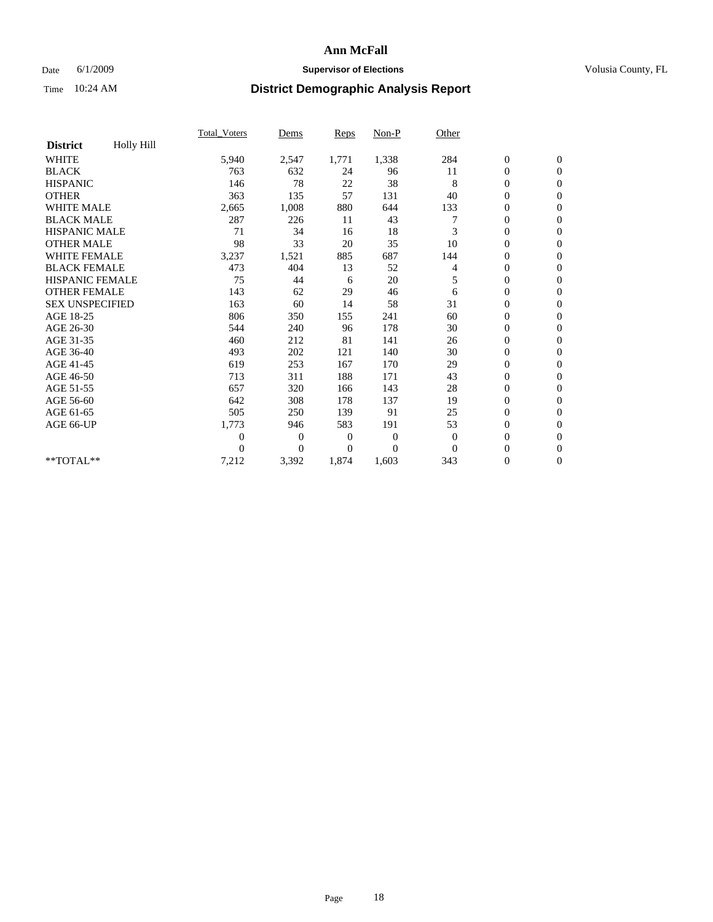# Ann McFall

Date 6/1/2009 **Supervisor of Elections** Volusia County, FL

Time 10:24 AM **District Demographic Analysis Report**

| District | Holly Hill | Total_Voters | Dems | Reps | Non-P | Other | | |
|---|---|---|---|---|---|---|---|---|
| WHITE | | 5,940 | 2,547 | 1,771 | 1,338 | 284 | 0 | 0 |
| BLACK | | 763 | 632 | 24 | 96 | 11 | 0 | 0 |
| HISPANIC | | 146 | 78 | 22 | 38 | 8 | 0 | 0 |
| OTHER | | 363 | 135 | 57 | 131 | 40 | 0 | 0 |
| WHITE MALE | | 2,665 | 1,008 | 880 | 644 | 133 | 0 | 0 |
| BLACK MALE | | 287 | 226 | 11 | 43 | 7 | 0 | 0 |
| HISPANIC MALE | | 71 | 34 | 16 | 18 | 3 | 0 | 0 |
| OTHER MALE | | 98 | 33 | 20 | 35 | 10 | 0 | 0 |
| WHITE FEMALE | | 3,237 | 1,521 | 885 | 687 | 144 | 0 | 0 |
| BLACK FEMALE | | 473 | 404 | 13 | 52 | 4 | 0 | 0 |
| HISPANIC FEMALE | | 75 | 44 | 6 | 20 | 5 | 0 | 0 |
| OTHER FEMALE | | 143 | 62 | 29 | 46 | 6 | 0 | 0 |
| SEX UNSPECIFIED | | 163 | 60 | 14 | 58 | 31 | 0 | 0 |
| AGE 18-25 | | 806 | 350 | 155 | 241 | 60 | 0 | 0 |
| AGE 26-30 | | 544 | 240 | 96 | 178 | 30 | 0 | 0 |
| AGE 31-35 | | 460 | 212 | 81 | 141 | 26 | 0 | 0 |
| AGE 36-40 | | 493 | 202 | 121 | 140 | 30 | 0 | 0 |
| AGE 41-45 | | 619 | 253 | 167 | 170 | 29 | 0 | 0 |
| AGE 46-50 | | 713 | 311 | 188 | 171 | 43 | 0 | 0 |
| AGE 51-55 | | 657 | 320 | 166 | 143 | 28 | 0 | 0 |
| AGE 56-60 | | 642 | 308 | 178 | 137 | 19 | 0 | 0 |
| AGE 61-65 | | 505 | 250 | 139 | 91 | 25 | 0 | 0 |
| AGE 66-UP | | 1,773 | 946 | 583 | 191 | 53 | 0 | 0 |
| | | 0 | 0 | 0 | 0 | 0 | 0 | 0 |
| | | 0 | 0 | 0 | 0 | 0 | 0 | 0 |
| **TOTAL** | | 7,212 | 3,392 | 1,874 | 1,603 | 343 | 0 | 0 |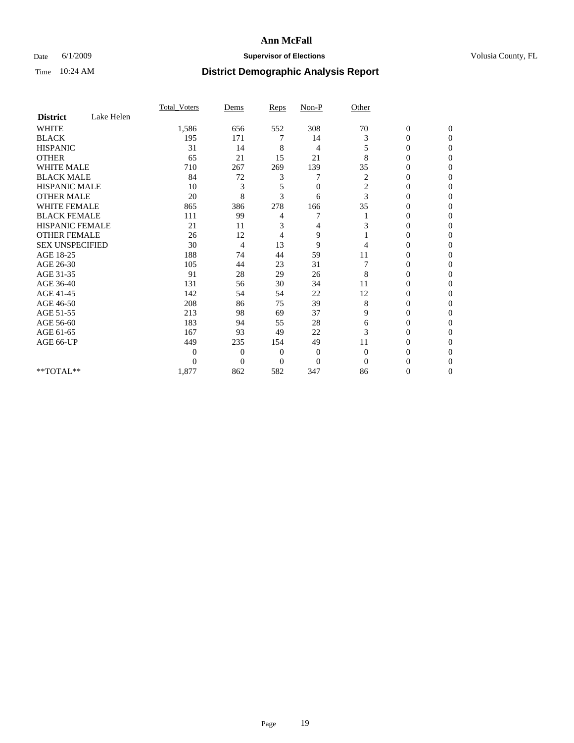**Ann McFall**

Date 6/1/2009 **Supervisor of Elections** Volusia County, FL

Time 10:24 AM **District Demographic Analysis Report**

| | Total_Voters | Dems | Reps | Non-P | Other | | |
|---|---|---|---|---|---|---|---|
| **District** Lake Helen | | | | | | | |
| WHITE | 1,586 | 656 | 552 | 308 | 70 | 0 | 0 |
| BLACK | 195 | 171 | 7 | 14 | 3 | 0 | 0 |
| HISPANIC | 31 | 14 | 8 | 4 | 5 | 0 | 0 |
| OTHER | 65 | 21 | 15 | 21 | 8 | 0 | 0 |
| WHITE MALE | 710 | 267 | 269 | 139 | 35 | 0 | 0 |
| BLACK MALE | 84 | 72 | 3 | 7 | 2 | 0 | 0 |
| HISPANIC MALE | 10 | 3 | 5 | 0 | 2 | 0 | 0 |
| OTHER MALE | 20 | 8 | 3 | 6 | 3 | 0 | 0 |
| WHITE FEMALE | 865 | 386 | 278 | 166 | 35 | 0 | 0 |
| BLACK FEMALE | 111 | 99 | 4 | 7 | 1 | 0 | 0 |
| HISPANIC FEMALE | 21 | 11 | 3 | 4 | 3 | 0 | 0 |
| OTHER FEMALE | 26 | 12 | 4 | 9 | 1 | 0 | 0 |
| SEX UNSPECIFIED | 30 | 4 | 13 | 9 | 4 | 0 | 0 |
| AGE 18-25 | 188 | 74 | 44 | 59 | 11 | 0 | 0 |
| AGE 26-30 | 105 | 44 | 23 | 31 | 7 | 0 | 0 |
| AGE 31-35 | 91 | 28 | 29 | 26 | 8 | 0 | 0 |
| AGE 36-40 | 131 | 56 | 30 | 34 | 11 | 0 | 0 |
| AGE 41-45 | 142 | 54 | 54 | 22 | 12 | 0 | 0 |
| AGE 46-50 | 208 | 86 | 75 | 39 | 8 | 0 | 0 |
| AGE 51-55 | 213 | 98 | 69 | 37 | 9 | 0 | 0 |
| AGE 56-60 | 183 | 94 | 55 | 28 | 6 | 0 | 0 |
| AGE 61-65 | 167 | 93 | 49 | 22 | 3 | 0 | 0 |
| AGE 66-UP | 449 | 235 | 154 | 49 | 11 | 0 | 0 |
| | 0 | 0 | 0 | 0 | 0 | 0 | 0 |
| | 0 | 0 | 0 | 0 | 0 | 0 | 0 |
| **TOTAL** | 1,877 | 862 | 582 | 347 | 86 | 0 | 0 |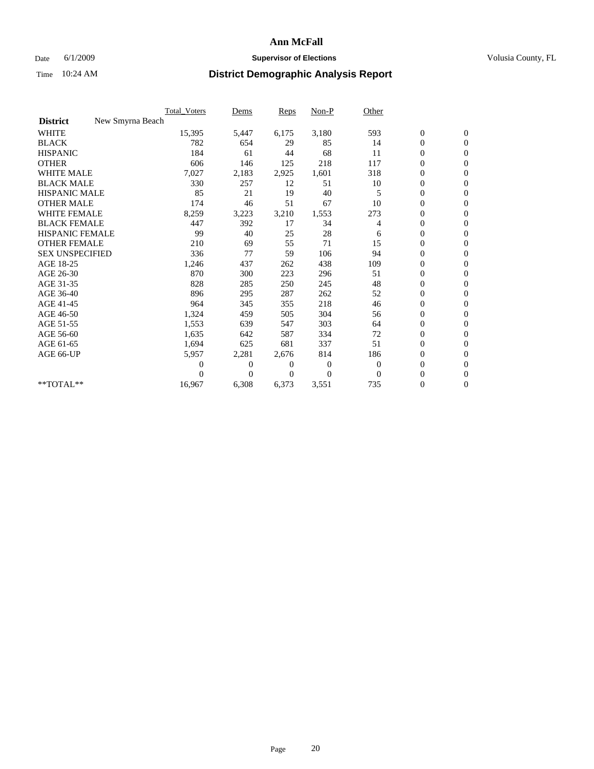# Ann McFall

Date 6/1/2009 **Supervisor of Elections** Volusia County, FL

Time 10:24 AM **District Demographic Analysis Report**

| | Total_Voters | Dems | Reps | Non-P | Other | | |
|---|---|---|---|---|---|---|---|
| **District** New Smyrna Beach | | | | | | | |
| WHITE | 15,395 | 5,447 | 6,175 | 3,180 | 593 | 0 | 0 |
| BLACK | 782 | 654 | 29 | 85 | 14 | 0 | 0 |
| HISPANIC | 184 | 61 | 44 | 68 | 11 | 0 | 0 |
| OTHER | 606 | 146 | 125 | 218 | 117 | 0 | 0 |
| WHITE MALE | 7,027 | 2,183 | 2,925 | 1,601 | 318 | 0 | 0 |
| BLACK MALE | 330 | 257 | 12 | 51 | 10 | 0 | 0 |
| HISPANIC MALE | 85 | 21 | 19 | 40 | 5 | 0 | 0 |
| OTHER MALE | 174 | 46 | 51 | 67 | 10 | 0 | 0 |
| WHITE FEMALE | 8,259 | 3,223 | 3,210 | 1,553 | 273 | 0 | 0 |
| BLACK FEMALE | 447 | 392 | 17 | 34 | 4 | 0 | 0 |
| HISPANIC FEMALE | 99 | 40 | 25 | 28 | 6 | 0 | 0 |
| OTHER FEMALE | 210 | 69 | 55 | 71 | 15 | 0 | 0 |
| SEX UNSPECIFIED | 336 | 77 | 59 | 106 | 94 | 0 | 0 |
| AGE 18-25 | 1,246 | 437 | 262 | 438 | 109 | 0 | 0 |
| AGE 26-30 | 870 | 300 | 223 | 296 | 51 | 0 | 0 |
| AGE 31-35 | 828 | 285 | 250 | 245 | 48 | 0 | 0 |
| AGE 36-40 | 896 | 295 | 287 | 262 | 52 | 0 | 0 |
| AGE 41-45 | 964 | 345 | 355 | 218 | 46 | 0 | 0 |
| AGE 46-50 | 1,324 | 459 | 505 | 304 | 56 | 0 | 0 |
| AGE 51-55 | 1,553 | 639 | 547 | 303 | 64 | 0 | 0 |
| AGE 56-60 | 1,635 | 642 | 587 | 334 | 72 | 0 | 0 |
| AGE 61-65 | 1,694 | 625 | 681 | 337 | 51 | 0 | 0 |
| AGE 66-UP | 5,957 | 2,281 | 2,676 | 814 | 186 | 0 | 0 |
| | 0 | 0 | 0 | 0 | 0 | 0 | 0 |
| | 0 | 0 | 0 | 0 | 0 | 0 | 0 |
| **TOTAL** | 16,967 | 6,308 | 6,373 | 3,551 | 735 | 0 | 0 |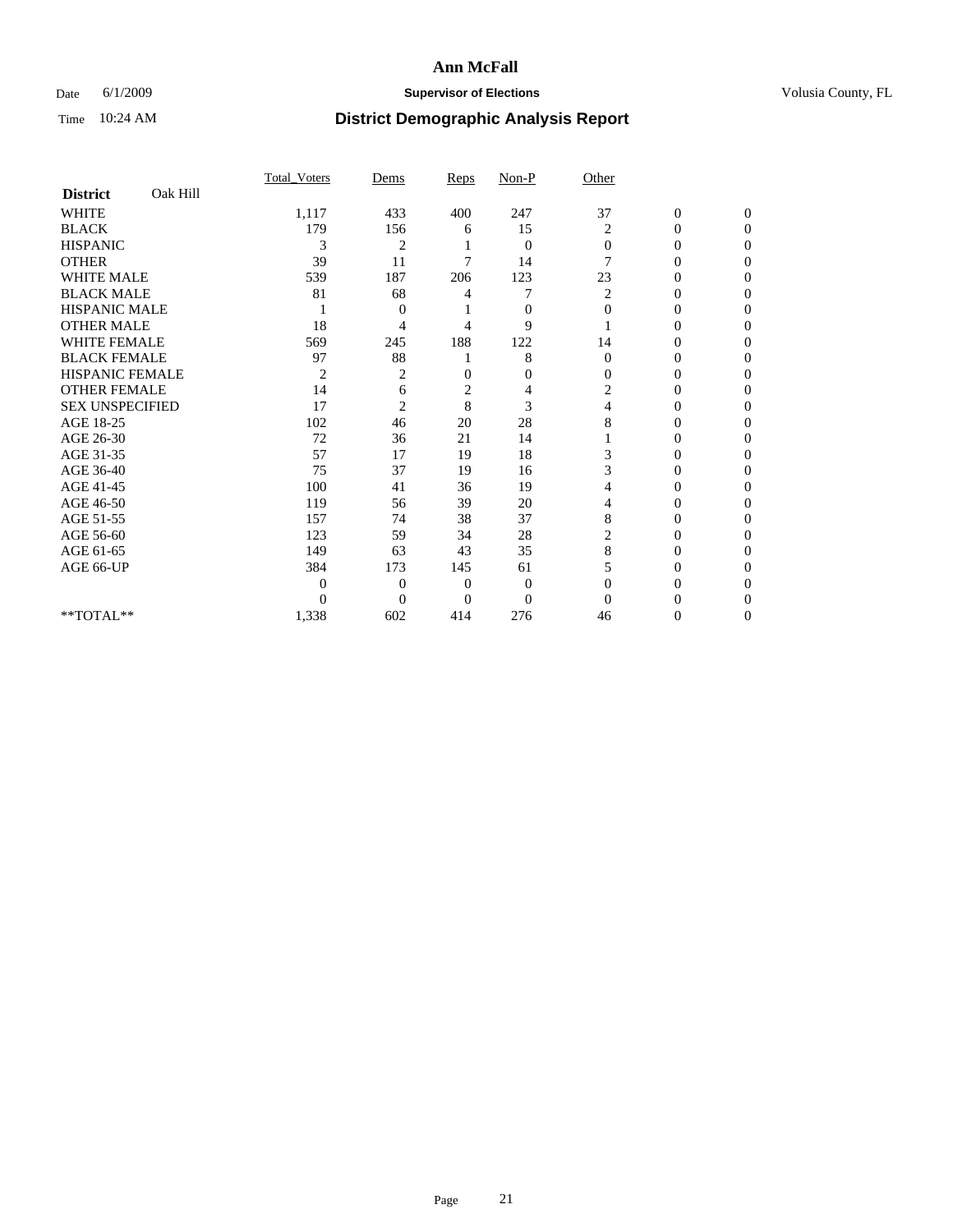# Ann McFall

Date 6/1/2009 **Supervisor of Elections** Volusia County, FL

Time 10:24 AM **District Demographic Analysis Report**

| **District** Oak Hill | Total_Voters | Dems | Reps | Non-P | Other | | |
|---|---|---|---|---|---|---|---|
| WHITE | 1,117 | 433 | 400 | 247 | 37 | 0 | 0 |
| BLACK | 179 | 156 | 6 | 15 | 2 | 0 | 0 |
| HISPANIC | 3 | 2 | 1 | 0 | 0 | 0 | 0 |
| OTHER | 39 | 11 | 7 | 14 | 7 | 0 | 0 |
| WHITE MALE | 539 | 187 | 206 | 123 | 23 | 0 | 0 |
| BLACK MALE | 81 | 68 | 4 | 7 | 2 | 0 | 0 |
| HISPANIC MALE | 1 | 0 | 1 | 0 | 0 | 0 | 0 |
| OTHER MALE | 18 | 4 | 4 | 9 | 1 | 0 | 0 |
| WHITE FEMALE | 569 | 245 | 188 | 122 | 14 | 0 | 0 |
| BLACK FEMALE | 97 | 88 | 1 | 8 | 0 | 0 | 0 |
| HISPANIC FEMALE | 2 | 2 | 0 | 0 | 0 | 0 | 0 |
| OTHER FEMALE | 14 | 6 | 2 | 4 | 2 | 0 | 0 |
| SEX UNSPECIFIED | 17 | 2 | 8 | 3 | 4 | 0 | 0 |
| AGE 18-25 | 102 | 46 | 20 | 28 | 8 | 0 | 0 |
| AGE 26-30 | 72 | 36 | 21 | 14 | 1 | 0 | 0 |
| AGE 31-35 | 57 | 17 | 19 | 18 | 3 | 0 | 0 |
| AGE 36-40 | 75 | 37 | 19 | 16 | 3 | 0 | 0 |
| AGE 41-45 | 100 | 41 | 36 | 19 | 4 | 0 | 0 |
| AGE 46-50 | 119 | 56 | 39 | 20 | 4 | 0 | 0 |
| AGE 51-55 | 157 | 74 | 38 | 37 | 8 | 0 | 0 |
| AGE 56-60 | 123 | 59 | 34 | 28 | 2 | 0 | 0 |
| AGE 61-65 | 149 | 63 | 43 | 35 | 8 | 0 | 0 |
| AGE 66-UP | 384 | 173 | 145 | 61 | 5 | 0 | 0 |
| | 0 | 0 | 0 | 0 | 0 | 0 | 0 |
| | 0 | 0 | 0 | 0 | 0 | 0 | 0 |
| **TOTAL** | 1,338 | 602 | 414 | 276 | 46 | 0 | 0 |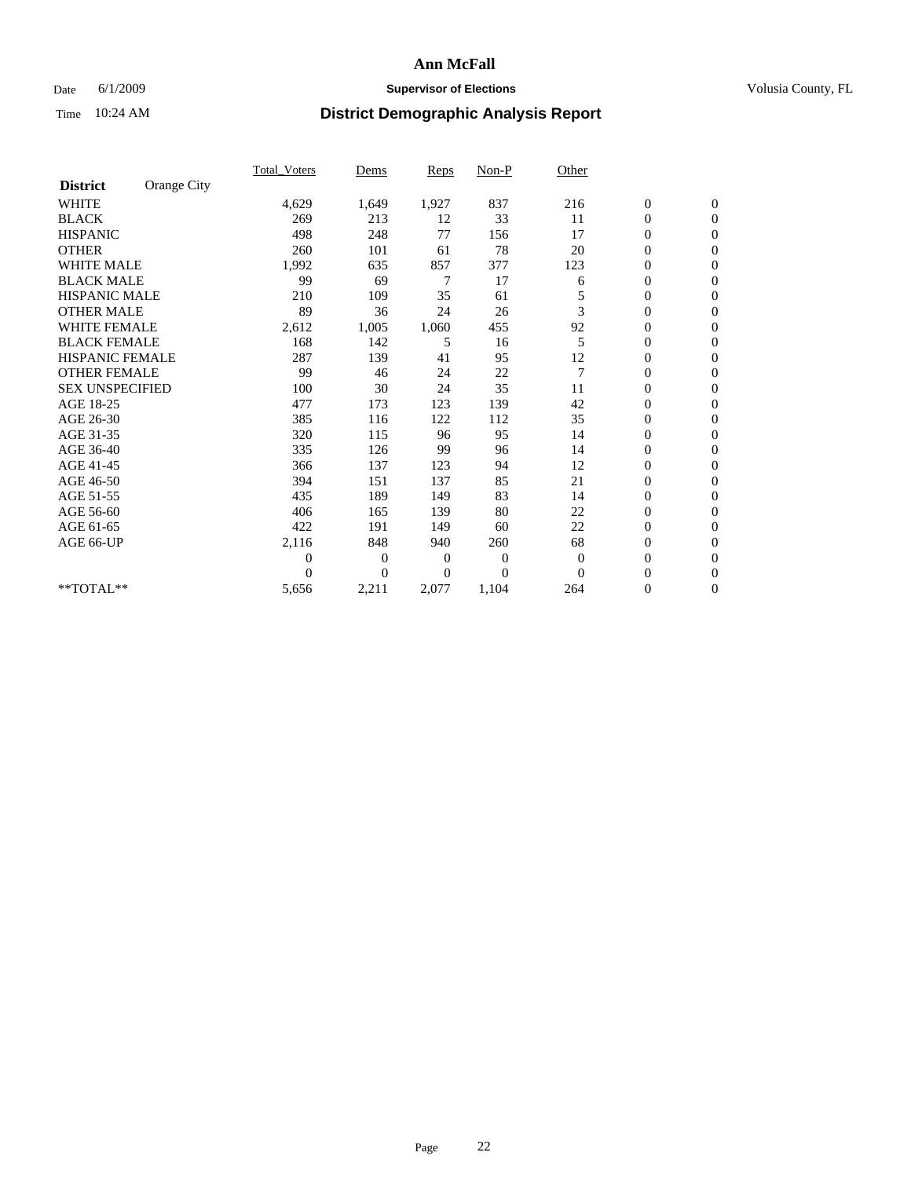# Ann McFall

Date 6/1/2009 **Supervisor of Elections** Volusia County, FL

Time 10:24 AM **District Demographic Analysis Report**

| **District** Orange City | Total_Voters | Dems | Reps | Non-P | Other | | |
|---|---|---|---|---|---|---|---|
| WHITE | 4,629 | 1,649 | 1,927 | 837 | 216 | 0 | 0 |
| BLACK | 269 | 213 | 12 | 33 | 11 | 0 | 0 |
| HISPANIC | 498 | 248 | 77 | 156 | 17 | 0 | 0 |
| OTHER | 260 | 101 | 61 | 78 | 20 | 0 | 0 |
| WHITE MALE | 1,992 | 635 | 857 | 377 | 123 | 0 | 0 |
| BLACK MALE | 99 | 69 | 7 | 17 | 6 | 0 | 0 |
| HISPANIC MALE | 210 | 109 | 35 | 61 | 5 | 0 | 0 |
| OTHER MALE | 89 | 36 | 24 | 26 | 3 | 0 | 0 |
| WHITE FEMALE | 2,612 | 1,005 | 1,060 | 455 | 92 | 0 | 0 |
| BLACK FEMALE | 168 | 142 | 5 | 16 | 5 | 0 | 0 |
| HISPANIC FEMALE | 287 | 139 | 41 | 95 | 12 | 0 | 0 |
| OTHER FEMALE | 99 | 46 | 24 | 22 | 7 | 0 | 0 |
| SEX UNSPECIFIED | 100 | 30 | 24 | 35 | 11 | 0 | 0 |
| AGE 18-25 | 477 | 173 | 123 | 139 | 42 | 0 | 0 |
| AGE 26-30 | 385 | 116 | 122 | 112 | 35 | 0 | 0 |
| AGE 31-35 | 320 | 115 | 96 | 95 | 14 | 0 | 0 |
| AGE 36-40 | 335 | 126 | 99 | 96 | 14 | 0 | 0 |
| AGE 41-45 | 366 | 137 | 123 | 94 | 12 | 0 | 0 |
| AGE 46-50 | 394 | 151 | 137 | 85 | 21 | 0 | 0 |
| AGE 51-55 | 435 | 189 | 149 | 83 | 14 | 0 | 0 |
| AGE 56-60 | 406 | 165 | 139 | 80 | 22 | 0 | 0 |
| AGE 61-65 | 422 | 191 | 149 | 60 | 22 | 0 | 0 |
| AGE 66-UP | 2,116 | 848 | 940 | 260 | 68 | 0 | 0 |
| | 0 | 0 | 0 | 0 | 0 | 0 | 0 |
| | 0 | 0 | 0 | 0 | 0 | 0 | 0 |
| **TOTAL** | 5,656 | 2,211 | 2,077 | 1,104 | 264 | 0 | 0 |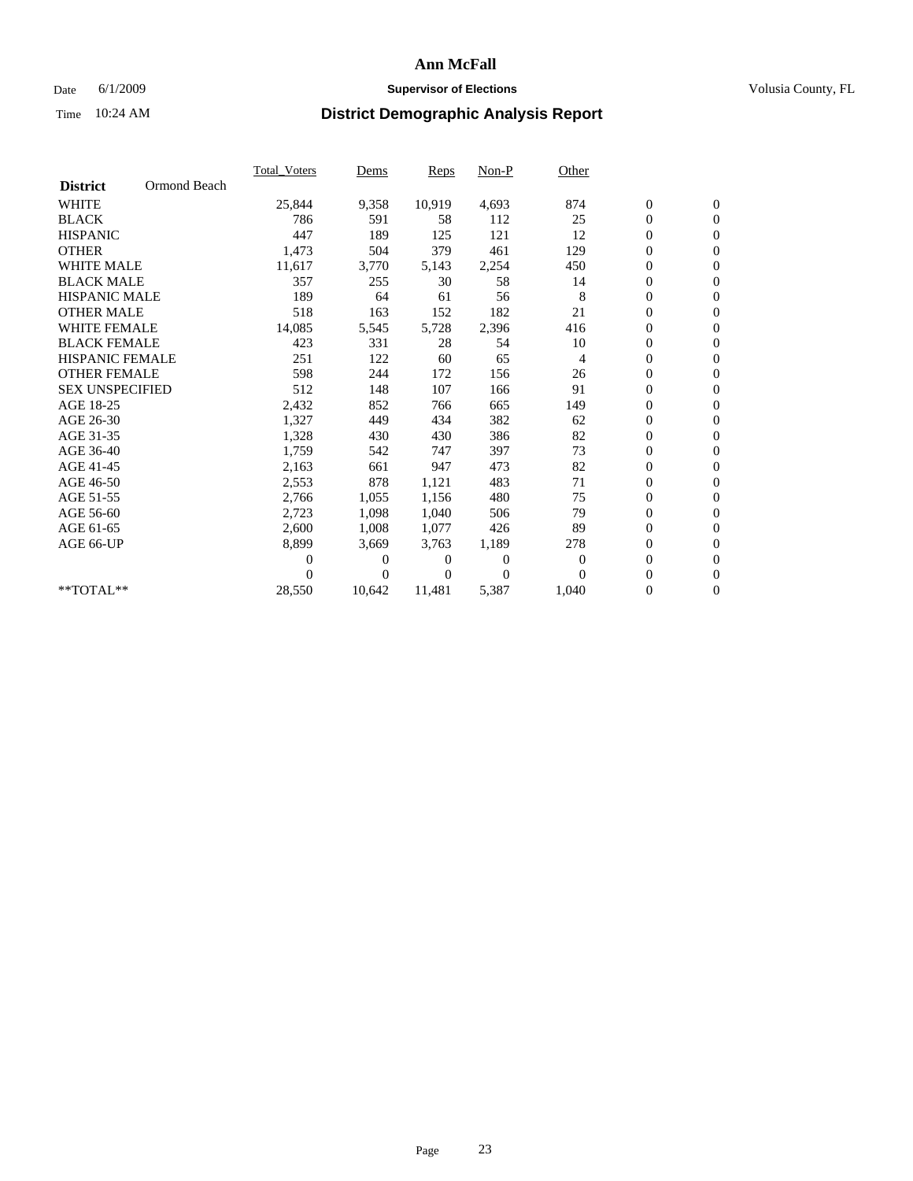# Ann McFall

Date 6/1/2009 **Supervisor of Elections** Volusia County, FL

Time 10:24 AM **District Demographic Analysis Report**

| District | Ormond Beach | Total_Voters | Dems | Reps | Non-P | Other | | |
|---|---|---|---|---|---|---|---|---|
| WHITE | | 25,844 | 9,358 | 10,919 | 4,693 | 874 | 0 | 0 |
| BLACK | | 786 | 591 | 58 | 112 | 25 | 0 | 0 |
| HISPANIC | | 447 | 189 | 125 | 121 | 12 | 0 | 0 |
| OTHER | | 1,473 | 504 | 379 | 461 | 129 | 0 | 0 |
| WHITE MALE | | 11,617 | 3,770 | 5,143 | 2,254 | 450 | 0 | 0 |
| BLACK MALE | | 357 | 255 | 30 | 58 | 14 | 0 | 0 |
| HISPANIC MALE | | 189 | 64 | 61 | 56 | 8 | 0 | 0 |
| OTHER MALE | | 518 | 163 | 152 | 182 | 21 | 0 | 0 |
| WHITE FEMALE | | 14,085 | 5,545 | 5,728 | 2,396 | 416 | 0 | 0 |
| BLACK FEMALE | | 423 | 331 | 28 | 54 | 10 | 0 | 0 |
| HISPANIC FEMALE | | 251 | 122 | 60 | 65 | 4 | 0 | 0 |
| OTHER FEMALE | | 598 | 244 | 172 | 156 | 26 | 0 | 0 |
| SEX UNSPECIFIED | | 512 | 148 | 107 | 166 | 91 | 0 | 0 |
| AGE 18-25 | | 2,432 | 852 | 766 | 665 | 149 | 0 | 0 |
| AGE 26-30 | | 1,327 | 449 | 434 | 382 | 62 | 0 | 0 |
| AGE 31-35 | | 1,328 | 430 | 430 | 386 | 82 | 0 | 0 |
| AGE 36-40 | | 1,759 | 542 | 747 | 397 | 73 | 0 | 0 |
| AGE 41-45 | | 2,163 | 661 | 947 | 473 | 82 | 0 | 0 |
| AGE 46-50 | | 2,553 | 878 | 1,121 | 483 | 71 | 0 | 0 |
| AGE 51-55 | | 2,766 | 1,055 | 1,156 | 480 | 75 | 0 | 0 |
| AGE 56-60 | | 2,723 | 1,098 | 1,040 | 506 | 79 | 0 | 0 |
| AGE 61-65 | | 2,600 | 1,008 | 1,077 | 426 | 89 | 0 | 0 |
| AGE 66-UP | | 8,899 | 3,669 | 3,763 | 1,189 | 278 | 0 | 0 |
| | | 0 | 0 | 0 | 0 | 0 | 0 | 0 |
| | | 0 | 0 | 0 | 0 | 0 | 0 | 0 |
| **TOTAL** | | 28,550 | 10,642 | 11,481 | 5,387 | 1,040 | 0 | 0 |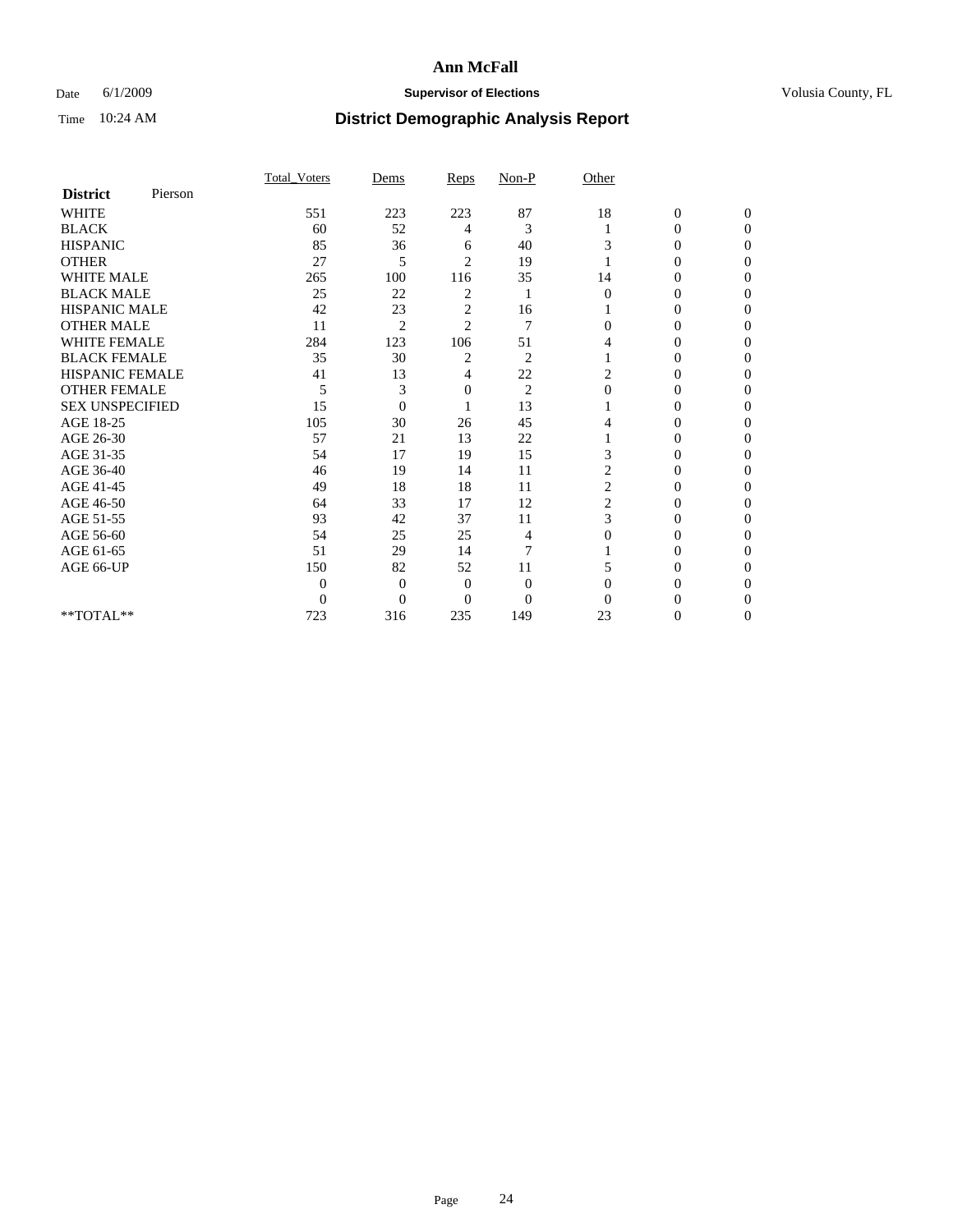# Ann McFall

Date 6/1/2009 **Supervisor of Elections** Volusia County, FL

Time 10:24 AM **District Demographic Analysis Report**

| **District** Pierson | Total_Voters | Dems | Reps | Non-P | Other | | |
|---|---|---|---|---|---|---|---|
| WHITE | 551 | 223 | 223 | 87 | 18 | 0 | 0 |
| BLACK | 60 | 52 | 4 | 3 | 1 | 0 | 0 |
| HISPANIC | 85 | 36 | 6 | 40 | 3 | 0 | 0 |
| OTHER | 27 | 5 | 2 | 19 | 1 | 0 | 0 |
| WHITE MALE | 265 | 100 | 116 | 35 | 14 | 0 | 0 |
| BLACK MALE | 25 | 22 | 2 | 1 | 0 | 0 | 0 |
| HISPANIC MALE | 42 | 23 | 2 | 16 | 1 | 0 | 0 |
| OTHER MALE | 11 | 2 | 2 | 7 | 0 | 0 | 0 |
| WHITE FEMALE | 284 | 123 | 106 | 51 | 4 | 0 | 0 |
| BLACK FEMALE | 35 | 30 | 2 | 2 | 1 | 0 | 0 |
| HISPANIC FEMALE | 41 | 13 | 4 | 22 | 2 | 0 | 0 |
| OTHER FEMALE | 5 | 3 | 0 | 2 | 0 | 0 | 0 |
| SEX UNSPECIFIED | 15 | 0 | 1 | 13 | 1 | 0 | 0 |
| AGE 18-25 | 105 | 30 | 26 | 45 | 4 | 0 | 0 |
| AGE 26-30 | 57 | 21 | 13 | 22 | 1 | 0 | 0 |
| AGE 31-35 | 54 | 17 | 19 | 15 | 3 | 0 | 0 |
| AGE 36-40 | 46 | 19 | 14 | 11 | 2 | 0 | 0 |
| AGE 41-45 | 49 | 18 | 18 | 11 | 2 | 0 | 0 |
| AGE 46-50 | 64 | 33 | 17 | 12 | 2 | 0 | 0 |
| AGE 51-55 | 93 | 42 | 37 | 11 | 3 | 0 | 0 |
| AGE 56-60 | 54 | 25 | 25 | 4 | 0 | 0 | 0 |
| AGE 61-65 | 51 | 29 | 14 | 7 | 1 | 0 | 0 |
| AGE 66-UP | 150 | 82 | 52 | 11 | 5 | 0 | 0 |
| | 0 | 0 | 0 | 0 | 0 | 0 | 0 |
| | 0 | 0 | 0 | 0 | 0 | 0 | 0 |
| **TOTAL** | 723 | 316 | 235 | 149 | 23 | 0 | 0 |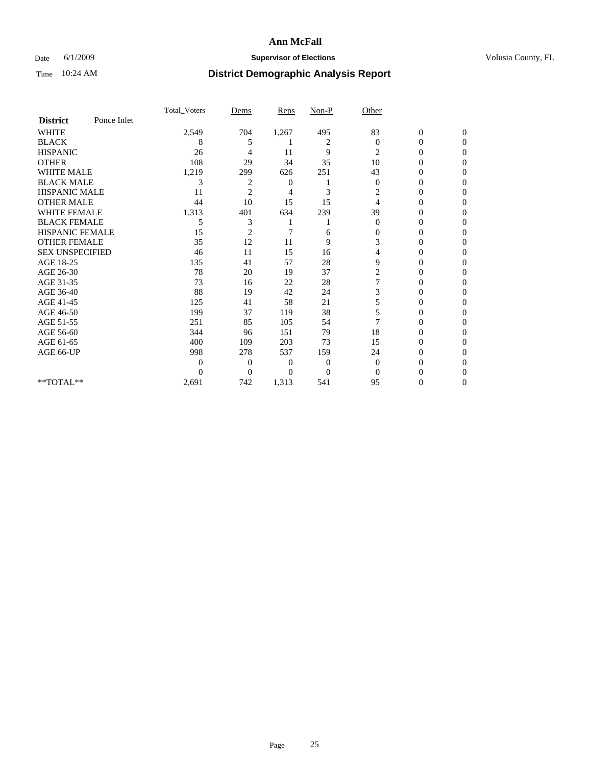# Ann McFall

Date 6/1/2009 **Supervisor of Elections** Volusia County, FL

Time 10:24 AM **District Demographic Analysis Report**

| **District** Ponce Inlet | Total_Voters | Dems | Reps | Non-P | Other | | |
|---|---|---|---|---|---|---|---|
| WHITE | 2,549 | 704 | 1,267 | 495 | 83 | 0 | 0 |
| BLACK | 8 | 5 | 1 | 2 | 0 | 0 | 0 |
| HISPANIC | 26 | 4 | 11 | 9 | 2 | 0 | 0 |
| OTHER | 108 | 29 | 34 | 35 | 10 | 0 | 0 |
| WHITE MALE | 1,219 | 299 | 626 | 251 | 43 | 0 | 0 |
| BLACK MALE | 3 | 2 | 0 | 1 | 0 | 0 | 0 |
| HISPANIC MALE | 11 | 2 | 4 | 3 | 2 | 0 | 0 |
| OTHER MALE | 44 | 10 | 15 | 15 | 4 | 0 | 0 |
| WHITE FEMALE | 1,313 | 401 | 634 | 239 | 39 | 0 | 0 |
| BLACK FEMALE | 5 | 3 | 1 | 1 | 0 | 0 | 0 |
| HISPANIC FEMALE | 15 | 2 | 7 | 6 | 0 | 0 | 0 |
| OTHER FEMALE | 35 | 12 | 11 | 9 | 3 | 0 | 0 |
| SEX UNSPECIFIED | 46 | 11 | 15 | 16 | 4 | 0 | 0 |
| AGE 18-25 | 135 | 41 | 57 | 28 | 9 | 0 | 0 |
| AGE 26-30 | 78 | 20 | 19 | 37 | 2 | 0 | 0 |
| AGE 31-35 | 73 | 16 | 22 | 28 | 7 | 0 | 0 |
| AGE 36-40 | 88 | 19 | 42 | 24 | 3 | 0 | 0 |
| AGE 41-45 | 125 | 41 | 58 | 21 | 5 | 0 | 0 |
| AGE 46-50 | 199 | 37 | 119 | 38 | 5 | 0 | 0 |
| AGE 51-55 | 251 | 85 | 105 | 54 | 7 | 0 | 0 |
| AGE 56-60 | 344 | 96 | 151 | 79 | 18 | 0 | 0 |
| AGE 61-65 | 400 | 109 | 203 | 73 | 15 | 0 | 0 |
| AGE 66-UP | 998 | 278 | 537 | 159 | 24 | 0 | 0 |
| | 0 | 0 | 0 | 0 | 0 | 0 | 0 |
| | 0 | 0 | 0 | 0 | 0 | 0 | 0 |
| **TOTAL** | 2,691 | 742 | 1,313 | 541 | 95 | 0 | 0 |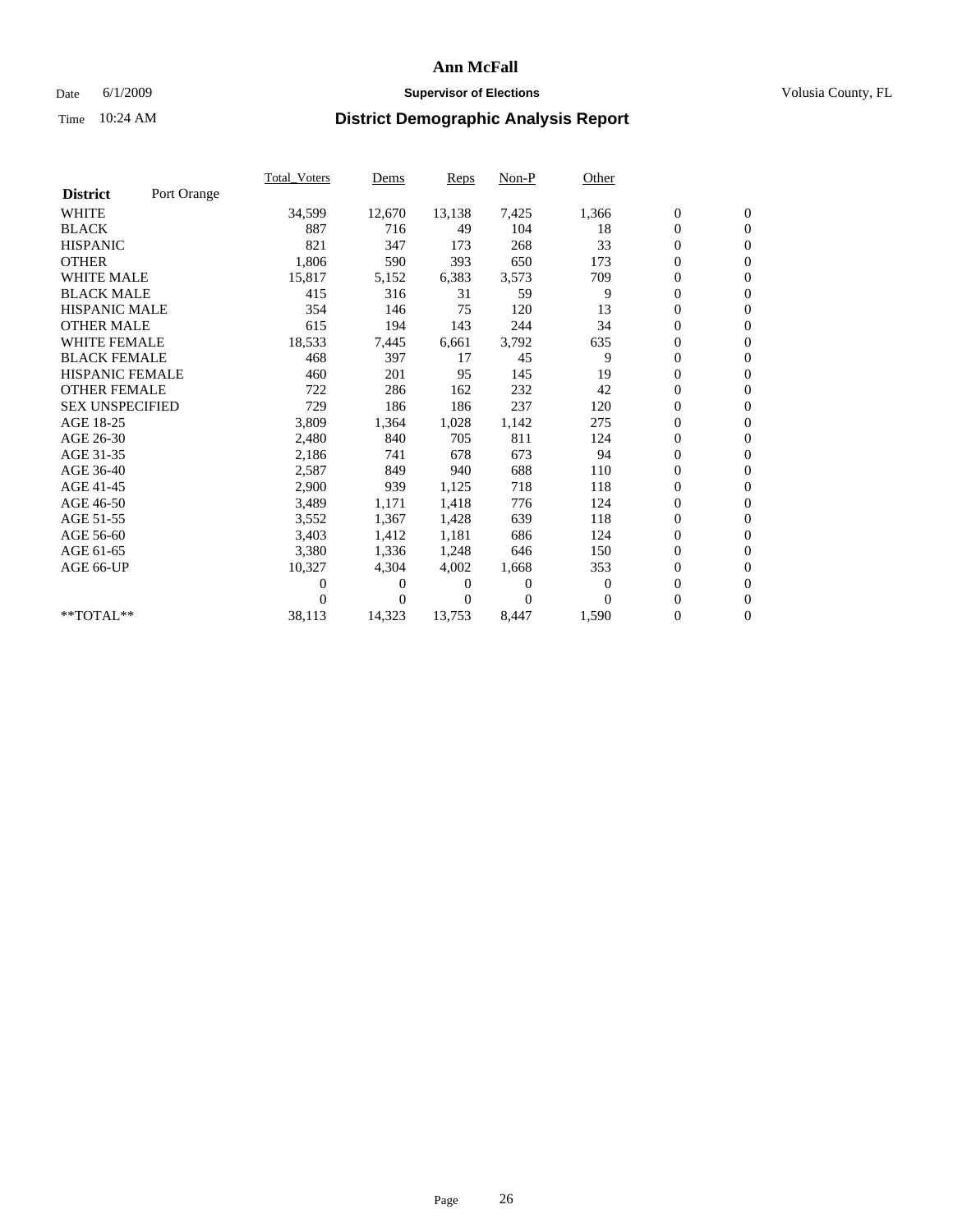# Ann McFall

Date 6/1/2009 **Supervisor of Elections** Volusia County, FL

Time 10:24 AM **District Demographic Analysis Report**

| **District** Port Orange | Total_Voters | Dems | Reps | Non-P | Other | | |
|---|---|---|---|---|---|---|---|
| WHITE | 34,599 | 12,670 | 13,138 | 7,425 | 1,366 | 0 | 0 |
| BLACK | 887 | 716 | 49 | 104 | 18 | 0 | 0 |
| HISPANIC | 821 | 347 | 173 | 268 | 33 | 0 | 0 |
| OTHER | 1,806 | 590 | 393 | 650 | 173 | 0 | 0 |
| WHITE MALE | 15,817 | 5,152 | 6,383 | 3,573 | 709 | 0 | 0 |
| BLACK MALE | 415 | 316 | 31 | 59 | 9 | 0 | 0 |
| HISPANIC MALE | 354 | 146 | 75 | 120 | 13 | 0 | 0 |
| OTHER MALE | 615 | 194 | 143 | 244 | 34 | 0 | 0 |
| WHITE FEMALE | 18,533 | 7,445 | 6,661 | 3,792 | 635 | 0 | 0 |
| BLACK FEMALE | 468 | 397 | 17 | 45 | 9 | 0 | 0 |
| HISPANIC FEMALE | 460 | 201 | 95 | 145 | 19 | 0 | 0 |
| OTHER FEMALE | 722 | 286 | 162 | 232 | 42 | 0 | 0 |
| SEX UNSPECIFIED | 729 | 186 | 186 | 237 | 120 | 0 | 0 |
| AGE 18-25 | 3,809 | 1,364 | 1,028 | 1,142 | 275 | 0 | 0 |
| AGE 26-30 | 2,480 | 840 | 705 | 811 | 124 | 0 | 0 |
| AGE 31-35 | 2,186 | 741 | 678 | 673 | 94 | 0 | 0 |
| AGE 36-40 | 2,587 | 849 | 940 | 688 | 110 | 0 | 0 |
| AGE 41-45 | 2,900 | 939 | 1,125 | 718 | 118 | 0 | 0 |
| AGE 46-50 | 3,489 | 1,171 | 1,418 | 776 | 124 | 0 | 0 |
| AGE 51-55 | 3,552 | 1,367 | 1,428 | 639 | 118 | 0 | 0 |
| AGE 56-60 | 3,403 | 1,412 | 1,181 | 686 | 124 | 0 | 0 |
| AGE 61-65 | 3,380 | 1,336 | 1,248 | 646 | 150 | 0 | 0 |
| AGE 66-UP | 10,327 | 4,304 | 4,002 | 1,668 | 353 | 0 | 0 |
| | 0 | 0 | 0 | 0 | 0 | 0 | 0 |
| | 0 | 0 | 0 | 0 | 0 | 0 | 0 |
| **TOTAL** | 38,113 | 14,323 | 13,753 | 8,447 | 1,590 | 0 | 0 |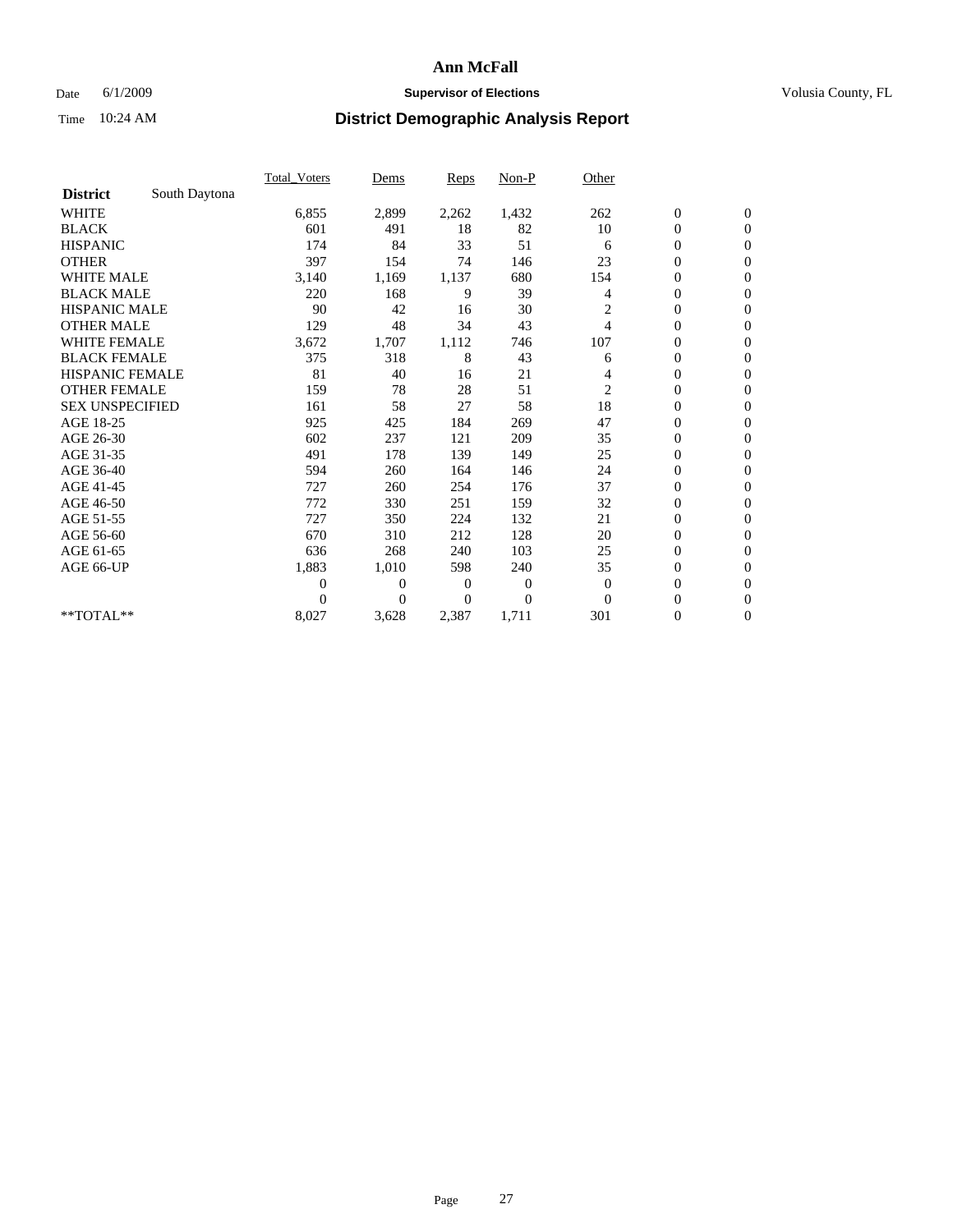# Ann McFall

Date 6/1/2009 **Supervisor of Elections** Volusia County, FL

Time 10:24 AM **District Demographic Analysis Report**

| | Total_Voters | Dems | Reps | Non-P | Other | | |
|---|---|---|---|---|---|---|---|
| **District** South Daytona | | | | | | | |
| WHITE | 6,855 | 2,899 | 2,262 | 1,432 | 262 | 0 | 0 |
| BLACK | 601 | 491 | 18 | 82 | 10 | 0 | 0 |
| HISPANIC | 174 | 84 | 33 | 51 | 6 | 0 | 0 |
| OTHER | 397 | 154 | 74 | 146 | 23 | 0 | 0 |
| WHITE MALE | 3,140 | 1,169 | 1,137 | 680 | 154 | 0 | 0 |
| BLACK MALE | 220 | 168 | 9 | 39 | 4 | 0 | 0 |
| HISPANIC MALE | 90 | 42 | 16 | 30 | 2 | 0 | 0 |
| OTHER MALE | 129 | 48 | 34 | 43 | 4 | 0 | 0 |
| WHITE FEMALE | 3,672 | 1,707 | 1,112 | 746 | 107 | 0 | 0 |
| BLACK FEMALE | 375 | 318 | 8 | 43 | 6 | 0 | 0 |
| HISPANIC FEMALE | 81 | 40 | 16 | 21 | 4 | 0 | 0 |
| OTHER FEMALE | 159 | 78 | 28 | 51 | 2 | 0 | 0 |
| SEX UNSPECIFIED | 161 | 58 | 27 | 58 | 18 | 0 | 0 |
| AGE 18-25 | 925 | 425 | 184 | 269 | 47 | 0 | 0 |
| AGE 26-30 | 602 | 237 | 121 | 209 | 35 | 0 | 0 |
| AGE 31-35 | 491 | 178 | 139 | 149 | 25 | 0 | 0 |
| AGE 36-40 | 594 | 260 | 164 | 146 | 24 | 0 | 0 |
| AGE 41-45 | 727 | 260 | 254 | 176 | 37 | 0 | 0 |
| AGE 46-50 | 772 | 330 | 251 | 159 | 32 | 0 | 0 |
| AGE 51-55 | 727 | 350 | 224 | 132 | 21 | 0 | 0 |
| AGE 56-60 | 670 | 310 | 212 | 128 | 20 | 0 | 0 |
| AGE 61-65 | 636 | 268 | 240 | 103 | 25 | 0 | 0 |
| AGE 66-UP | 1,883 | 1,010 | 598 | 240 | 35 | 0 | 0 |
| | 0 | 0 | 0 | 0 | 0 | 0 | 0 |
| | 0 | 0 | 0 | 0 | 0 | 0 | 0 |
| **TOTAL** | 8,027 | 3,628 | 2,387 | 1,711 | 301 | 0 | 0 |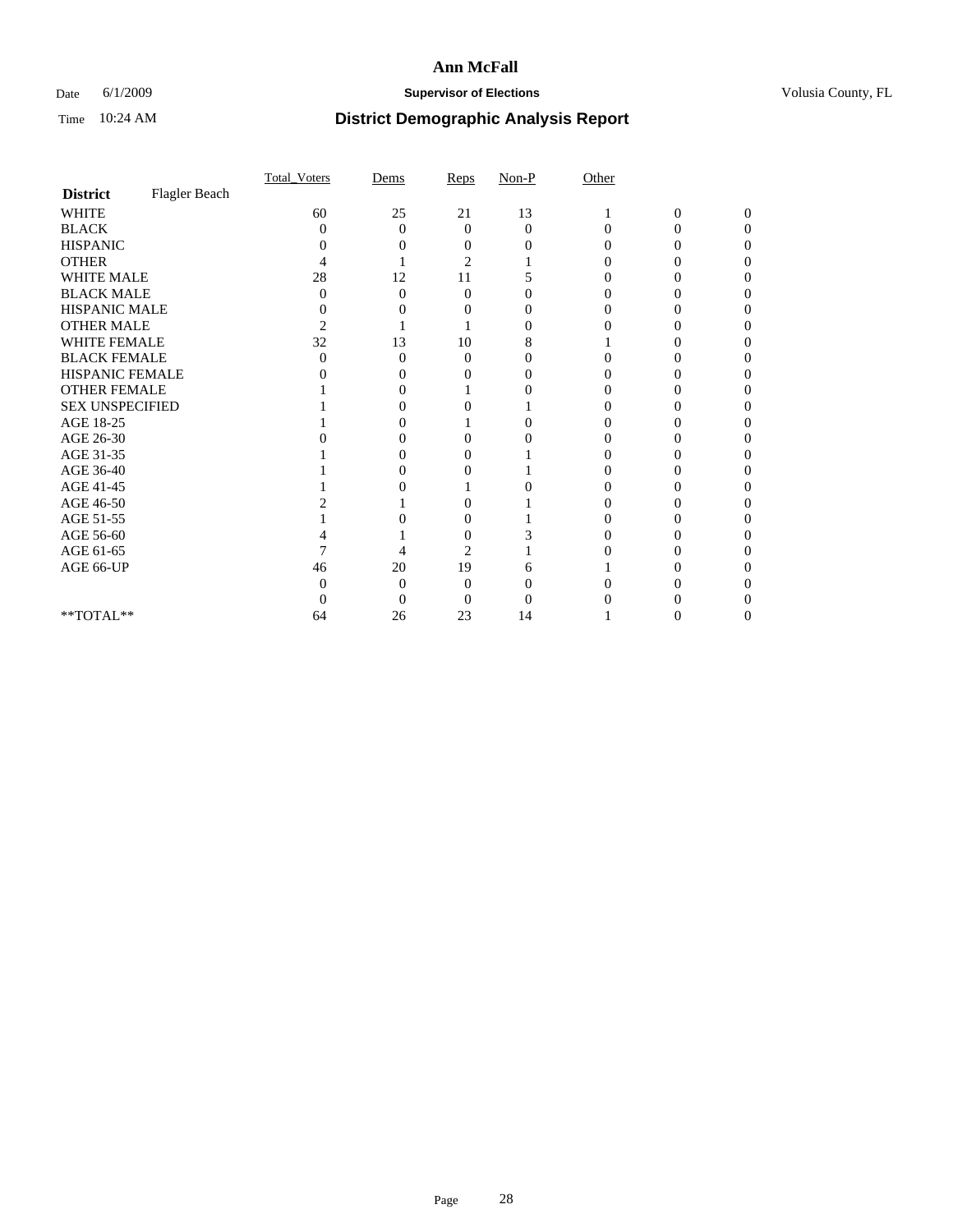# Ann McFall

Date 6/1/2009 **Supervisor of Elections** Volusia County, FL

Time 10:24 AM **District Demographic Analysis Report**

| | Total_Voters | Dems | Reps | Non-P | Other | | |
|---|---|---|---|---|---|---|---|
| **District** Flagler Beach | | | | | | | |
| WHITE | 60 | 25 | 21 | 13 | 1 | 0 | 0 |
| BLACK | 0 | 0 | 0 | 0 | 0 | 0 | 0 |
| HISPANIC | 0 | 0 | 0 | 0 | 0 | 0 | 0 |
| OTHER | 4 | 1 | 2 | 1 | 0 | 0 | 0 |
| WHITE MALE | 28 | 12 | 11 | 5 | 0 | 0 | 0 |
| BLACK MALE | 0 | 0 | 0 | 0 | 0 | 0 | 0 |
| HISPANIC MALE | 0 | 0 | 0 | 0 | 0 | 0 | 0 |
| OTHER MALE | 2 | 1 | 1 | 0 | 0 | 0 | 0 |
| WHITE FEMALE | 32 | 13 | 10 | 8 | 1 | 0 | 0 |
| BLACK FEMALE | 0 | 0 | 0 | 0 | 0 | 0 | 0 |
| HISPANIC FEMALE | 0 | 0 | 0 | 0 | 0 | 0 | 0 |
| OTHER FEMALE | 1 | 0 | 1 | 0 | 0 | 0 | 0 |
| SEX UNSPECIFIED | 1 | 0 | 0 | 1 | 0 | 0 | 0 |
| AGE 18-25 | 1 | 0 | 1 | 0 | 0 | 0 | 0 |
| AGE 26-30 | 0 | 0 | 0 | 0 | 0 | 0 | 0 |
| AGE 31-35 | 1 | 0 | 0 | 1 | 0 | 0 | 0 |
| AGE 36-40 | 1 | 0 | 0 | 1 | 0 | 0 | 0 |
| AGE 41-45 | 1 | 0 | 1 | 0 | 0 | 0 | 0 |
| AGE 46-50 | 2 | 1 | 0 | 1 | 0 | 0 | 0 |
| AGE 51-55 | 1 | 0 | 0 | 1 | 0 | 0 | 0 |
| AGE 56-60 | 4 | 1 | 0 | 3 | 0 | 0 | 0 |
| AGE 61-65 | 7 | 4 | 2 | 1 | 0 | 0 | 0 |
| AGE 66-UP | 46 | 20 | 19 | 6 | 1 | 0 | 0 |
| | 0 | 0 | 0 | 0 | 0 | 0 | 0 |
| | 0 | 0 | 0 | 0 | 0 | 0 | 0 |
| **TOTAL** | 64 | 26 | 23 | 14 | 1 | 0 | 0 |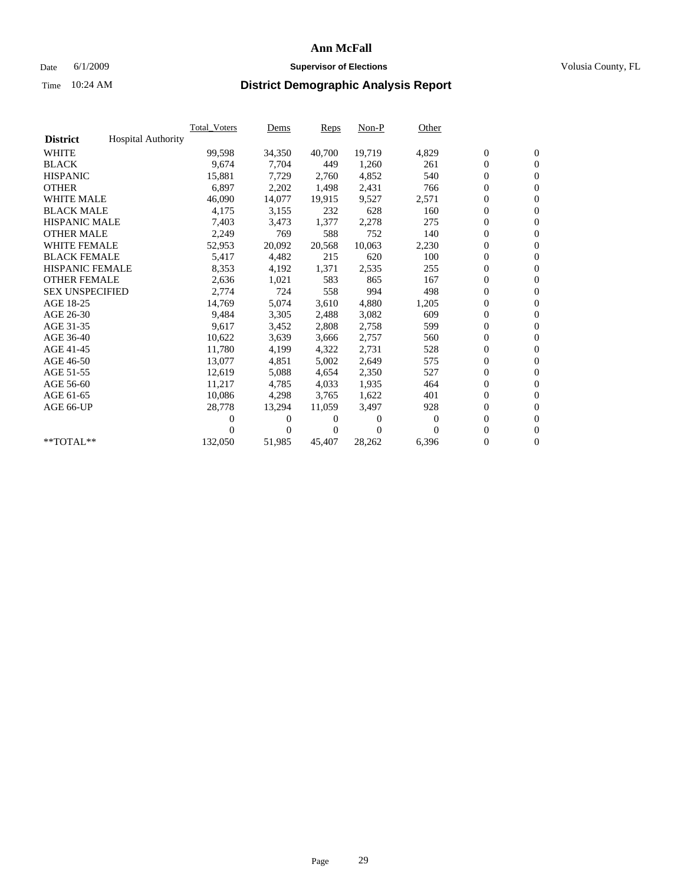# Ann McFall

Date 6/1/2009 **Supervisor of Elections** Volusia County, FL

Time 10:24 AM **District Demographic Analysis Report**

| | Total_Voters | Dems | Reps | Non-P | Other | | |
|---|---|---|---|---|---|---|---|
| **District** Hospital Authority | | | | | | | |
| WHITE | 99,598 | 34,350 | 40,700 | 19,719 | 4,829 | 0 | 0 |
| BLACK | 9,674 | 7,704 | 449 | 1,260 | 261 | 0 | 0 |
| HISPANIC | 15,881 | 7,729 | 2,760 | 4,852 | 540 | 0 | 0 |
| OTHER | 6,897 | 2,202 | 1,498 | 2,431 | 766 | 0 | 0 |
| WHITE MALE | 46,090 | 14,077 | 19,915 | 9,527 | 2,571 | 0 | 0 |
| BLACK MALE | 4,175 | 3,155 | 232 | 628 | 160 | 0 | 0 |
| HISPANIC MALE | 7,403 | 3,473 | 1,377 | 2,278 | 275 | 0 | 0 |
| OTHER MALE | 2,249 | 769 | 588 | 752 | 140 | 0 | 0 |
| WHITE FEMALE | 52,953 | 20,092 | 20,568 | 10,063 | 2,230 | 0 | 0 |
| BLACK FEMALE | 5,417 | 4,482 | 215 | 620 | 100 | 0 | 0 |
| HISPANIC FEMALE | 8,353 | 4,192 | 1,371 | 2,535 | 255 | 0 | 0 |
| OTHER FEMALE | 2,636 | 1,021 | 583 | 865 | 167 | 0 | 0 |
| SEX UNSPECIFIED | 2,774 | 724 | 558 | 994 | 498 | 0 | 0 |
| AGE 18-25 | 14,769 | 5,074 | 3,610 | 4,880 | 1,205 | 0 | 0 |
| AGE 26-30 | 9,484 | 3,305 | 2,488 | 3,082 | 609 | 0 | 0 |
| AGE 31-35 | 9,617 | 3,452 | 2,808 | 2,758 | 599 | 0 | 0 |
| AGE 36-40 | 10,622 | 3,639 | 3,666 | 2,757 | 560 | 0 | 0 |
| AGE 41-45 | 11,780 | 4,199 | 4,322 | 2,731 | 528 | 0 | 0 |
| AGE 46-50 | 13,077 | 4,851 | 5,002 | 2,649 | 575 | 0 | 0 |
| AGE 51-55 | 12,619 | 5,088 | 4,654 | 2,350 | 527 | 0 | 0 |
| AGE 56-60 | 11,217 | 4,785 | 4,033 | 1,935 | 464 | 0 | 0 |
| AGE 61-65 | 10,086 | 4,298 | 3,765 | 1,622 | 401 | 0 | 0 |
| AGE 66-UP | 28,778 | 13,294 | 11,059 | 3,497 | 928 | 0 | 0 |
| | 0 | 0 | 0 | 0 | 0 | 0 | 0 |
| | 0 | 0 | 0 | 0 | 0 | 0 | 0 |
| **TOTAL** | 132,050 | 51,985 | 45,407 | 28,262 | 6,396 | 0 | 0 |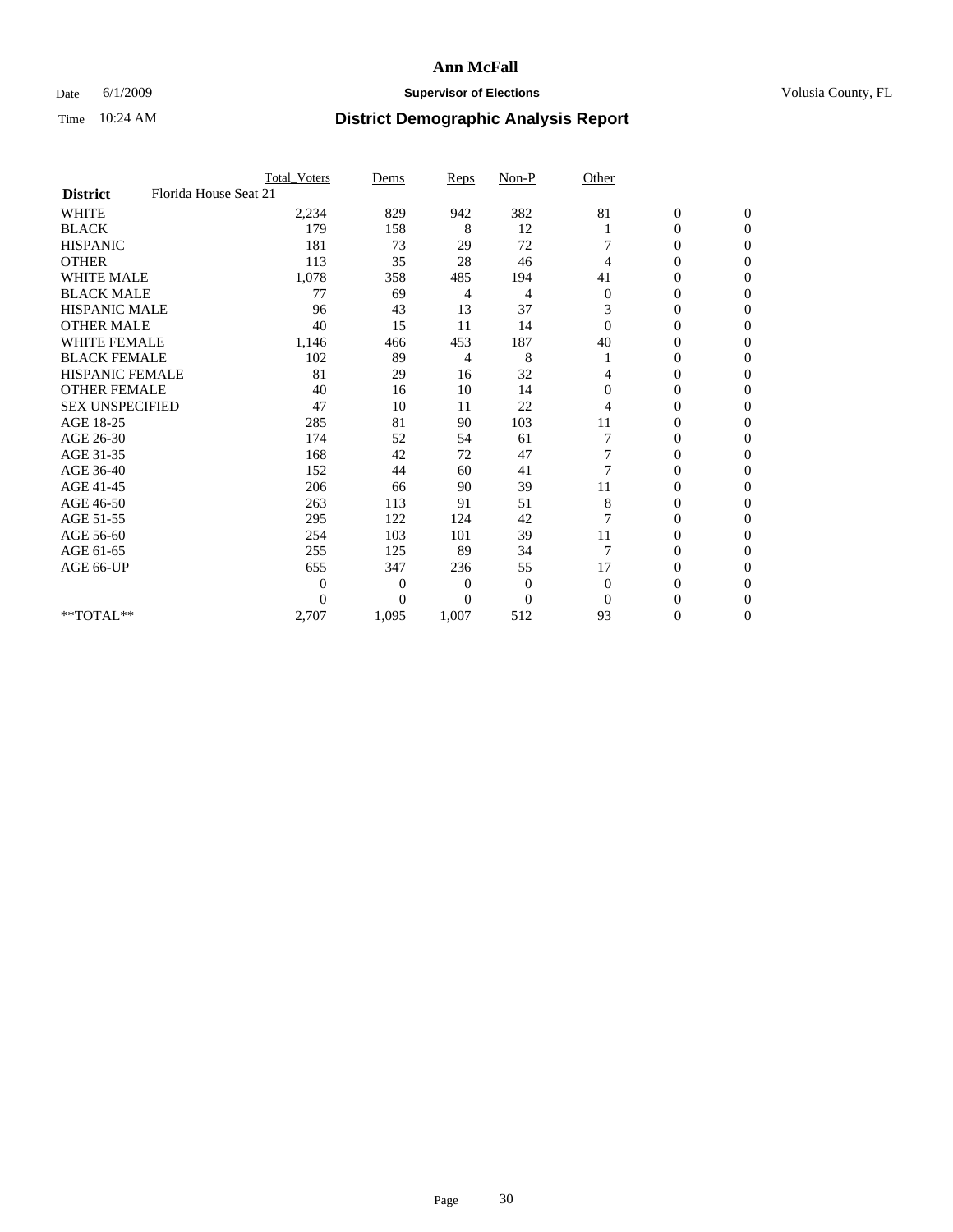# Ann McFall

Date 6/1/2009 **Supervisor of Elections** Volusia County, FL

Time 10:24 AM **District Demographic Analysis Report**

| | Total_Voters | Dems | Reps | Non-P | Other | | |
|---|---|---|---|---|---|---|---|
| **District** Florida House Seat 21 | | | | | | | |
| WHITE | 2,234 | 829 | 942 | 382 | 81 | 0 | 0 |
| BLACK | 179 | 158 | 8 | 12 | 1 | 0 | 0 |
| HISPANIC | 181 | 73 | 29 | 72 | 7 | 0 | 0 |
| OTHER | 113 | 35 | 28 | 46 | 4 | 0 | 0 |
| WHITE MALE | 1,078 | 358 | 485 | 194 | 41 | 0 | 0 |
| BLACK MALE | 77 | 69 | 4 | 4 | 0 | 0 | 0 |
| HISPANIC MALE | 96 | 43 | 13 | 37 | 3 | 0 | 0 |
| OTHER MALE | 40 | 15 | 11 | 14 | 0 | 0 | 0 |
| WHITE FEMALE | 1,146 | 466 | 453 | 187 | 40 | 0 | 0 |
| BLACK FEMALE | 102 | 89 | 4 | 8 | 1 | 0 | 0 |
| HISPANIC FEMALE | 81 | 29 | 16 | 32 | 4 | 0 | 0 |
| OTHER FEMALE | 40 | 16 | 10 | 14 | 0 | 0 | 0 |
| SEX UNSPECIFIED | 47 | 10 | 11 | 22 | 4 | 0 | 0 |
| AGE 18-25 | 285 | 81 | 90 | 103 | 11 | 0 | 0 |
| AGE 26-30 | 174 | 52 | 54 | 61 | 7 | 0 | 0 |
| AGE 31-35 | 168 | 42 | 72 | 47 | 7 | 0 | 0 |
| AGE 36-40 | 152 | 44 | 60 | 41 | 7 | 0 | 0 |
| AGE 41-45 | 206 | 66 | 90 | 39 | 11 | 0 | 0 |
| AGE 46-50 | 263 | 113 | 91 | 51 | 8 | 0 | 0 |
| AGE 51-55 | 295 | 122 | 124 | 42 | 7 | 0 | 0 |
| AGE 56-60 | 254 | 103 | 101 | 39 | 11 | 0 | 0 |
| AGE 61-65 | 255 | 125 | 89 | 34 | 7 | 0 | 0 |
| AGE 66-UP | 655 | 347 | 236 | 55 | 17 | 0 | 0 |
| | 0 | 0 | 0 | 0 | 0 | 0 | 0 |
| | 0 | 0 | 0 | 0 | 0 | 0 | 0 |
| **TOTAL** | 2,707 | 1,095 | 1,007 | 512 | 93 | 0 | 0 |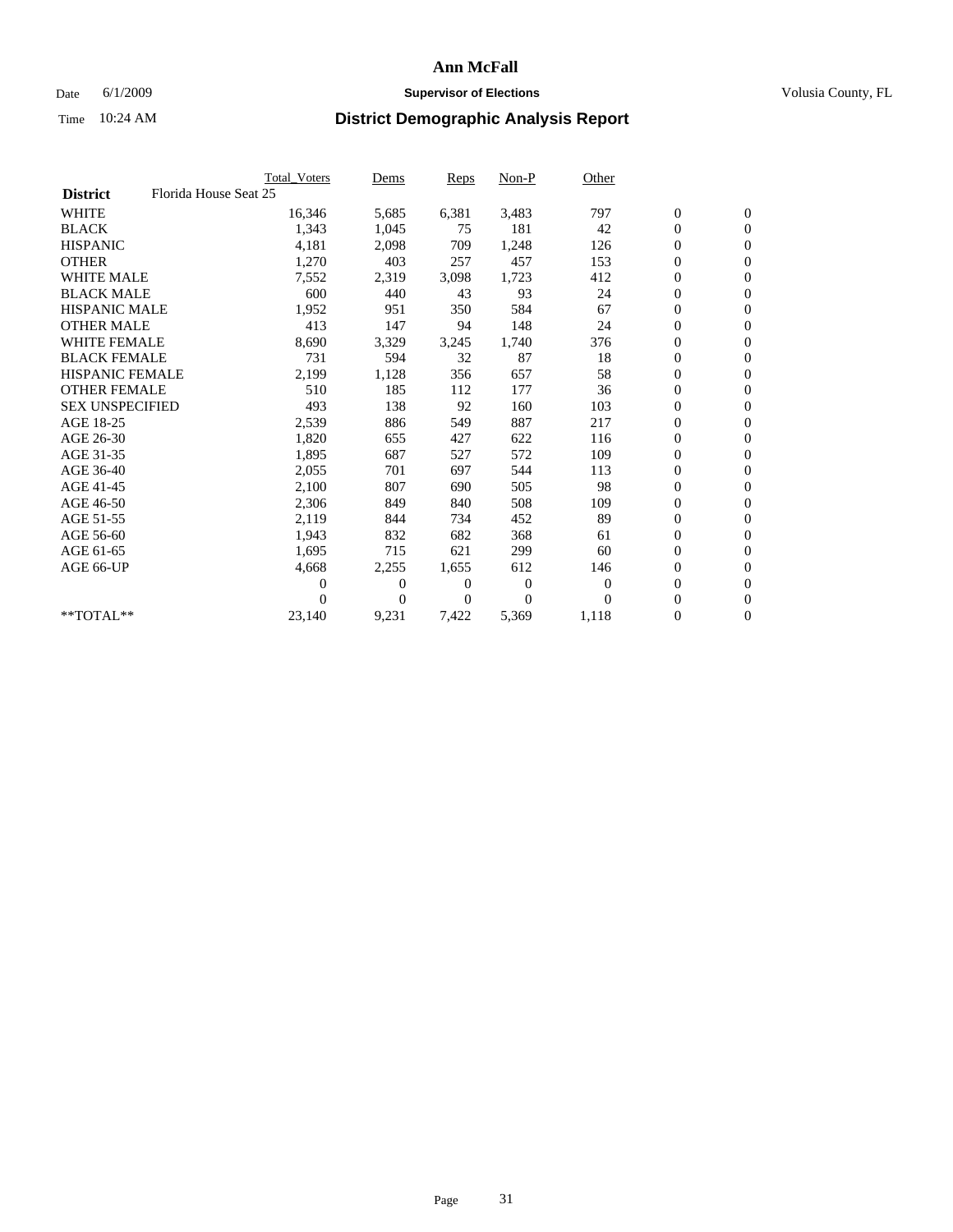# Ann McFall

Date 6/1/2009 | **Supervisor of Elections** | Volusia County, FL

Time 10:24 AM

## District Demographic Analysis Report

| | Total_Voters | Dems | Reps | Non-P | Other | | |
|---|---|---|---|---|---|---|---|
| **District** Florida House Seat 25 | | | | | | | |
| WHITE | 16,346 | 5,685 | 6,381 | 3,483 | 797 | 0 | 0 |
| BLACK | 1,343 | 1,045 | 75 | 181 | 42 | 0 | 0 |
| HISPANIC | 4,181 | 2,098 | 709 | 1,248 | 126 | 0 | 0 |
| OTHER | 1,270 | 403 | 257 | 457 | 153 | 0 | 0 |
| WHITE MALE | 7,552 | 2,319 | 3,098 | 1,723 | 412 | 0 | 0 |
| BLACK MALE | 600 | 440 | 43 | 93 | 24 | 0 | 0 |
| HISPANIC MALE | 1,952 | 951 | 350 | 584 | 67 | 0 | 0 |
| OTHER MALE | 413 | 147 | 94 | 148 | 24 | 0 | 0 |
| WHITE FEMALE | 8,690 | 3,329 | 3,245 | 1,740 | 376 | 0 | 0 |
| BLACK FEMALE | 731 | 594 | 32 | 87 | 18 | 0 | 0 |
| HISPANIC FEMALE | 2,199 | 1,128 | 356 | 657 | 58 | 0 | 0 |
| OTHER FEMALE | 510 | 185 | 112 | 177 | 36 | 0 | 0 |
| SEX UNSPECIFIED | 493 | 138 | 92 | 160 | 103 | 0 | 0 |
| AGE 18-25 | 2,539 | 886 | 549 | 887 | 217 | 0 | 0 |
| AGE 26-30 | 1,820 | 655 | 427 | 622 | 116 | 0 | 0 |
| AGE 31-35 | 1,895 | 687 | 527 | 572 | 109 | 0 | 0 |
| AGE 36-40 | 2,055 | 701 | 697 | 544 | 113 | 0 | 0 |
| AGE 41-45 | 2,100 | 807 | 690 | 505 | 98 | 0 | 0 |
| AGE 46-50 | 2,306 | 849 | 840 | 508 | 109 | 0 | 0 |
| AGE 51-55 | 2,119 | 844 | 734 | 452 | 89 | 0 | 0 |
| AGE 56-60 | 1,943 | 832 | 682 | 368 | 61 | 0 | 0 |
| AGE 61-65 | 1,695 | 715 | 621 | 299 | 60 | 0 | 0 |
| AGE 66-UP | 4,668 | 2,255 | 1,655 | 612 | 146 | 0 | 0 |
| | 0 | 0 | 0 | 0 | 0 | 0 | 0 |
| | 0 | 0 | 0 | 0 | 0 | 0 | 0 |
| **TOTAL** | 23,140 | 9,231 | 7,422 | 5,369 | 1,118 | 0 | 0 |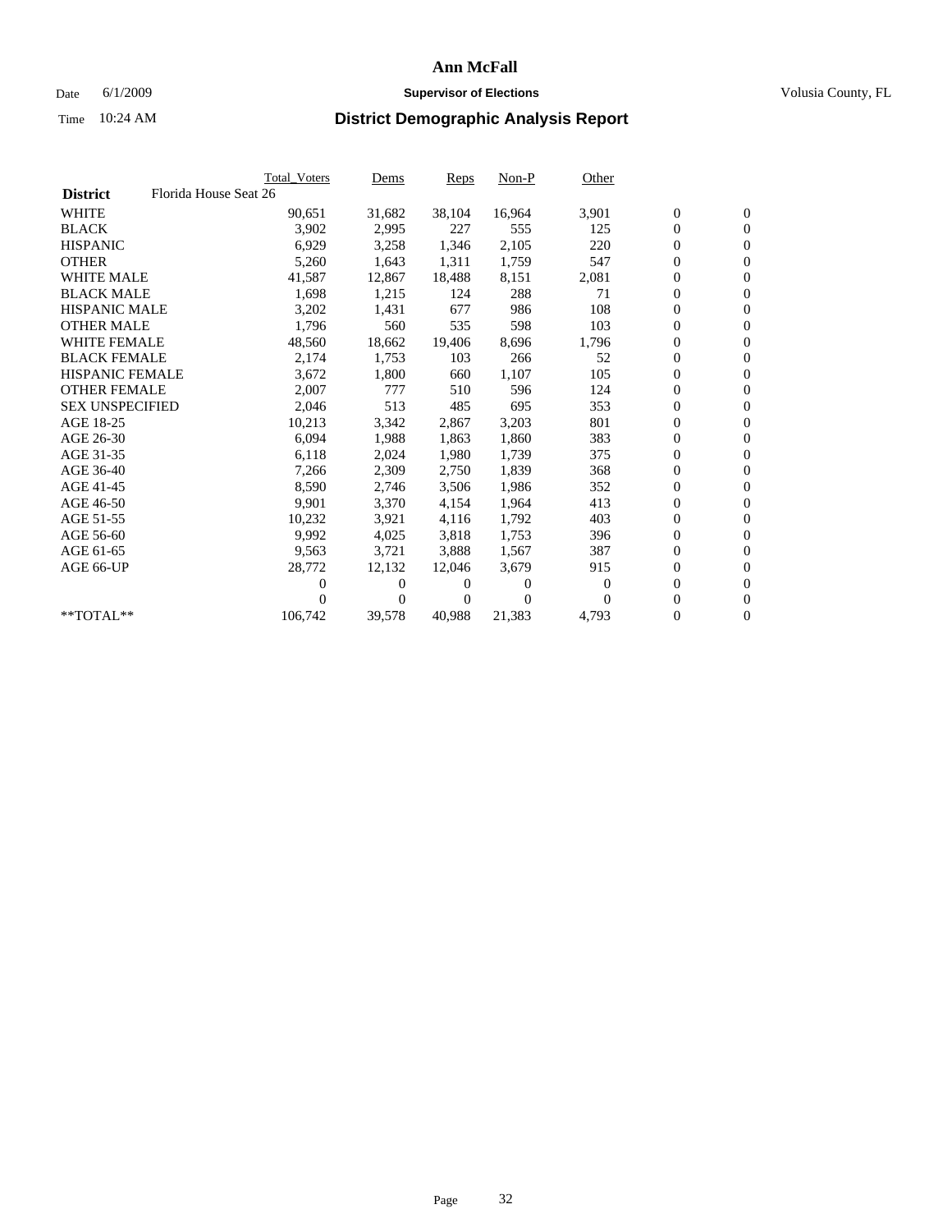# Ann McFall

Date 6/1/2009 **Supervisor of Elections** Volusia County, FL

Time 10:24 AM **District Demographic Analysis Report**

| | Total_Voters | Dems | Reps | Non-P | Other | | |
|---|---|---|---|---|---|---|---|
| **District** Florida House Seat 26 | | | | | | | |
| WHITE | 90,651 | 31,682 | 38,104 | 16,964 | 3,901 | 0 | 0 |
| BLACK | 3,902 | 2,995 | 227 | 555 | 125 | 0 | 0 |
| HISPANIC | 6,929 | 3,258 | 1,346 | 2,105 | 220 | 0 | 0 |
| OTHER | 5,260 | 1,643 | 1,311 | 1,759 | 547 | 0 | 0 |
| WHITE MALE | 41,587 | 12,867 | 18,488 | 8,151 | 2,081 | 0 | 0 |
| BLACK MALE | 1,698 | 1,215 | 124 | 288 | 71 | 0 | 0 |
| HISPANIC MALE | 3,202 | 1,431 | 677 | 986 | 108 | 0 | 0 |
| OTHER MALE | 1,796 | 560 | 535 | 598 | 103 | 0 | 0 |
| WHITE FEMALE | 48,560 | 18,662 | 19,406 | 8,696 | 1,796 | 0 | 0 |
| BLACK FEMALE | 2,174 | 1,753 | 103 | 266 | 52 | 0 | 0 |
| HISPANIC FEMALE | 3,672 | 1,800 | 660 | 1,107 | 105 | 0 | 0 |
| OTHER FEMALE | 2,007 | 777 | 510 | 596 | 124 | 0 | 0 |
| SEX UNSPECIFIED | 2,046 | 513 | 485 | 695 | 353 | 0 | 0 |
| AGE 18-25 | 10,213 | 3,342 | 2,867 | 3,203 | 801 | 0 | 0 |
| AGE 26-30 | 6,094 | 1,988 | 1,863 | 1,860 | 383 | 0 | 0 |
| AGE 31-35 | 6,118 | 2,024 | 1,980 | 1,739 | 375 | 0 | 0 |
| AGE 36-40 | 7,266 | 2,309 | 2,750 | 1,839 | 368 | 0 | 0 |
| AGE 41-45 | 8,590 | 2,746 | 3,506 | 1,986 | 352 | 0 | 0 |
| AGE 46-50 | 9,901 | 3,370 | 4,154 | 1,964 | 413 | 0 | 0 |
| AGE 51-55 | 10,232 | 3,921 | 4,116 | 1,792 | 403 | 0 | 0 |
| AGE 56-60 | 9,992 | 4,025 | 3,818 | 1,753 | 396 | 0 | 0 |
| AGE 61-65 | 9,563 | 3,721 | 3,888 | 1,567 | 387 | 0 | 0 |
| AGE 66-UP | 28,772 | 12,132 | 12,046 | 3,679 | 915 | 0 | 0 |
| | 0 | 0 | 0 | 0 | 0 | 0 | 0 |
| | 0 | 0 | 0 | 0 | 0 | 0 | 0 |
| **TOTAL** | 106,742 | 39,578 | 40,988 | 21,383 | 4,793 | 0 | 0 |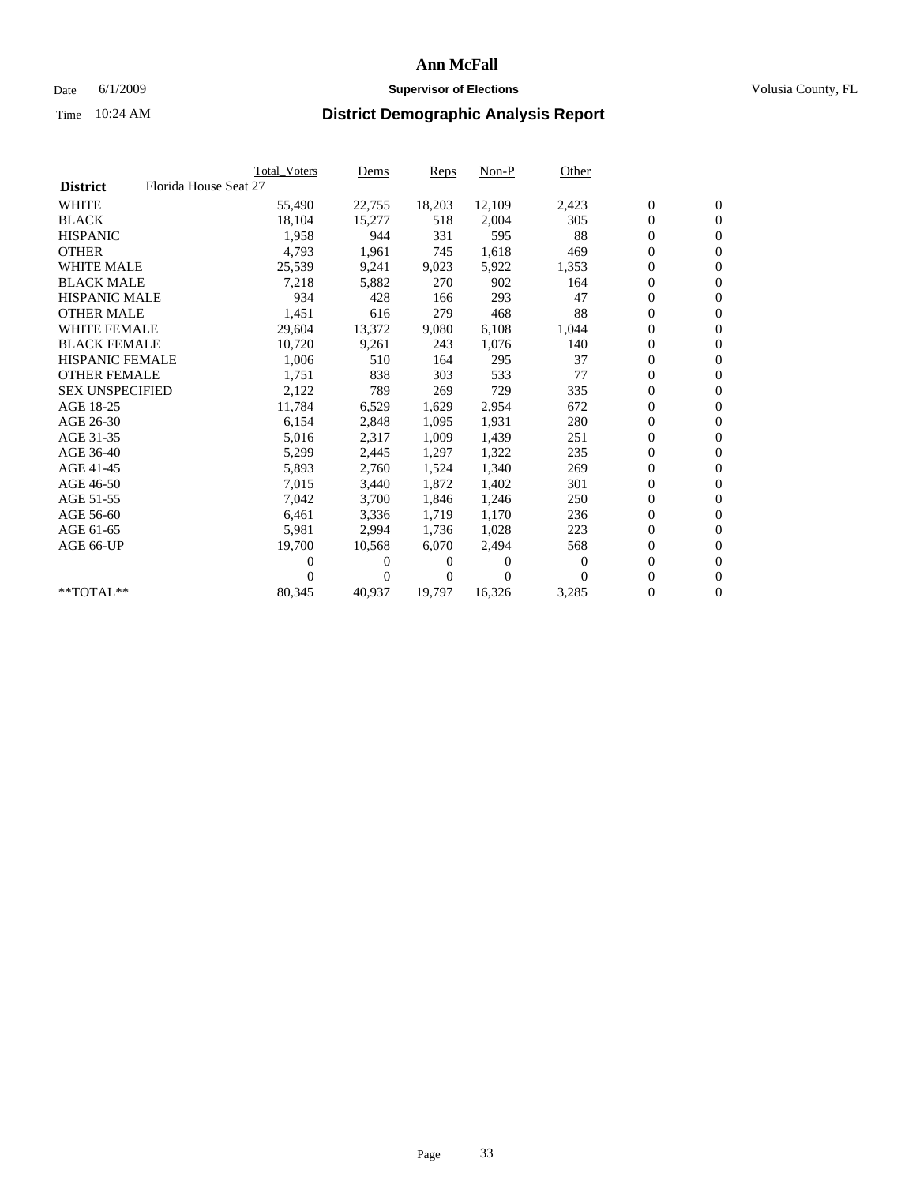# Ann McFall

Date 6/1/2009 **Supervisor of Elections** Volusia County, FL

Time 10:24 AM **District Demographic Analysis Report**

| | Total_Voters | Dems | Reps | Non-P | Other | | |
|---|---|---|---|---|---|---|---|
| **District** Florida House Seat 27 | | | | | | | |
| WHITE | 55,490 | 22,755 | 18,203 | 12,109 | 2,423 | 0 | 0 |
| BLACK | 18,104 | 15,277 | 518 | 2,004 | 305 | 0 | 0 |
| HISPANIC | 1,958 | 944 | 331 | 595 | 88 | 0 | 0 |
| OTHER | 4,793 | 1,961 | 745 | 1,618 | 469 | 0 | 0 |
| WHITE MALE | 25,539 | 9,241 | 9,023 | 5,922 | 1,353 | 0 | 0 |
| BLACK MALE | 7,218 | 5,882 | 270 | 902 | 164 | 0 | 0 |
| HISPANIC MALE | 934 | 428 | 166 | 293 | 47 | 0 | 0 |
| OTHER MALE | 1,451 | 616 | 279 | 468 | 88 | 0 | 0 |
| WHITE FEMALE | 29,604 | 13,372 | 9,080 | 6,108 | 1,044 | 0 | 0 |
| BLACK FEMALE | 10,720 | 9,261 | 243 | 1,076 | 140 | 0 | 0 |
| HISPANIC FEMALE | 1,006 | 510 | 164 | 295 | 37 | 0 | 0 |
| OTHER FEMALE | 1,751 | 838 | 303 | 533 | 77 | 0 | 0 |
| SEX UNSPECIFIED | 2,122 | 789 | 269 | 729 | 335 | 0 | 0 |
| AGE 18-25 | 11,784 | 6,529 | 1,629 | 2,954 | 672 | 0 | 0 |
| AGE 26-30 | 6,154 | 2,848 | 1,095 | 1,931 | 280 | 0 | 0 |
| AGE 31-35 | 5,016 | 2,317 | 1,009 | 1,439 | 251 | 0 | 0 |
| AGE 36-40 | 5,299 | 2,445 | 1,297 | 1,322 | 235 | 0 | 0 |
| AGE 41-45 | 5,893 | 2,760 | 1,524 | 1,340 | 269 | 0 | 0 |
| AGE 46-50 | 7,015 | 3,440 | 1,872 | 1,402 | 301 | 0 | 0 |
| AGE 51-55 | 7,042 | 3,700 | 1,846 | 1,246 | 250 | 0 | 0 |
| AGE 56-60 | 6,461 | 3,336 | 1,719 | 1,170 | 236 | 0 | 0 |
| AGE 61-65 | 5,981 | 2,994 | 1,736 | 1,028 | 223 | 0 | 0 |
| AGE 66-UP | 19,700 | 10,568 | 6,070 | 2,494 | 568 | 0 | 0 |
| | 0 | 0 | 0 | 0 | 0 | 0 | 0 |
| | 0 | 0 | 0 | 0 | 0 | 0 | 0 |
| **TOTAL** | 80,345 | 40,937 | 19,797 | 16,326 | 3,285 | 0 | 0 |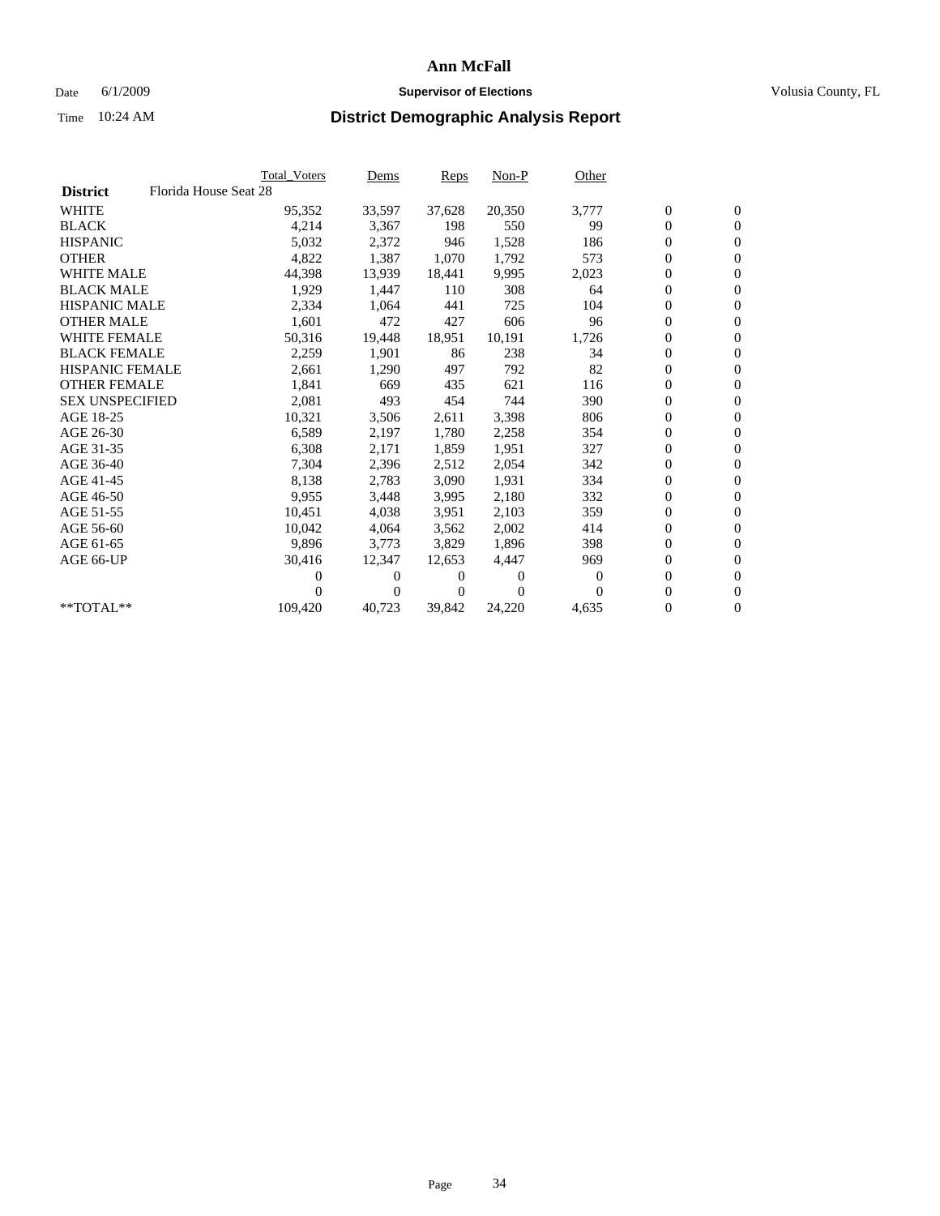# Ann McFall

Date 6/1/2009 **Supervisor of Elections** Volusia County, FL

Time 10:24 AM **District Demographic Analysis Report**

| | Total_Voters | Dems | Reps | Non-P | Other | | |
|---|---|---|---|---|---|---|---|
| **District** Florida House Seat 28 | | | | | | | |
| WHITE | 95,352 | 33,597 | 37,628 | 20,350 | 3,777 | 0 | 0 |
| BLACK | 4,214 | 3,367 | 198 | 550 | 99 | 0 | 0 |
| HISPANIC | 5,032 | 2,372 | 946 | 1,528 | 186 | 0 | 0 |
| OTHER | 4,822 | 1,387 | 1,070 | 1,792 | 573 | 0 | 0 |
| WHITE MALE | 44,398 | 13,939 | 18,441 | 9,995 | 2,023 | 0 | 0 |
| BLACK MALE | 1,929 | 1,447 | 110 | 308 | 64 | 0 | 0 |
| HISPANIC MALE | 2,334 | 1,064 | 441 | 725 | 104 | 0 | 0 |
| OTHER MALE | 1,601 | 472 | 427 | 606 | 96 | 0 | 0 |
| WHITE FEMALE | 50,316 | 19,448 | 18,951 | 10,191 | 1,726 | 0 | 0 |
| BLACK FEMALE | 2,259 | 1,901 | 86 | 238 | 34 | 0 | 0 |
| HISPANIC FEMALE | 2,661 | 1,290 | 497 | 792 | 82 | 0 | 0 |
| OTHER FEMALE | 1,841 | 669 | 435 | 621 | 116 | 0 | 0 |
| SEX UNSPECIFIED | 2,081 | 493 | 454 | 744 | 390 | 0 | 0 |
| AGE 18-25 | 10,321 | 3,506 | 2,611 | 3,398 | 806 | 0 | 0 |
| AGE 26-30 | 6,589 | 2,197 | 1,780 | 2,258 | 354 | 0 | 0 |
| AGE 31-35 | 6,308 | 2,171 | 1,859 | 1,951 | 327 | 0 | 0 |
| AGE 36-40 | 7,304 | 2,396 | 2,512 | 2,054 | 342 | 0 | 0 |
| AGE 41-45 | 8,138 | 2,783 | 3,090 | 1,931 | 334 | 0 | 0 |
| AGE 46-50 | 9,955 | 3,448 | 3,995 | 2,180 | 332 | 0 | 0 |
| AGE 51-55 | 10,451 | 4,038 | 3,951 | 2,103 | 359 | 0 | 0 |
| AGE 56-60 | 10,042 | 4,064 | 3,562 | 2,002 | 414 | 0 | 0 |
| AGE 61-65 | 9,896 | 3,773 | 3,829 | 1,896 | 398 | 0 | 0 |
| AGE 66-UP | 30,416 | 12,347 | 12,653 | 4,447 | 969 | 0 | 0 |
| | 0 | 0 | 0 | 0 | 0 | 0 | 0 |
| | 0 | 0 | 0 | 0 | 0 | 0 | 0 |
| **TOTAL** | 109,420 | 40,723 | 39,842 | 24,220 | 4,635 | 0 | 0 |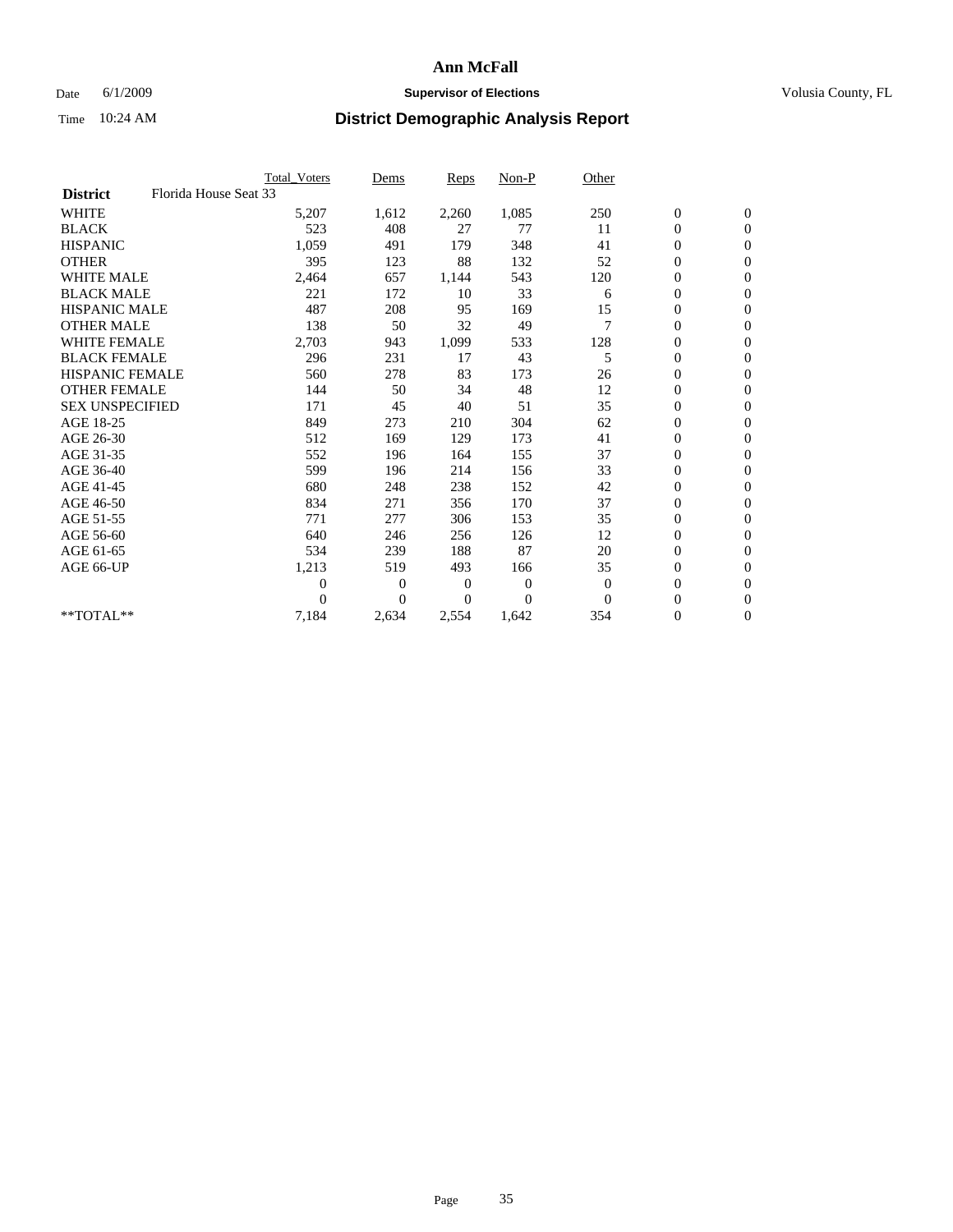# Ann McFall

Date 6/1/2009 **Supervisor of Elections** Volusia County, FL

Time 10:24 AM **District Demographic Analysis Report**

| | Total_Voters | Dems | Reps | Non-P | Other | | |
|---|---|---|---|---|---|---|---|
| **District** Florida House Seat 33 | | | | | | | |
| WHITE | 5,207 | 1,612 | 2,260 | 1,085 | 250 | 0 | 0 |
| BLACK | 523 | 408 | 27 | 77 | 11 | 0 | 0 |
| HISPANIC | 1,059 | 491 | 179 | 348 | 41 | 0 | 0 |
| OTHER | 395 | 123 | 88 | 132 | 52 | 0 | 0 |
| WHITE MALE | 2,464 | 657 | 1,144 | 543 | 120 | 0 | 0 |
| BLACK MALE | 221 | 172 | 10 | 33 | 6 | 0 | 0 |
| HISPANIC MALE | 487 | 208 | 95 | 169 | 15 | 0 | 0 |
| OTHER MALE | 138 | 50 | 32 | 49 | 7 | 0 | 0 |
| WHITE FEMALE | 2,703 | 943 | 1,099 | 533 | 128 | 0 | 0 |
| BLACK FEMALE | 296 | 231 | 17 | 43 | 5 | 0 | 0 |
| HISPANIC FEMALE | 560 | 278 | 83 | 173 | 26 | 0 | 0 |
| OTHER FEMALE | 144 | 50 | 34 | 48 | 12 | 0 | 0 |
| SEX UNSPECIFIED | 171 | 45 | 40 | 51 | 35 | 0 | 0 |
| AGE 18-25 | 849 | 273 | 210 | 304 | 62 | 0 | 0 |
| AGE 26-30 | 512 | 169 | 129 | 173 | 41 | 0 | 0 |
| AGE 31-35 | 552 | 196 | 164 | 155 | 37 | 0 | 0 |
| AGE 36-40 | 599 | 196 | 214 | 156 | 33 | 0 | 0 |
| AGE 41-45 | 680 | 248 | 238 | 152 | 42 | 0 | 0 |
| AGE 46-50 | 834 | 271 | 356 | 170 | 37 | 0 | 0 |
| AGE 51-55 | 771 | 277 | 306 | 153 | 35 | 0 | 0 |
| AGE 56-60 | 640 | 246 | 256 | 126 | 12 | 0 | 0 |
| AGE 61-65 | 534 | 239 | 188 | 87 | 20 | 0 | 0 |
| AGE 66-UP | 1,213 | 519 | 493 | 166 | 35 | 0 | 0 |
| | 0 | 0 | 0 | 0 | 0 | 0 | 0 |
| | 0 | 0 | 0 | 0 | 0 | 0 | 0 |
| **TOTAL** | 7,184 | 2,634 | 2,554 | 1,642 | 354 | 0 | 0 |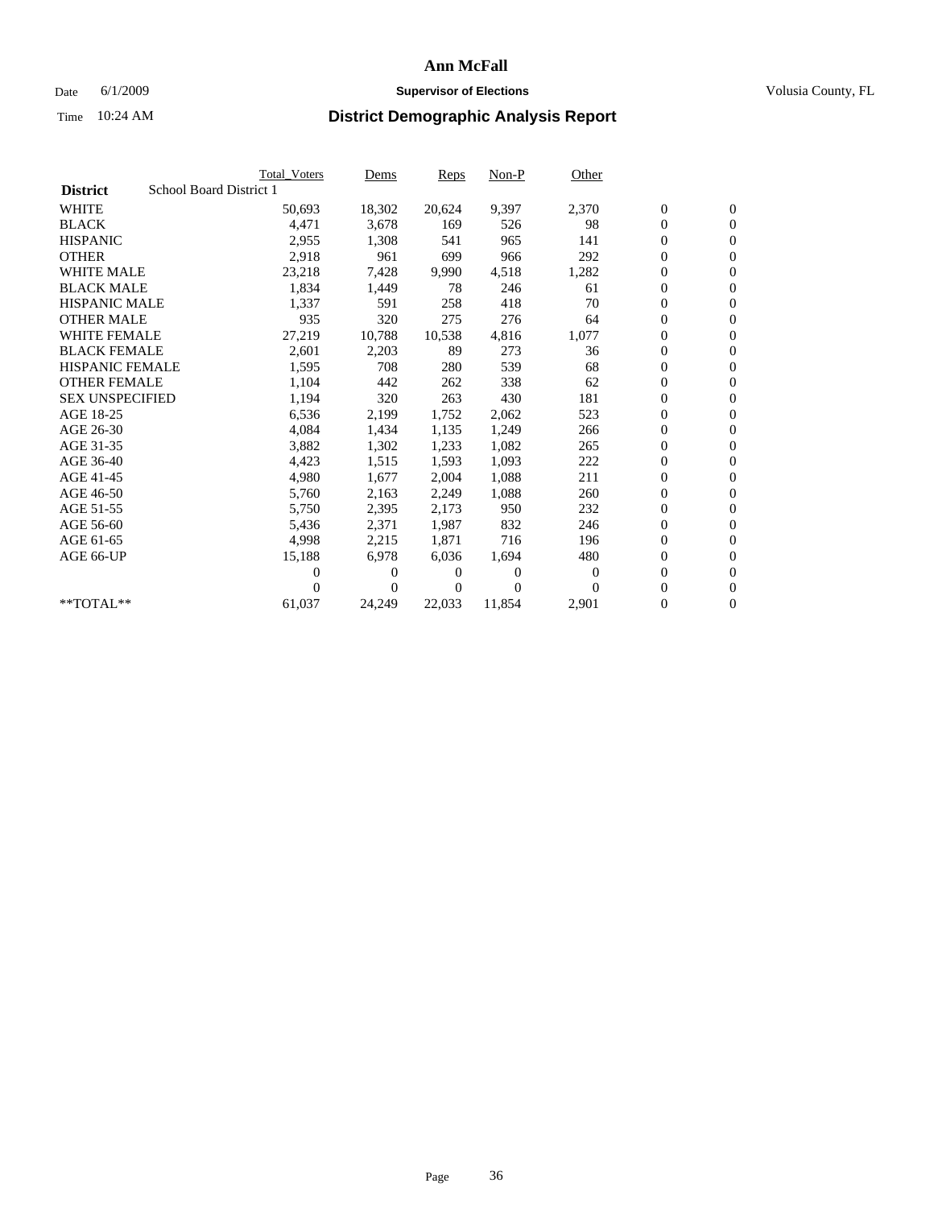# Ann McFall

Date 6/1/2009 **Supervisor of Elections** Volusia County, FL

Time 10:24 AM **District Demographic Analysis Report**

| **District** School Board District 1 | Total_Voters | Dems | Reps | Non-P | Other | | |
|---|---|---|---|---|---|---|---|
| WHITE | 50,693 | 18,302 | 20,624 | 9,397 | 2,370 | 0 | 0 |
| BLACK | 4,471 | 3,678 | 169 | 526 | 98 | 0 | 0 |
| HISPANIC | 2,955 | 1,308 | 541 | 965 | 141 | 0 | 0 |
| OTHER | 2,918 | 961 | 699 | 966 | 292 | 0 | 0 |
| WHITE MALE | 23,218 | 7,428 | 9,990 | 4,518 | 1,282 | 0 | 0 |
| BLACK MALE | 1,834 | 1,449 | 78 | 246 | 61 | 0 | 0 |
| HISPANIC MALE | 1,337 | 591 | 258 | 418 | 70 | 0 | 0 |
| OTHER MALE | 935 | 320 | 275 | 276 | 64 | 0 | 0 |
| WHITE FEMALE | 27,219 | 10,788 | 10,538 | 4,816 | 1,077 | 0 | 0 |
| BLACK FEMALE | 2,601 | 2,203 | 89 | 273 | 36 | 0 | 0 |
| HISPANIC FEMALE | 1,595 | 708 | 280 | 539 | 68 | 0 | 0 |
| OTHER FEMALE | 1,104 | 442 | 262 | 338 | 62 | 0 | 0 |
| SEX UNSPECIFIED | 1,194 | 320 | 263 | 430 | 181 | 0 | 0 |
| AGE 18-25 | 6,536 | 2,199 | 1,752 | 2,062 | 523 | 0 | 0 |
| AGE 26-30 | 4,084 | 1,434 | 1,135 | 1,249 | 266 | 0 | 0 |
| AGE 31-35 | 3,882 | 1,302 | 1,233 | 1,082 | 265 | 0 | 0 |
| AGE 36-40 | 4,423 | 1,515 | 1,593 | 1,093 | 222 | 0 | 0 |
| AGE 41-45 | 4,980 | 1,677 | 2,004 | 1,088 | 211 | 0 | 0 |
| AGE 46-50 | 5,760 | 2,163 | 2,249 | 1,088 | 260 | 0 | 0 |
| AGE 51-55 | 5,750 | 2,395 | 2,173 | 950 | 232 | 0 | 0 |
| AGE 56-60 | 5,436 | 2,371 | 1,987 | 832 | 246 | 0 | 0 |
| AGE 61-65 | 4,998 | 2,215 | 1,871 | 716 | 196 | 0 | 0 |
| AGE 66-UP | 15,188 | 6,978 | 6,036 | 1,694 | 480 | 0 | 0 |
| | 0 | 0 | 0 | 0 | 0 | 0 | 0 |
| | 0 | 0 | 0 | 0 | 0 | 0 | 0 |
| **TOTAL** | 61,037 | 24,249 | 22,033 | 11,854 | 2,901 | 0 | 0 |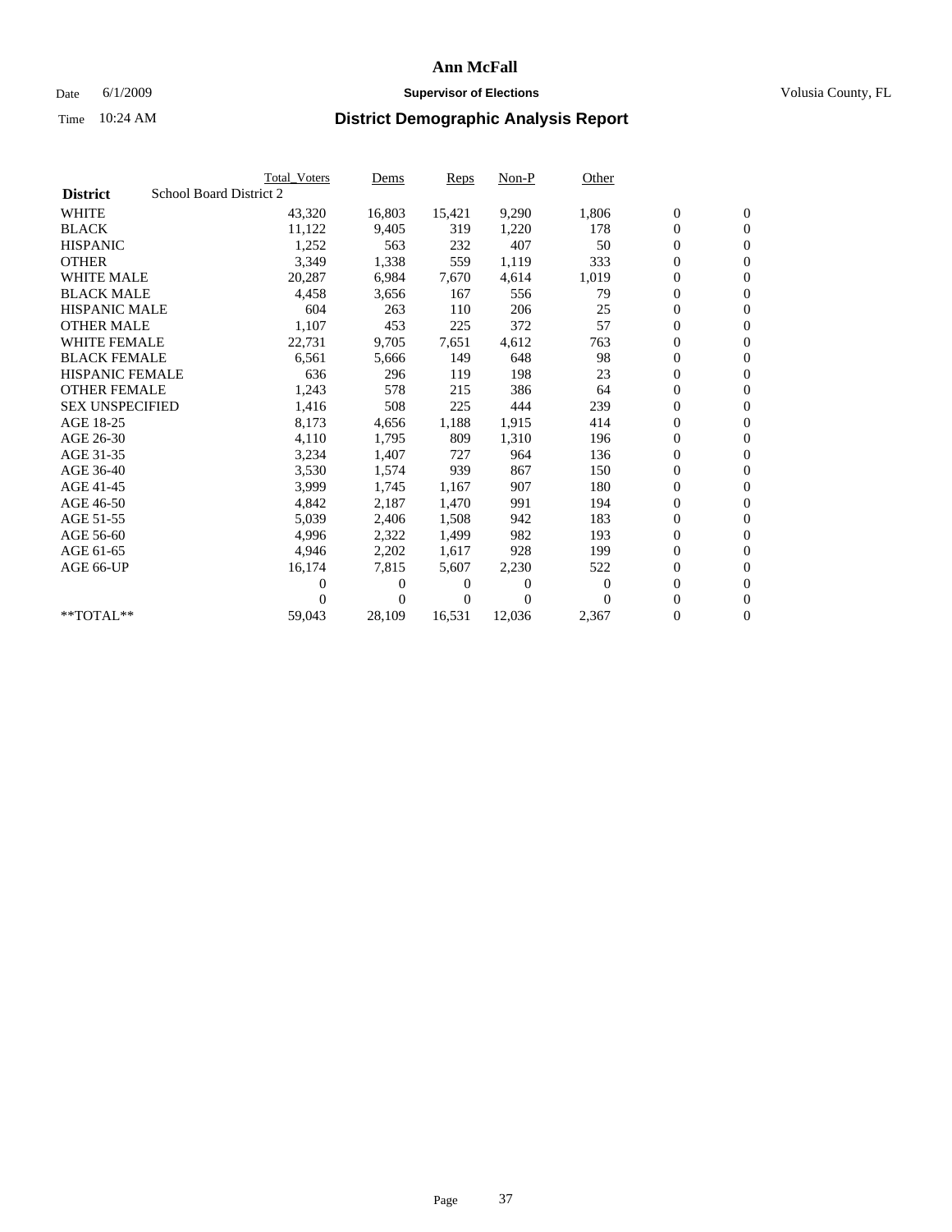# Ann McFall

Date 6/1/2009 **Supervisor of Elections** Volusia County, FL

Time 10:24 AM **District Demographic Analysis Report**

| | Total_Voters | Dems | Reps | Non-P | Other | | |
|---|---|---|---|---|---|---|---|
| **District** School Board District 2 | | | | | | | |
| WHITE | 43,320 | 16,803 | 15,421 | 9,290 | 1,806 | 0 | 0 |
| BLACK | 11,122 | 9,405 | 319 | 1,220 | 178 | 0 | 0 |
| HISPANIC | 1,252 | 563 | 232 | 407 | 50 | 0 | 0 |
| OTHER | 3,349 | 1,338 | 559 | 1,119 | 333 | 0 | 0 |
| WHITE MALE | 20,287 | 6,984 | 7,670 | 4,614 | 1,019 | 0 | 0 |
| BLACK MALE | 4,458 | 3,656 | 167 | 556 | 79 | 0 | 0 |
| HISPANIC MALE | 604 | 263 | 110 | 206 | 25 | 0 | 0 |
| OTHER MALE | 1,107 | 453 | 225 | 372 | 57 | 0 | 0 |
| WHITE FEMALE | 22,731 | 9,705 | 7,651 | 4,612 | 763 | 0 | 0 |
| BLACK FEMALE | 6,561 | 5,666 | 149 | 648 | 98 | 0 | 0 |
| HISPANIC FEMALE | 636 | 296 | 119 | 198 | 23 | 0 | 0 |
| OTHER FEMALE | 1,243 | 578 | 215 | 386 | 64 | 0 | 0 |
| SEX UNSPECIFIED | 1,416 | 508 | 225 | 444 | 239 | 0 | 0 |
| AGE 18-25 | 8,173 | 4,656 | 1,188 | 1,915 | 414 | 0 | 0 |
| AGE 26-30 | 4,110 | 1,795 | 809 | 1,310 | 196 | 0 | 0 |
| AGE 31-35 | 3,234 | 1,407 | 727 | 964 | 136 | 0 | 0 |
| AGE 36-40 | 3,530 | 1,574 | 939 | 867 | 150 | 0 | 0 |
| AGE 41-45 | 3,999 | 1,745 | 1,167 | 907 | 180 | 0 | 0 |
| AGE 46-50 | 4,842 | 2,187 | 1,470 | 991 | 194 | 0 | 0 |
| AGE 51-55 | 5,039 | 2,406 | 1,508 | 942 | 183 | 0 | 0 |
| AGE 56-60 | 4,996 | 2,322 | 1,499 | 982 | 193 | 0 | 0 |
| AGE 61-65 | 4,946 | 2,202 | 1,617 | 928 | 199 | 0 | 0 |
| AGE 66-UP | 16,174 | 7,815 | 5,607 | 2,230 | 522 | 0 | 0 |
| | 0 | 0 | 0 | 0 | 0 | 0 | 0 |
| | 0 | 0 | 0 | 0 | 0 | 0 | 0 |
| **TOTAL** | 59,043 | 28,109 | 16,531 | 12,036 | 2,367 | 0 | 0 |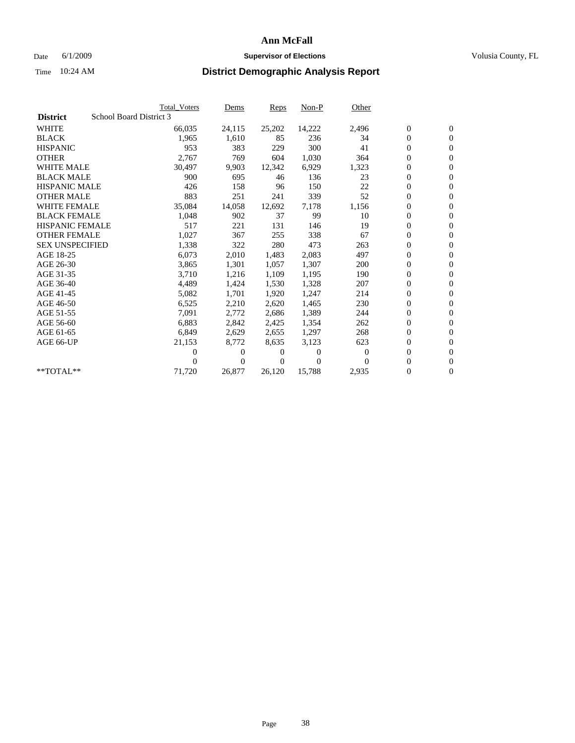# Ann McFall

Date 6/1/2009 **Supervisor of Elections** Volusia County, FL

Time 10:24 AM **District Demographic Analysis Report**

| | Total_Voters | Dems | Reps | Non-P | Other | | |
|---|---|---|---|---|---|---|---|
| **District** School Board District 3 | | | | | | | |
| WHITE | 66,035 | 24,115 | 25,202 | 14,222 | 2,496 | 0 | 0 |
| BLACK | 1,965 | 1,610 | 85 | 236 | 34 | 0 | 0 |
| HISPANIC | 953 | 383 | 229 | 300 | 41 | 0 | 0 |
| OTHER | 2,767 | 769 | 604 | 1,030 | 364 | 0 | 0 |
| WHITE MALE | 30,497 | 9,903 | 12,342 | 6,929 | 1,323 | 0 | 0 |
| BLACK MALE | 900 | 695 | 46 | 136 | 23 | 0 | 0 |
| HISPANIC MALE | 426 | 158 | 96 | 150 | 22 | 0 | 0 |
| OTHER MALE | 883 | 251 | 241 | 339 | 52 | 0 | 0 |
| WHITE FEMALE | 35,084 | 14,058 | 12,692 | 7,178 | 1,156 | 0 | 0 |
| BLACK FEMALE | 1,048 | 902 | 37 | 99 | 10 | 0 | 0 |
| HISPANIC FEMALE | 517 | 221 | 131 | 146 | 19 | 0 | 0 |
| OTHER FEMALE | 1,027 | 367 | 255 | 338 | 67 | 0 | 0 |
| SEX UNSPECIFIED | 1,338 | 322 | 280 | 473 | 263 | 0 | 0 |
| AGE 18-25 | 6,073 | 2,010 | 1,483 | 2,083 | 497 | 0 | 0 |
| AGE 26-30 | 3,865 | 1,301 | 1,057 | 1,307 | 200 | 0 | 0 |
| AGE 31-35 | 3,710 | 1,216 | 1,109 | 1,195 | 190 | 0 | 0 |
| AGE 36-40 | 4,489 | 1,424 | 1,530 | 1,328 | 207 | 0 | 0 |
| AGE 41-45 | 5,082 | 1,701 | 1,920 | 1,247 | 214 | 0 | 0 |
| AGE 46-50 | 6,525 | 2,210 | 2,620 | 1,465 | 230 | 0 | 0 |
| AGE 51-55 | 7,091 | 2,772 | 2,686 | 1,389 | 244 | 0 | 0 |
| AGE 56-60 | 6,883 | 2,842 | 2,425 | 1,354 | 262 | 0 | 0 |
| AGE 61-65 | 6,849 | 2,629 | 2,655 | 1,297 | 268 | 0 | 0 |
| AGE 66-UP | 21,153 | 8,772 | 8,635 | 3,123 | 623 | 0 | 0 |
| | 0 | 0 | 0 | 0 | 0 | 0 | 0 |
| | 0 | 0 | 0 | 0 | 0 | 0 | 0 |
| **TOTAL** | 71,720 | 26,877 | 26,120 | 15,788 | 2,935 | 0 | 0 |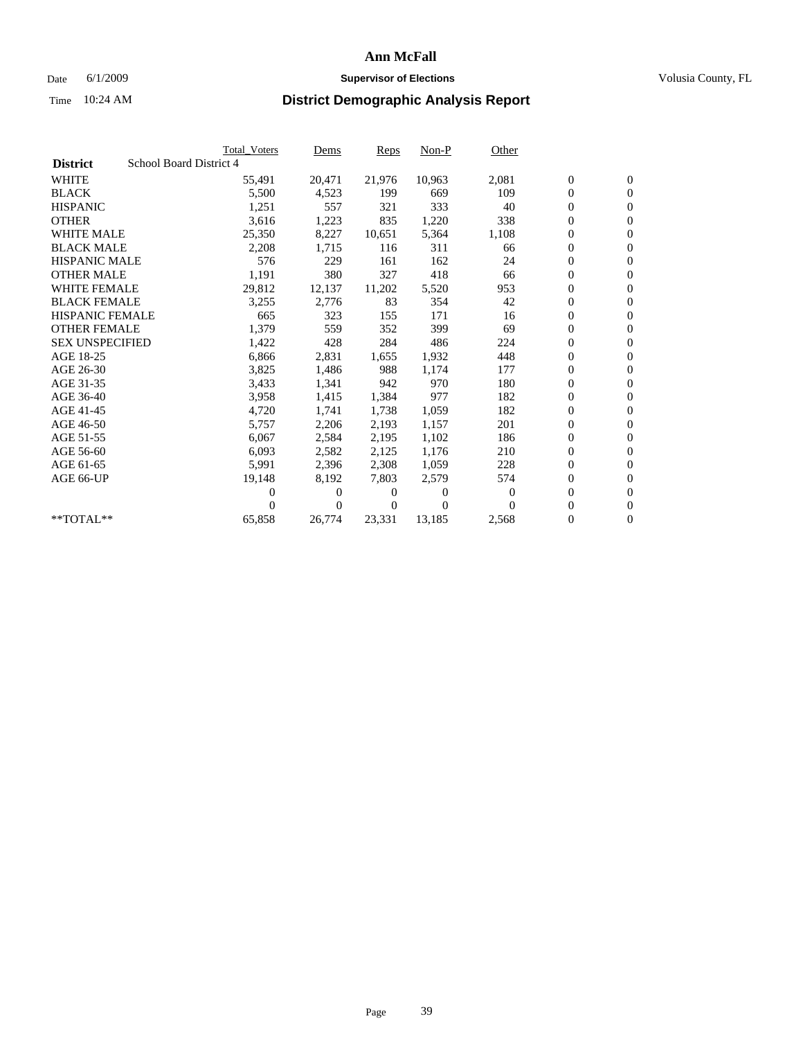# Ann McFall

Date 6/1/2009 **Supervisor of Elections** Volusia County, FL

Time 10:24 AM **District Demographic Analysis Report**

| | Total_Voters | Dems | Reps | Non-P | Other | | |
|---|---|---|---|---|---|---|---|
| **District** School Board District 4 | | | | | | | |
| WHITE | 55,491 | 20,471 | 21,976 | 10,963 | 2,081 | 0 | 0 |
| BLACK | 5,500 | 4,523 | 199 | 669 | 109 | 0 | 0 |
| HISPANIC | 1,251 | 557 | 321 | 333 | 40 | 0 | 0 |
| OTHER | 3,616 | 1,223 | 835 | 1,220 | 338 | 0 | 0 |
| WHITE MALE | 25,350 | 8,227 | 10,651 | 5,364 | 1,108 | 0 | 0 |
| BLACK MALE | 2,208 | 1,715 | 116 | 311 | 66 | 0 | 0 |
| HISPANIC MALE | 576 | 229 | 161 | 162 | 24 | 0 | 0 |
| OTHER MALE | 1,191 | 380 | 327 | 418 | 66 | 0 | 0 |
| WHITE FEMALE | 29,812 | 12,137 | 11,202 | 5,520 | 953 | 0 | 0 |
| BLACK FEMALE | 3,255 | 2,776 | 83 | 354 | 42 | 0 | 0 |
| HISPANIC FEMALE | 665 | 323 | 155 | 171 | 16 | 0 | 0 |
| OTHER FEMALE | 1,379 | 559 | 352 | 399 | 69 | 0 | 0 |
| SEX UNSPECIFIED | 1,422 | 428 | 284 | 486 | 224 | 0 | 0 |
| AGE 18-25 | 6,866 | 2,831 | 1,655 | 1,932 | 448 | 0 | 0 |
| AGE 26-30 | 3,825 | 1,486 | 988 | 1,174 | 177 | 0 | 0 |
| AGE 31-35 | 3,433 | 1,341 | 942 | 970 | 180 | 0 | 0 |
| AGE 36-40 | 3,958 | 1,415 | 1,384 | 977 | 182 | 0 | 0 |
| AGE 41-45 | 4,720 | 1,741 | 1,738 | 1,059 | 182 | 0 | 0 |
| AGE 46-50 | 5,757 | 2,206 | 2,193 | 1,157 | 201 | 0 | 0 |
| AGE 51-55 | 6,067 | 2,584 | 2,195 | 1,102 | 186 | 0 | 0 |
| AGE 56-60 | 6,093 | 2,582 | 2,125 | 1,176 | 210 | 0 | 0 |
| AGE 61-65 | 5,991 | 2,396 | 2,308 | 1,059 | 228 | 0 | 0 |
| AGE 66-UP | 19,148 | 8,192 | 7,803 | 2,579 | 574 | 0 | 0 |
| | 0 | 0 | 0 | 0 | 0 | 0 | 0 |
| | 0 | 0 | 0 | 0 | 0 | 0 | 0 |
| **TOTAL** | 65,858 | 26,774 | 23,331 | 13,185 | 2,568 | 0 | 0 |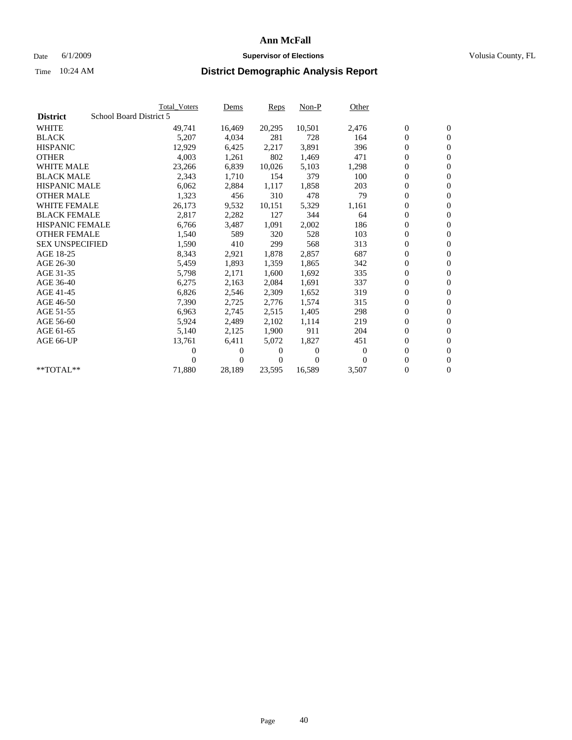# Ann McFall

Date 6/1/2009 **Supervisor of Elections** Volusia County, FL

Time 10:24 AM **District Demographic Analysis Report**

| | Total_Voters | Dems | Reps | Non-P | Other | | |
|---|---|---|---|---|---|---|---|
| **District** School Board District 5 | | | | | | | |
| WHITE | 49,741 | 16,469 | 20,295 | 10,501 | 2,476 | 0 | 0 |
| BLACK | 5,207 | 4,034 | 281 | 728 | 164 | 0 | 0 |
| HISPANIC | 12,929 | 6,425 | 2,217 | 3,891 | 396 | 0 | 0 |
| OTHER | 4,003 | 1,261 | 802 | 1,469 | 471 | 0 | 0 |
| WHITE MALE | 23,266 | 6,839 | 10,026 | 5,103 | 1,298 | 0 | 0 |
| BLACK MALE | 2,343 | 1,710 | 154 | 379 | 100 | 0 | 0 |
| HISPANIC MALE | 6,062 | 2,884 | 1,117 | 1,858 | 203 | 0 | 0 |
| OTHER MALE | 1,323 | 456 | 310 | 478 | 79 | 0 | 0 |
| WHITE FEMALE | 26,173 | 9,532 | 10,151 | 5,329 | 1,161 | 0 | 0 |
| BLACK FEMALE | 2,817 | 2,282 | 127 | 344 | 64 | 0 | 0 |
| HISPANIC FEMALE | 6,766 | 3,487 | 1,091 | 2,002 | 186 | 0 | 0 |
| OTHER FEMALE | 1,540 | 589 | 320 | 528 | 103 | 0 | 0 |
| SEX UNSPECIFIED | 1,590 | 410 | 299 | 568 | 313 | 0 | 0 |
| AGE 18-25 | 8,343 | 2,921 | 1,878 | 2,857 | 687 | 0 | 0 |
| AGE 26-30 | 5,459 | 1,893 | 1,359 | 1,865 | 342 | 0 | 0 |
| AGE 31-35 | 5,798 | 2,171 | 1,600 | 1,692 | 335 | 0 | 0 |
| AGE 36-40 | 6,275 | 2,163 | 2,084 | 1,691 | 337 | 0 | 0 |
| AGE 41-45 | 6,826 | 2,546 | 2,309 | 1,652 | 319 | 0 | 0 |
| AGE 46-50 | 7,390 | 2,725 | 2,776 | 1,574 | 315 | 0 | 0 |
| AGE 51-55 | 6,963 | 2,745 | 2,515 | 1,405 | 298 | 0 | 0 |
| AGE 56-60 | 5,924 | 2,489 | 2,102 | 1,114 | 219 | 0 | 0 |
| AGE 61-65 | 5,140 | 2,125 | 1,900 | 911 | 204 | 0 | 0 |
| AGE 66-UP | 13,761 | 6,411 | 5,072 | 1,827 | 451 | 0 | 0 |
| | 0 | 0 | 0 | 0 | 0 | 0 | 0 |
| | 0 | 0 | 0 | 0 | 0 | 0 | 0 |
| **TOTAL** | 71,880 | 28,189 | 23,595 | 16,589 | 3,507 | 0 | 0 |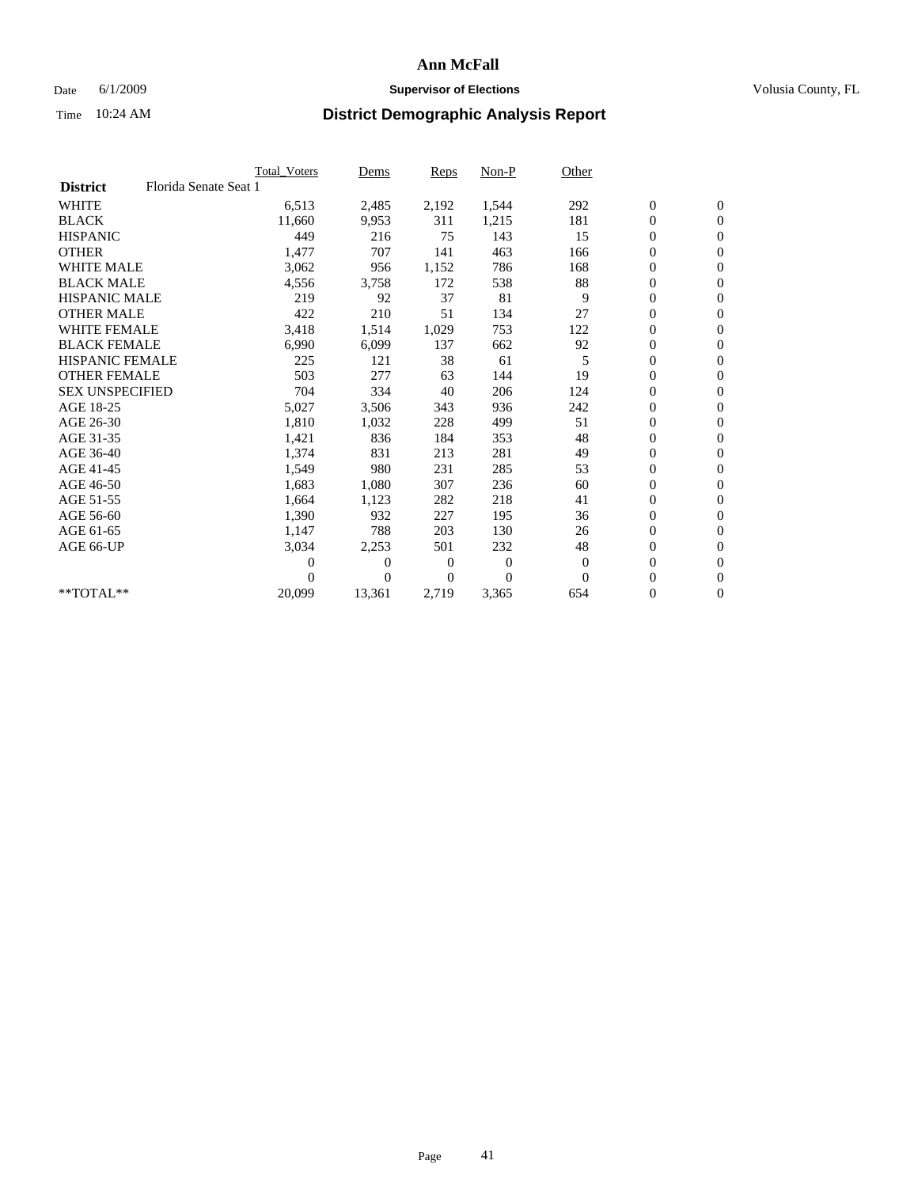# Ann McFall

Date 6/1/2009 **Supervisor of Elections** Volusia County, FL

Time 10:24 AM **District Demographic Analysis Report**

| | Total_Voters | Dems | Reps | Non-P | Other | | |
|---|---|---|---|---|---|---|---|
| **District** Florida Senate Seat 1 | | | | | | | |
| WHITE | 6,513 | 2,485 | 2,192 | 1,544 | 292 | 0 | 0 |
| BLACK | 11,660 | 9,953 | 311 | 1,215 | 181 | 0 | 0 |
| HISPANIC | 449 | 216 | 75 | 143 | 15 | 0 | 0 |
| OTHER | 1,477 | 707 | 141 | 463 | 166 | 0 | 0 |
| WHITE MALE | 3,062 | 956 | 1,152 | 786 | 168 | 0 | 0 |
| BLACK MALE | 4,556 | 3,758 | 172 | 538 | 88 | 0 | 0 |
| HISPANIC MALE | 219 | 92 | 37 | 81 | 9 | 0 | 0 |
| OTHER MALE | 422 | 210 | 51 | 134 | 27 | 0 | 0 |
| WHITE FEMALE | 3,418 | 1,514 | 1,029 | 753 | 122 | 0 | 0 |
| BLACK FEMALE | 6,990 | 6,099 | 137 | 662 | 92 | 0 | 0 |
| HISPANIC FEMALE | 225 | 121 | 38 | 61 | 5 | 0 | 0 |
| OTHER FEMALE | 503 | 277 | 63 | 144 | 19 | 0 | 0 |
| SEX UNSPECIFIED | 704 | 334 | 40 | 206 | 124 | 0 | 0 |
| AGE 18-25 | 5,027 | 3,506 | 343 | 936 | 242 | 0 | 0 |
| AGE 26-30 | 1,810 | 1,032 | 228 | 499 | 51 | 0 | 0 |
| AGE 31-35 | 1,421 | 836 | 184 | 353 | 48 | 0 | 0 |
| AGE 36-40 | 1,374 | 831 | 213 | 281 | 49 | 0 | 0 |
| AGE 41-45 | 1,549 | 980 | 231 | 285 | 53 | 0 | 0 |
| AGE 46-50 | 1,683 | 1,080 | 307 | 236 | 60 | 0 | 0 |
| AGE 51-55 | 1,664 | 1,123 | 282 | 218 | 41 | 0 | 0 |
| AGE 56-60 | 1,390 | 932 | 227 | 195 | 36 | 0 | 0 |
| AGE 61-65 | 1,147 | 788 | 203 | 130 | 26 | 0 | 0 |
| AGE 66-UP | 3,034 | 2,253 | 501 | 232 | 48 | 0 | 0 |
| | 0 | 0 | 0 | 0 | 0 | 0 | 0 |
| | 0 | 0 | 0 | 0 | 0 | 0 | 0 |
| **TOTAL** | 20,099 | 13,361 | 2,719 | 3,365 | 654 | 0 | 0 |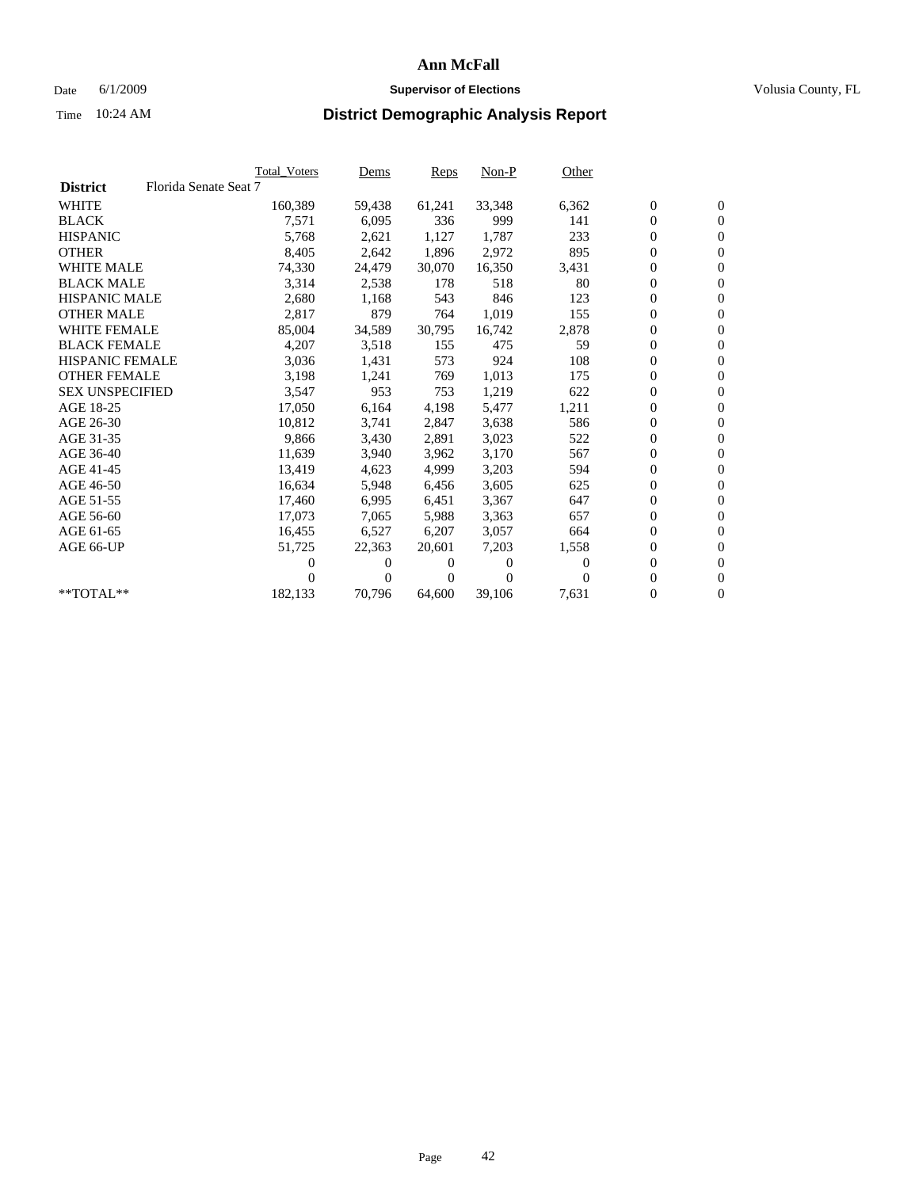# Ann McFall

Date 6/1/2009 **Supervisor of Elections** Volusia County, FL

Time 10:24 AM **District Demographic Analysis Report**

| | Total_Voters | Dems | Reps | Non-P | Other | | |
|---|---|---|---|---|---|---|---|
| **District** Florida Senate Seat 7 | | | | | | | |
| WHITE | 160,389 | 59,438 | 61,241 | 33,348 | 6,362 | 0 | 0 |
| BLACK | 7,571 | 6,095 | 336 | 999 | 141 | 0 | 0 |
| HISPANIC | 5,768 | 2,621 | 1,127 | 1,787 | 233 | 0 | 0 |
| OTHER | 8,405 | 2,642 | 1,896 | 2,972 | 895 | 0 | 0 |
| WHITE MALE | 74,330 | 24,479 | 30,070 | 16,350 | 3,431 | 0 | 0 |
| BLACK MALE | 3,314 | 2,538 | 178 | 518 | 80 | 0 | 0 |
| HISPANIC MALE | 2,680 | 1,168 | 543 | 846 | 123 | 0 | 0 |
| OTHER MALE | 2,817 | 879 | 764 | 1,019 | 155 | 0 | 0 |
| WHITE FEMALE | 85,004 | 34,589 | 30,795 | 16,742 | 2,878 | 0 | 0 |
| BLACK FEMALE | 4,207 | 3,518 | 155 | 475 | 59 | 0 | 0 |
| HISPANIC FEMALE | 3,036 | 1,431 | 573 | 924 | 108 | 0 | 0 |
| OTHER FEMALE | 3,198 | 1,241 | 769 | 1,013 | 175 | 0 | 0 |
| SEX UNSPECIFIED | 3,547 | 953 | 753 | 1,219 | 622 | 0 | 0 |
| AGE 18-25 | 17,050 | 6,164 | 4,198 | 5,477 | 1,211 | 0 | 0 |
| AGE 26-30 | 10,812 | 3,741 | 2,847 | 3,638 | 586 | 0 | 0 |
| AGE 31-35 | 9,866 | 3,430 | 2,891 | 3,023 | 522 | 0 | 0 |
| AGE 36-40 | 11,639 | 3,940 | 3,962 | 3,170 | 567 | 0 | 0 |
| AGE 41-45 | 13,419 | 4,623 | 4,999 | 3,203 | 594 | 0 | 0 |
| AGE 46-50 | 16,634 | 5,948 | 6,456 | 3,605 | 625 | 0 | 0 |
| AGE 51-55 | 17,460 | 6,995 | 6,451 | 3,367 | 647 | 0 | 0 |
| AGE 56-60 | 17,073 | 7,065 | 5,988 | 3,363 | 657 | 0 | 0 |
| AGE 61-65 | 16,455 | 6,527 | 6,207 | 3,057 | 664 | 0 | 0 |
| AGE 66-UP | 51,725 | 22,363 | 20,601 | 7,203 | 1,558 | 0 | 0 |
| | 0 | 0 | 0 | 0 | 0 | 0 | 0 |
| | 0 | 0 | 0 | 0 | 0 | 0 | 0 |
| **TOTAL** | 182,133 | 70,796 | 64,600 | 39,106 | 7,631 | 0 | 0 |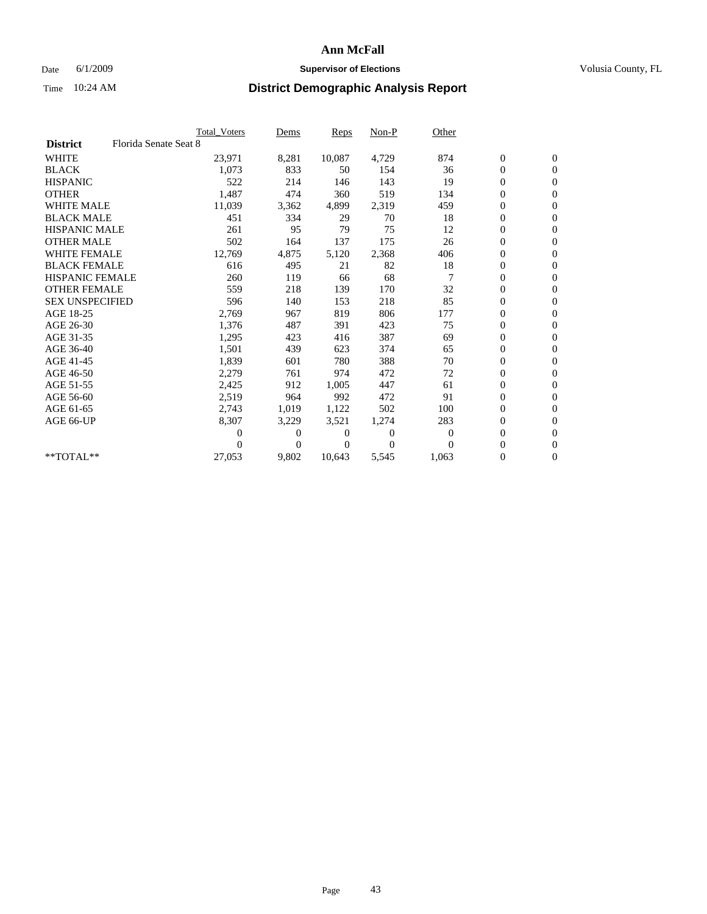# Ann McFall

Date 6/1/2009 **Supervisor of Elections** Volusia County, FL

Time 10:24 AM **District Demographic Analysis Report**

| | Total_Voters | Dems | Reps | Non-P | Other | | |
|---|---|---|---|---|---|---|---|
| **District** Florida Senate Seat 8 | | | | | | | |
| WHITE | 23,971 | 8,281 | 10,087 | 4,729 | 874 | 0 | 0 |
| BLACK | 1,073 | 833 | 50 | 154 | 36 | 0 | 0 |
| HISPANIC | 522 | 214 | 146 | 143 | 19 | 0 | 0 |
| OTHER | 1,487 | 474 | 360 | 519 | 134 | 0 | 0 |
| WHITE MALE | 11,039 | 3,362 | 4,899 | 2,319 | 459 | 0 | 0 |
| BLACK MALE | 451 | 334 | 29 | 70 | 18 | 0 | 0 |
| HISPANIC MALE | 261 | 95 | 79 | 75 | 12 | 0 | 0 |
| OTHER MALE | 502 | 164 | 137 | 175 | 26 | 0 | 0 |
| WHITE FEMALE | 12,769 | 4,875 | 5,120 | 2,368 | 406 | 0 | 0 |
| BLACK FEMALE | 616 | 495 | 21 | 82 | 18 | 0 | 0 |
| HISPANIC FEMALE | 260 | 119 | 66 | 68 | 7 | 0 | 0 |
| OTHER FEMALE | 559 | 218 | 139 | 170 | 32 | 0 | 0 |
| SEX UNSPECIFIED | 596 | 140 | 153 | 218 | 85 | 0 | 0 |
| AGE 18-25 | 2,769 | 967 | 819 | 806 | 177 | 0 | 0 |
| AGE 26-30 | 1,376 | 487 | 391 | 423 | 75 | 0 | 0 |
| AGE 31-35 | 1,295 | 423 | 416 | 387 | 69 | 0 | 0 |
| AGE 36-40 | 1,501 | 439 | 623 | 374 | 65 | 0 | 0 |
| AGE 41-45 | 1,839 | 601 | 780 | 388 | 70 | 0 | 0 |
| AGE 46-50 | 2,279 | 761 | 974 | 472 | 72 | 0 | 0 |
| AGE 51-55 | 2,425 | 912 | 1,005 | 447 | 61 | 0 | 0 |
| AGE 56-60 | 2,519 | 964 | 992 | 472 | 91 | 0 | 0 |
| AGE 61-65 | 2,743 | 1,019 | 1,122 | 502 | 100 | 0 | 0 |
| AGE 66-UP | 8,307 | 3,229 | 3,521 | 1,274 | 283 | 0 | 0 |
| | 0 | 0 | 0 | 0 | 0 | 0 | 0 |
| | 0 | 0 | 0 | 0 | 0 | 0 | 0 |
| **TOTAL** | 27,053 | 9,802 | 10,643 | 5,545 | 1,063 | 0 | 0 |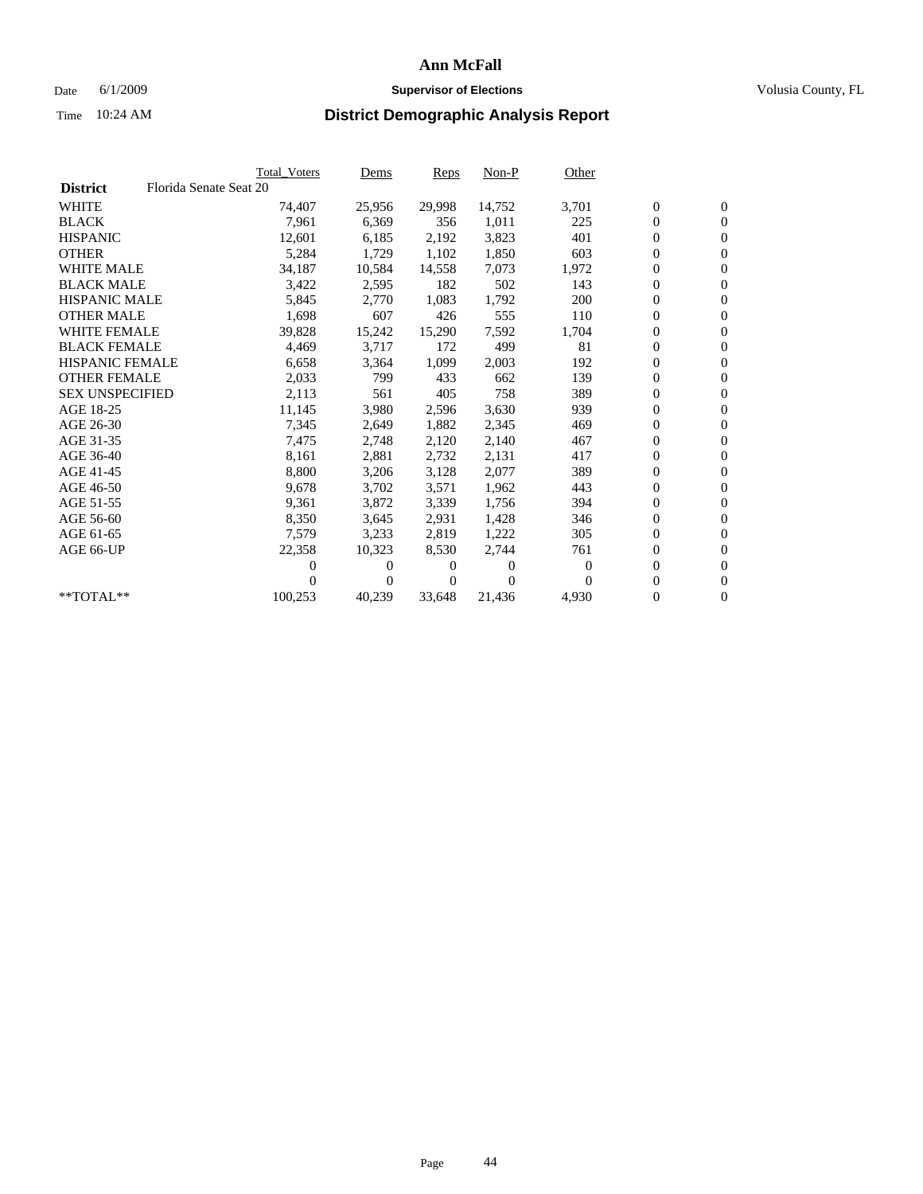# Ann McFall

Date 6/1/2009 **Supervisor of Elections** Volusia County, FL

Time 10:24 AM **District Demographic Analysis Report**

| | Total_Voters | Dems | Reps | Non-P | Other | | |
|---|---|---|---|---|---|---|---|
| **District** Florida Senate Seat 20 | | | | | | | |
| WHITE | 74,407 | 25,956 | 29,998 | 14,752 | 3,701 | 0 | 0 |
| BLACK | 7,961 | 6,369 | 356 | 1,011 | 225 | 0 | 0 |
| HISPANIC | 12,601 | 6,185 | 2,192 | 3,823 | 401 | 0 | 0 |
| OTHER | 5,284 | 1,729 | 1,102 | 1,850 | 603 | 0 | 0 |
| WHITE MALE | 34,187 | 10,584 | 14,558 | 7,073 | 1,972 | 0 | 0 |
| BLACK MALE | 3,422 | 2,595 | 182 | 502 | 143 | 0 | 0 |
| HISPANIC MALE | 5,845 | 2,770 | 1,083 | 1,792 | 200 | 0 | 0 |
| OTHER MALE | 1,698 | 607 | 426 | 555 | 110 | 0 | 0 |
| WHITE FEMALE | 39,828 | 15,242 | 15,290 | 7,592 | 1,704 | 0 | 0 |
| BLACK FEMALE | 4,469 | 3,717 | 172 | 499 | 81 | 0 | 0 |
| HISPANIC FEMALE | 6,658 | 3,364 | 1,099 | 2,003 | 192 | 0 | 0 |
| OTHER FEMALE | 2,033 | 799 | 433 | 662 | 139 | 0 | 0 |
| SEX UNSPECIFIED | 2,113 | 561 | 405 | 758 | 389 | 0 | 0 |
| AGE 18-25 | 11,145 | 3,980 | 2,596 | 3,630 | 939 | 0 | 0 |
| AGE 26-30 | 7,345 | 2,649 | 1,882 | 2,345 | 469 | 0 | 0 |
| AGE 31-35 | 7,475 | 2,748 | 2,120 | 2,140 | 467 | 0 | 0 |
| AGE 36-40 | 8,161 | 2,881 | 2,732 | 2,131 | 417 | 0 | 0 |
| AGE 41-45 | 8,800 | 3,206 | 3,128 | 2,077 | 389 | 0 | 0 |
| AGE 46-50 | 9,678 | 3,702 | 3,571 | 1,962 | 443 | 0 | 0 |
| AGE 51-55 | 9,361 | 3,872 | 3,339 | 1,756 | 394 | 0 | 0 |
| AGE 56-60 | 8,350 | 3,645 | 2,931 | 1,428 | 346 | 0 | 0 |
| AGE 61-65 | 7,579 | 3,233 | 2,819 | 1,222 | 305 | 0 | 0 |
| AGE 66-UP | 22,358 | 10,323 | 8,530 | 2,744 | 761 | 0 | 0 |
| | 0 | 0 | 0 | 0 | 0 | 0 | 0 |
| | 0 | 0 | 0 | 0 | 0 | 0 | 0 |
| **TOTAL** | 100,253 | 40,239 | 33,648 | 21,436 | 4,930 | 0 | 0 |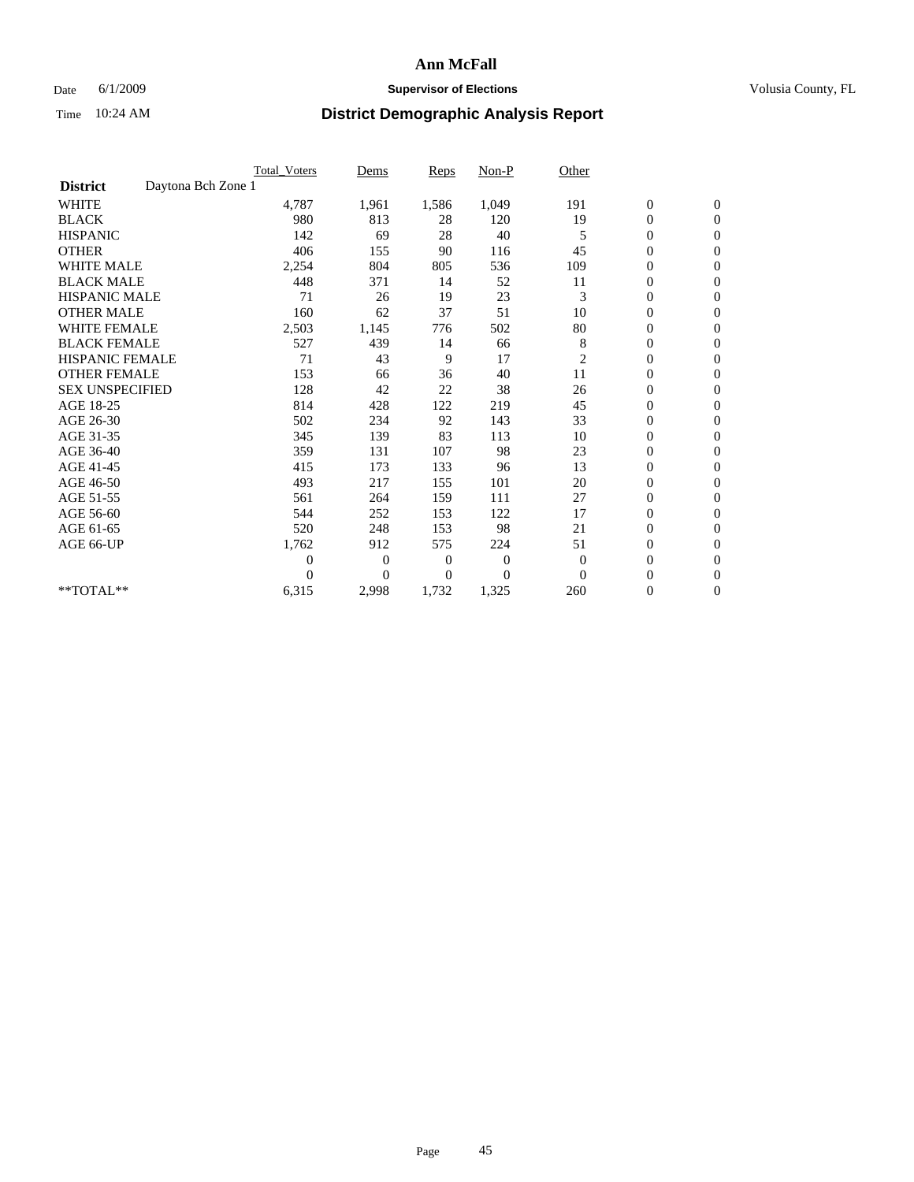# Ann McFall

Date 6/1/2009 **Supervisor of Elections** Volusia County, FL

Time 10:24 AM **District Demographic Analysis Report**

| | Total_Voters | Dems | Reps | Non-P | Other | | |
|---|---|---|---|---|---|---|---|
| **District** Daytona Bch Zone 1 | | | | | | | |
| WHITE | 4,787 | 1,961 | 1,586 | 1,049 | 191 | 0 | 0 |
| BLACK | 980 | 813 | 28 | 120 | 19 | 0 | 0 |
| HISPANIC | 142 | 69 | 28 | 40 | 5 | 0 | 0 |
| OTHER | 406 | 155 | 90 | 116 | 45 | 0 | 0 |
| WHITE MALE | 2,254 | 804 | 805 | 536 | 109 | 0 | 0 |
| BLACK MALE | 448 | 371 | 14 | 52 | 11 | 0 | 0 |
| HISPANIC MALE | 71 | 26 | 19 | 23 | 3 | 0 | 0 |
| OTHER MALE | 160 | 62 | 37 | 51 | 10 | 0 | 0 |
| WHITE FEMALE | 2,503 | 1,145 | 776 | 502 | 80 | 0 | 0 |
| BLACK FEMALE | 527 | 439 | 14 | 66 | 8 | 0 | 0 |
| HISPANIC FEMALE | 71 | 43 | 9 | 17 | 2 | 0 | 0 |
| OTHER FEMALE | 153 | 66 | 36 | 40 | 11 | 0 | 0 |
| SEX UNSPECIFIED | 128 | 42 | 22 | 38 | 26 | 0 | 0 |
| AGE 18-25 | 814 | 428 | 122 | 219 | 45 | 0 | 0 |
| AGE 26-30 | 502 | 234 | 92 | 143 | 33 | 0 | 0 |
| AGE 31-35 | 345 | 139 | 83 | 113 | 10 | 0 | 0 |
| AGE 36-40 | 359 | 131 | 107 | 98 | 23 | 0 | 0 |
| AGE 41-45 | 415 | 173 | 133 | 96 | 13 | 0 | 0 |
| AGE 46-50 | 493 | 217 | 155 | 101 | 20 | 0 | 0 |
| AGE 51-55 | 561 | 264 | 159 | 111 | 27 | 0 | 0 |
| AGE 56-60 | 544 | 252 | 153 | 122 | 17 | 0 | 0 |
| AGE 61-65 | 520 | 248 | 153 | 98 | 21 | 0 | 0 |
| AGE 66-UP | 1,762 | 912 | 575 | 224 | 51 | 0 | 0 |
| | 0 | 0 | 0 | 0 | 0 | 0 | 0 |
| | 0 | 0 | 0 | 0 | 0 | 0 | 0 |
| **TOTAL** | 6,315 | 2,998 | 1,732 | 1,325 | 260 | 0 | 0 |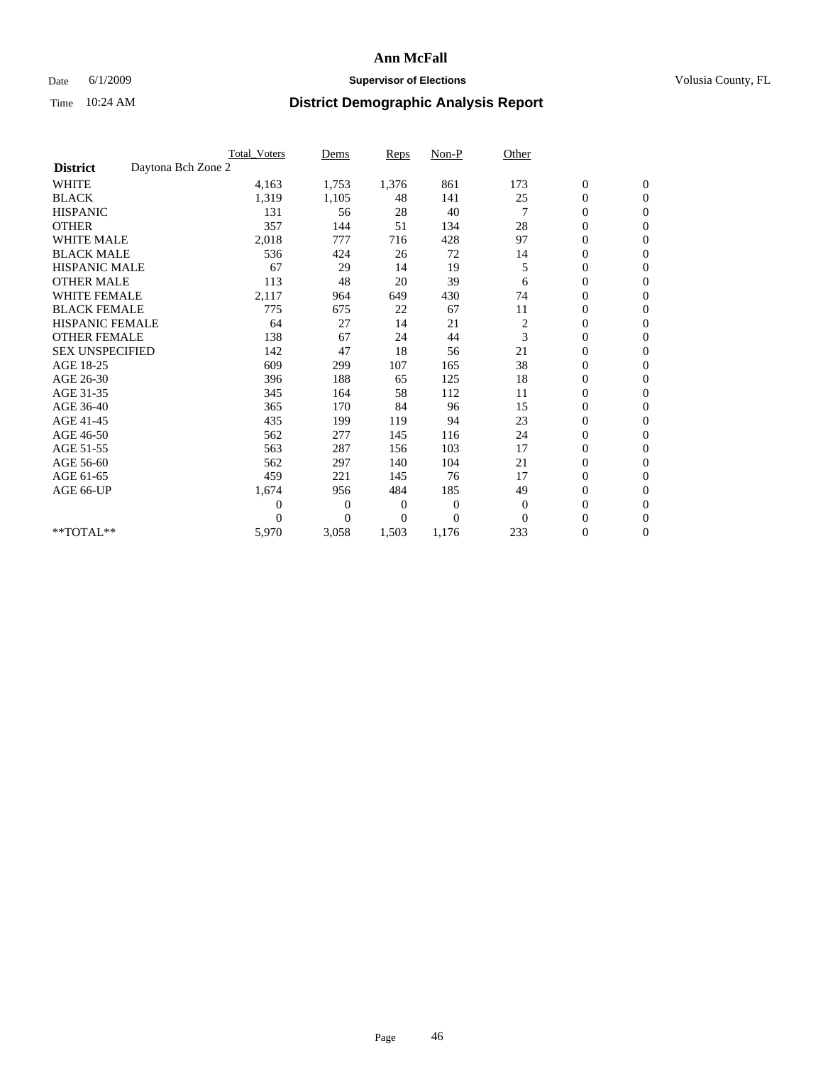# Ann McFall

Date 6/1/2009 **Supervisor of Elections** Volusia County, FL

Time 10:24 AM **District Demographic Analysis Report**

| | Total_Voters | Dems | Reps | Non-P | Other | | |
|---|---|---|---|---|---|---|---|
| **District** Daytona Bch Zone 2 | | | | | | | |
| WHITE | 4,163 | 1,753 | 1,376 | 861 | 173 | 0 | 0 |
| BLACK | 1,319 | 1,105 | 48 | 141 | 25 | 0 | 0 |
| HISPANIC | 131 | 56 | 28 | 40 | 7 | 0 | 0 |
| OTHER | 357 | 144 | 51 | 134 | 28 | 0 | 0 |
| WHITE MALE | 2,018 | 777 | 716 | 428 | 97 | 0 | 0 |
| BLACK MALE | 536 | 424 | 26 | 72 | 14 | 0 | 0 |
| HISPANIC MALE | 67 | 29 | 14 | 19 | 5 | 0 | 0 |
| OTHER MALE | 113 | 48 | 20 | 39 | 6 | 0 | 0 |
| WHITE FEMALE | 2,117 | 964 | 649 | 430 | 74 | 0 | 0 |
| BLACK FEMALE | 775 | 675 | 22 | 67 | 11 | 0 | 0 |
| HISPANIC FEMALE | 64 | 27 | 14 | 21 | 2 | 0 | 0 |
| OTHER FEMALE | 138 | 67 | 24 | 44 | 3 | 0 | 0 |
| SEX UNSPECIFIED | 142 | 47 | 18 | 56 | 21 | 0 | 0 |
| AGE 18-25 | 609 | 299 | 107 | 165 | 38 | 0 | 0 |
| AGE 26-30 | 396 | 188 | 65 | 125 | 18 | 0 | 0 |
| AGE 31-35 | 345 | 164 | 58 | 112 | 11 | 0 | 0 |
| AGE 36-40 | 365 | 170 | 84 | 96 | 15 | 0 | 0 |
| AGE 41-45 | 435 | 199 | 119 | 94 | 23 | 0 | 0 |
| AGE 46-50 | 562 | 277 | 145 | 116 | 24 | 0 | 0 |
| AGE 51-55 | 563 | 287 | 156 | 103 | 17 | 0 | 0 |
| AGE 56-60 | 562 | 297 | 140 | 104 | 21 | 0 | 0 |
| AGE 61-65 | 459 | 221 | 145 | 76 | 17 | 0 | 0 |
| AGE 66-UP | 1,674 | 956 | 484 | 185 | 49 | 0 | 0 |
| | 0 | 0 | 0 | 0 | 0 | 0 | 0 |
| | 0 | 0 | 0 | 0 | 0 | 0 | 0 |
| **TOTAL** | 5,970 | 3,058 | 1,503 | 1,176 | 233 | 0 | 0 |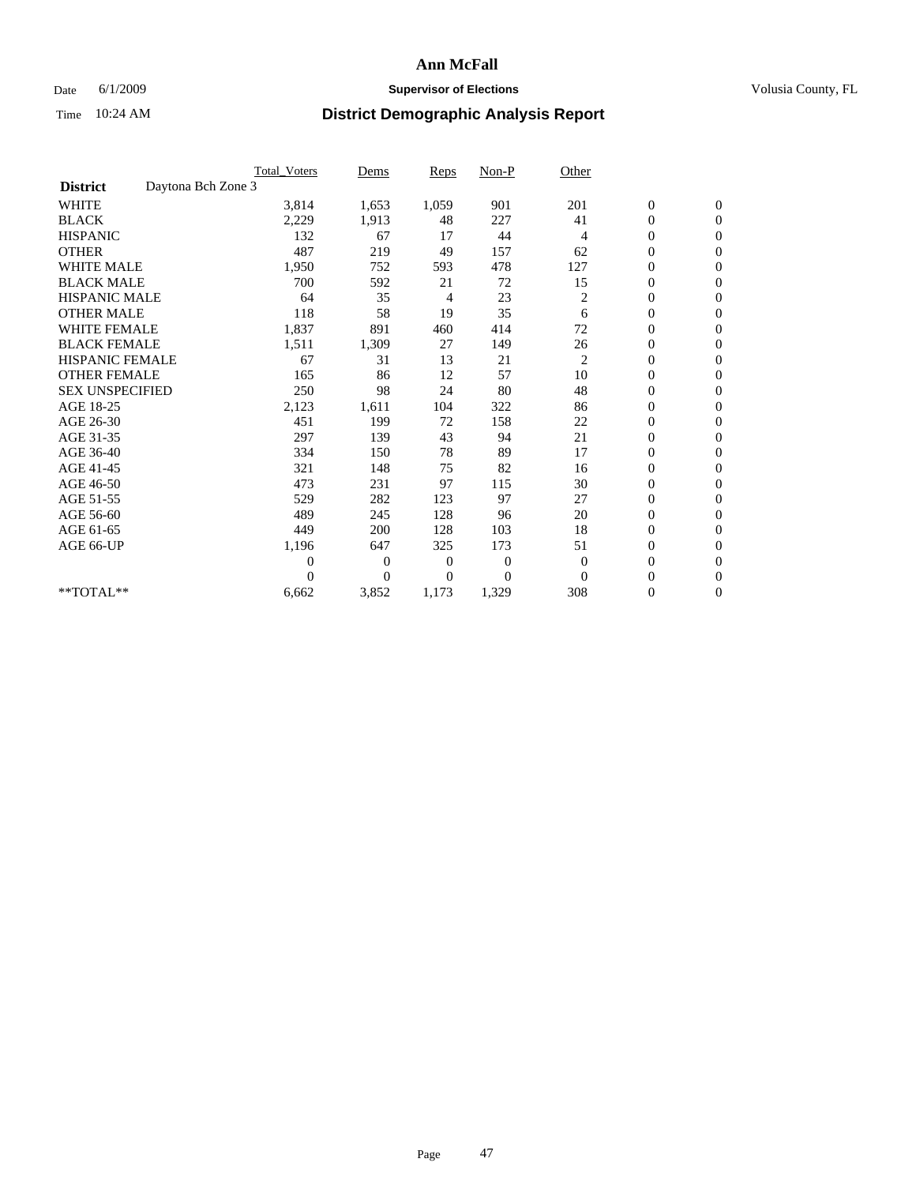# Ann McFall

Date 6/1/2009 **Supervisor of Elections** Volusia County, FL

Time 10:24 AM **District Demographic Analysis Report**

| | Total_Voters | Dems | Reps | Non-P | Other | | |
|---|---|---|---|---|---|---|---|
| **District** Daytona Bch Zone 3 | | | | | | | |
| WHITE | 3,814 | 1,653 | 1,059 | 901 | 201 | 0 | 0 |
| BLACK | 2,229 | 1,913 | 48 | 227 | 41 | 0 | 0 |
| HISPANIC | 132 | 67 | 17 | 44 | 4 | 0 | 0 |
| OTHER | 487 | 219 | 49 | 157 | 62 | 0 | 0 |
| WHITE MALE | 1,950 | 752 | 593 | 478 | 127 | 0 | 0 |
| BLACK MALE | 700 | 592 | 21 | 72 | 15 | 0 | 0 |
| HISPANIC MALE | 64 | 35 | 4 | 23 | 2 | 0 | 0 |
| OTHER MALE | 118 | 58 | 19 | 35 | 6 | 0 | 0 |
| WHITE FEMALE | 1,837 | 891 | 460 | 414 | 72 | 0 | 0 |
| BLACK FEMALE | 1,511 | 1,309 | 27 | 149 | 26 | 0 | 0 |
| HISPANIC FEMALE | 67 | 31 | 13 | 21 | 2 | 0 | 0 |
| OTHER FEMALE | 165 | 86 | 12 | 57 | 10 | 0 | 0 |
| SEX UNSPECIFIED | 250 | 98 | 24 | 80 | 48 | 0 | 0 |
| AGE 18-25 | 2,123 | 1,611 | 104 | 322 | 86 | 0 | 0 |
| AGE 26-30 | 451 | 199 | 72 | 158 | 22 | 0 | 0 |
| AGE 31-35 | 297 | 139 | 43 | 94 | 21 | 0 | 0 |
| AGE 36-40 | 334 | 150 | 78 | 89 | 17 | 0 | 0 |
| AGE 41-45 | 321 | 148 | 75 | 82 | 16 | 0 | 0 |
| AGE 46-50 | 473 | 231 | 97 | 115 | 30 | 0 | 0 |
| AGE 51-55 | 529 | 282 | 123 | 97 | 27 | 0 | 0 |
| AGE 56-60 | 489 | 245 | 128 | 96 | 20 | 0 | 0 |
| AGE 61-65 | 449 | 200 | 128 | 103 | 18 | 0 | 0 |
| AGE 66-UP | 1,196 | 647 | 325 | 173 | 51 | 0 | 0 |
| | 0 | 0 | 0 | 0 | 0 | 0 | 0 |
| | 0 | 0 | 0 | 0 | 0 | 0 | 0 |
| **TOTAL** | 6,662 | 3,852 | 1,173 | 1,329 | 308 | 0 | 0 |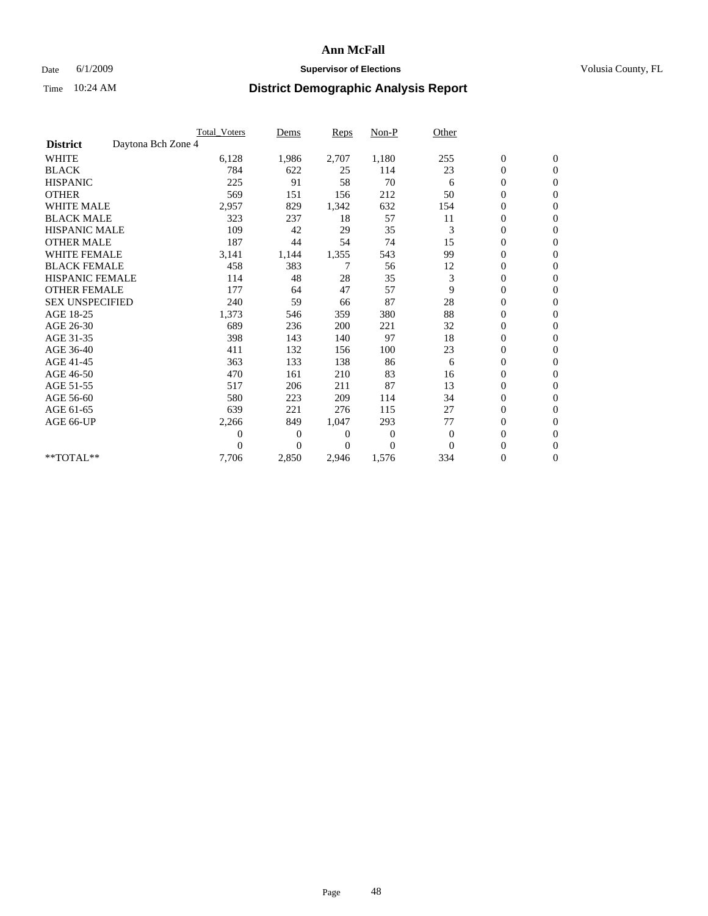# Ann McFall

Date 6/1/2009 **Supervisor of Elections** Volusia County, FL

Time 10:24 AM **District Demographic Analysis Report**

| | Total_Voters | Dems | Reps | Non-P | Other | | |
|---|---|---|---|---|---|---|---|
| **District** Daytona Bch Zone 4 | | | | | | | |
| WHITE | 6,128 | 1,986 | 2,707 | 1,180 | 255 | 0 | 0 |
| BLACK | 784 | 622 | 25 | 114 | 23 | 0 | 0 |
| HISPANIC | 225 | 91 | 58 | 70 | 6 | 0 | 0 |
| OTHER | 569 | 151 | 156 | 212 | 50 | 0 | 0 |
| WHITE MALE | 2,957 | 829 | 1,342 | 632 | 154 | 0 | 0 |
| BLACK MALE | 323 | 237 | 18 | 57 | 11 | 0 | 0 |
| HISPANIC MALE | 109 | 42 | 29 | 35 | 3 | 0 | 0 |
| OTHER MALE | 187 | 44 | 54 | 74 | 15 | 0 | 0 |
| WHITE FEMALE | 3,141 | 1,144 | 1,355 | 543 | 99 | 0 | 0 |
| BLACK FEMALE | 458 | 383 | 7 | 56 | 12 | 0 | 0 |
| HISPANIC FEMALE | 114 | 48 | 28 | 35 | 3 | 0 | 0 |
| OTHER FEMALE | 177 | 64 | 47 | 57 | 9 | 0 | 0 |
| SEX UNSPECIFIED | 240 | 59 | 66 | 87 | 28 | 0 | 0 |
| AGE 18-25 | 1,373 | 546 | 359 | 380 | 88 | 0 | 0 |
| AGE 26-30 | 689 | 236 | 200 | 221 | 32 | 0 | 0 |
| AGE 31-35 | 398 | 143 | 140 | 97 | 18 | 0 | 0 |
| AGE 36-40 | 411 | 132 | 156 | 100 | 23 | 0 | 0 |
| AGE 41-45 | 363 | 133 | 138 | 86 | 6 | 0 | 0 |
| AGE 46-50 | 470 | 161 | 210 | 83 | 16 | 0 | 0 |
| AGE 51-55 | 517 | 206 | 211 | 87 | 13 | 0 | 0 |
| AGE 56-60 | 580 | 223 | 209 | 114 | 34 | 0 | 0 |
| AGE 61-65 | 639 | 221 | 276 | 115 | 27 | 0 | 0 |
| AGE 66-UP | 2,266 | 849 | 1,047 | 293 | 77 | 0 | 0 |
| | 0 | 0 | 0 | 0 | 0 | 0 | 0 |
| | 0 | 0 | 0 | 0 | 0 | 0 | 0 |
| **TOTAL** | 7,706 | 2,850 | 2,946 | 1,576 | 334 | 0 | 0 |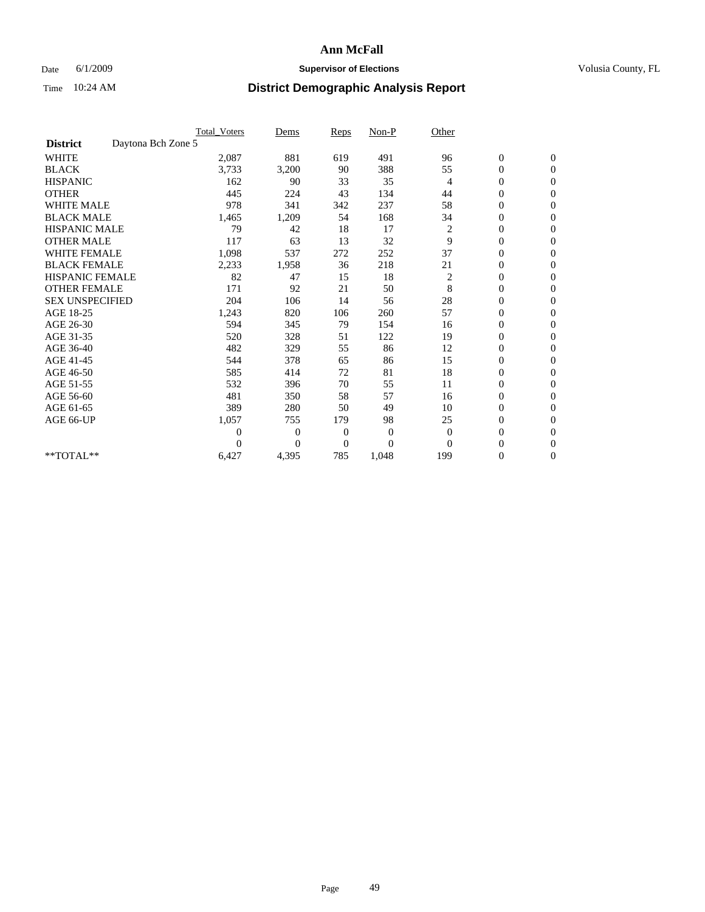# Ann McFall

Date 6/1/2009 **Supervisor of Elections** Volusia County, FL

Time 10:24 AM **District Demographic Analysis Report**

| | Total_Voters | Dems | Reps | Non-P | Other | | |
|---|---|---|---|---|---|---|---|
| **District** Daytona Bch Zone 5 | | | | | | | |
| WHITE | 2,087 | 881 | 619 | 491 | 96 | 0 | 0 |
| BLACK | 3,733 | 3,200 | 90 | 388 | 55 | 0 | 0 |
| HISPANIC | 162 | 90 | 33 | 35 | 4 | 0 | 0 |
| OTHER | 445 | 224 | 43 | 134 | 44 | 0 | 0 |
| WHITE MALE | 978 | 341 | 342 | 237 | 58 | 0 | 0 |
| BLACK MALE | 1,465 | 1,209 | 54 | 168 | 34 | 0 | 0 |
| HISPANIC MALE | 79 | 42 | 18 | 17 | 2 | 0 | 0 |
| OTHER MALE | 117 | 63 | 13 | 32 | 9 | 0 | 0 |
| WHITE FEMALE | 1,098 | 537 | 272 | 252 | 37 | 0 | 0 |
| BLACK FEMALE | 2,233 | 1,958 | 36 | 218 | 21 | 0 | 0 |
| HISPANIC FEMALE | 82 | 47 | 15 | 18 | 2 | 0 | 0 |
| OTHER FEMALE | 171 | 92 | 21 | 50 | 8 | 0 | 0 |
| SEX UNSPECIFIED | 204 | 106 | 14 | 56 | 28 | 0 | 0 |
| AGE 18-25 | 1,243 | 820 | 106 | 260 | 57 | 0 | 0 |
| AGE 26-30 | 594 | 345 | 79 | 154 | 16 | 0 | 0 |
| AGE 31-35 | 520 | 328 | 51 | 122 | 19 | 0 | 0 |
| AGE 36-40 | 482 | 329 | 55 | 86 | 12 | 0 | 0 |
| AGE 41-45 | 544 | 378 | 65 | 86 | 15 | 0 | 0 |
| AGE 46-50 | 585 | 414 | 72 | 81 | 18 | 0 | 0 |
| AGE 51-55 | 532 | 396 | 70 | 55 | 11 | 0 | 0 |
| AGE 56-60 | 481 | 350 | 58 | 57 | 16 | 0 | 0 |
| AGE 61-65 | 389 | 280 | 50 | 49 | 10 | 0 | 0 |
| AGE 66-UP | 1,057 | 755 | 179 | 98 | 25 | 0 | 0 |
| | 0 | 0 | 0 | 0 | 0 | 0 | 0 |
| | 0 | 0 | 0 | 0 | 0 | 0 | 0 |
| **TOTAL** | 6,427 | 4,395 | 785 | 1,048 | 199 | 0 | 0 |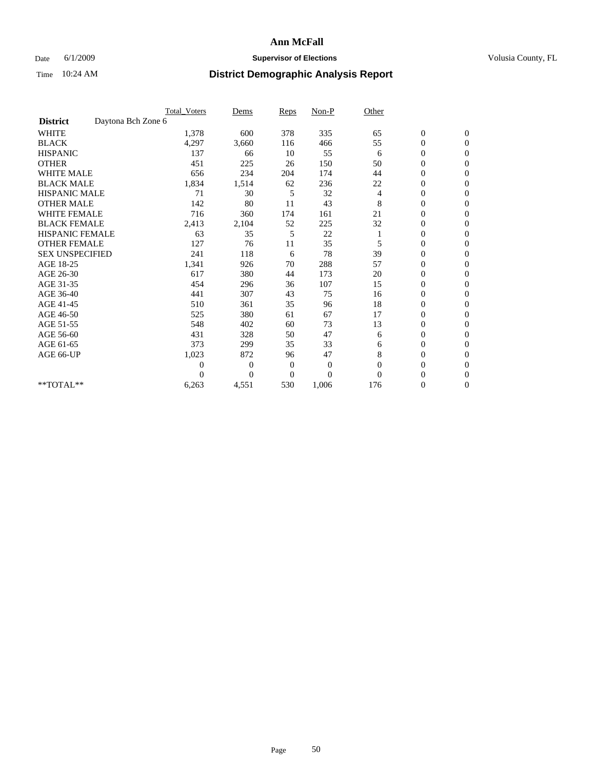# Ann McFall

Date 6/1/2009 **Supervisor of Elections** Volusia County, FL

Time 10:24 AM **District Demographic Analysis Report**

| | Total_Voters | Dems | Reps | Non-P | Other | | |
|---|---|---|---|---|---|---|---|
| **District** Daytona Bch Zone 6 | | | | | | | |
| WHITE | 1,378 | 600 | 378 | 335 | 65 | 0 | 0 |
| BLACK | 4,297 | 3,660 | 116 | 466 | 55 | 0 | 0 |
| HISPANIC | 137 | 66 | 10 | 55 | 6 | 0 | 0 |
| OTHER | 451 | 225 | 26 | 150 | 50 | 0 | 0 |
| WHITE MALE | 656 | 234 | 204 | 174 | 44 | 0 | 0 |
| BLACK MALE | 1,834 | 1,514 | 62 | 236 | 22 | 0 | 0 |
| HISPANIC MALE | 71 | 30 | 5 | 32 | 4 | 0 | 0 |
| OTHER MALE | 142 | 80 | 11 | 43 | 8 | 0 | 0 |
| WHITE FEMALE | 716 | 360 | 174 | 161 | 21 | 0 | 0 |
| BLACK FEMALE | 2,413 | 2,104 | 52 | 225 | 32 | 0 | 0 |
| HISPANIC FEMALE | 63 | 35 | 5 | 22 | 1 | 0 | 0 |
| OTHER FEMALE | 127 | 76 | 11 | 35 | 5 | 0 | 0 |
| SEX UNSPECIFIED | 241 | 118 | 6 | 78 | 39 | 0 | 0 |
| AGE 18-25 | 1,341 | 926 | 70 | 288 | 57 | 0 | 0 |
| AGE 26-30 | 617 | 380 | 44 | 173 | 20 | 0 | 0 |
| AGE 31-35 | 454 | 296 | 36 | 107 | 15 | 0 | 0 |
| AGE 36-40 | 441 | 307 | 43 | 75 | 16 | 0 | 0 |
| AGE 41-45 | 510 | 361 | 35 | 96 | 18 | 0 | 0 |
| AGE 46-50 | 525 | 380 | 61 | 67 | 17 | 0 | 0 |
| AGE 51-55 | 548 | 402 | 60 | 73 | 13 | 0 | 0 |
| AGE 56-60 | 431 | 328 | 50 | 47 | 6 | 0 | 0 |
| AGE 61-65 | 373 | 299 | 35 | 33 | 6 | 0 | 0 |
| AGE 66-UP | 1,023 | 872 | 96 | 47 | 8 | 0 | 0 |
| | 0 | 0 | 0 | 0 | 0 | 0 | 0 |
| | 0 | 0 | 0 | 0 | 0 | 0 | 0 |
| **TOTAL** | 6,263 | 4,551 | 530 | 1,006 | 176 | 0 | 0 |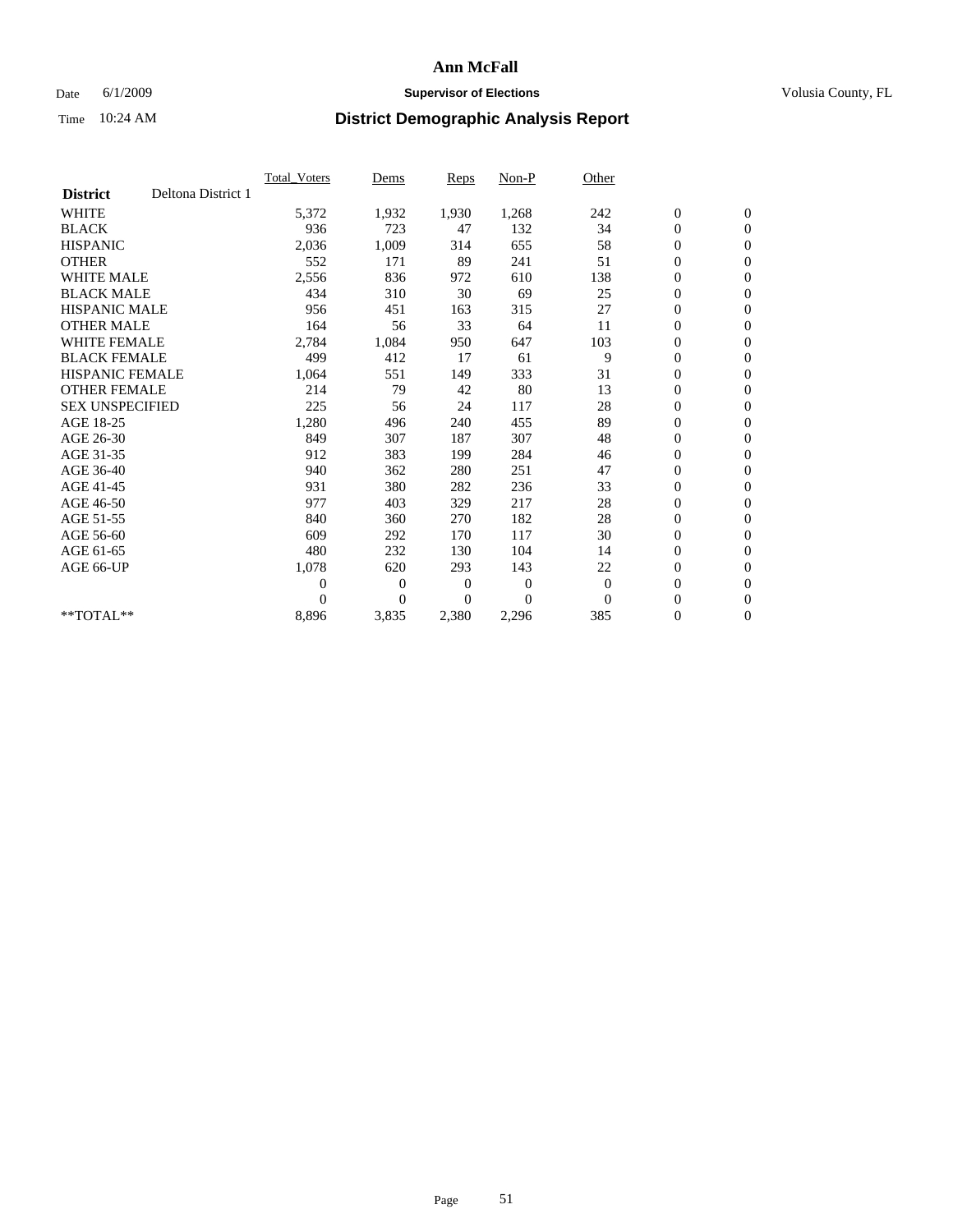# Ann McFall

Date 6/1/2009 **Supervisor of Elections** Volusia County, FL

Time 10:24 AM **District Demographic Analysis Report**

| | Total_Voters | Dems | Reps | Non-P | Other | | |
|---|---|---|---|---|---|---|---|
| **District** Deltona District 1 | | | | | | | |
| WHITE | 5,372 | 1,932 | 1,930 | 1,268 | 242 | 0 | 0 |
| BLACK | 936 | 723 | 47 | 132 | 34 | 0 | 0 |
| HISPANIC | 2,036 | 1,009 | 314 | 655 | 58 | 0 | 0 |
| OTHER | 552 | 171 | 89 | 241 | 51 | 0 | 0 |
| WHITE MALE | 2,556 | 836 | 972 | 610 | 138 | 0 | 0 |
| BLACK MALE | 434 | 310 | 30 | 69 | 25 | 0 | 0 |
| HISPANIC MALE | 956 | 451 | 163 | 315 | 27 | 0 | 0 |
| OTHER MALE | 164 | 56 | 33 | 64 | 11 | 0 | 0 |
| WHITE FEMALE | 2,784 | 1,084 | 950 | 647 | 103 | 0 | 0 |
| BLACK FEMALE | 499 | 412 | 17 | 61 | 9 | 0 | 0 |
| HISPANIC FEMALE | 1,064 | 551 | 149 | 333 | 31 | 0 | 0 |
| OTHER FEMALE | 214 | 79 | 42 | 80 | 13 | 0 | 0 |
| SEX UNSPECIFIED | 225 | 56 | 24 | 117 | 28 | 0 | 0 |
| AGE 18-25 | 1,280 | 496 | 240 | 455 | 89 | 0 | 0 |
| AGE 26-30 | 849 | 307 | 187 | 307 | 48 | 0 | 0 |
| AGE 31-35 | 912 | 383 | 199 | 284 | 46 | 0 | 0 |
| AGE 36-40 | 940 | 362 | 280 | 251 | 47 | 0 | 0 |
| AGE 41-45 | 931 | 380 | 282 | 236 | 33 | 0 | 0 |
| AGE 46-50 | 977 | 403 | 329 | 217 | 28 | 0 | 0 |
| AGE 51-55 | 840 | 360 | 270 | 182 | 28 | 0 | 0 |
| AGE 56-60 | 609 | 292 | 170 | 117 | 30 | 0 | 0 |
| AGE 61-65 | 480 | 232 | 130 | 104 | 14 | 0 | 0 |
| AGE 66-UP | 1,078 | 620 | 293 | 143 | 22 | 0 | 0 |
| | 0 | 0 | 0 | 0 | 0 | 0 | 0 |
| | 0 | 0 | 0 | 0 | 0 | 0 | 0 |
| **TOTAL** | 8,896 | 3,835 | 2,380 | 2,296 | 385 | 0 | 0 |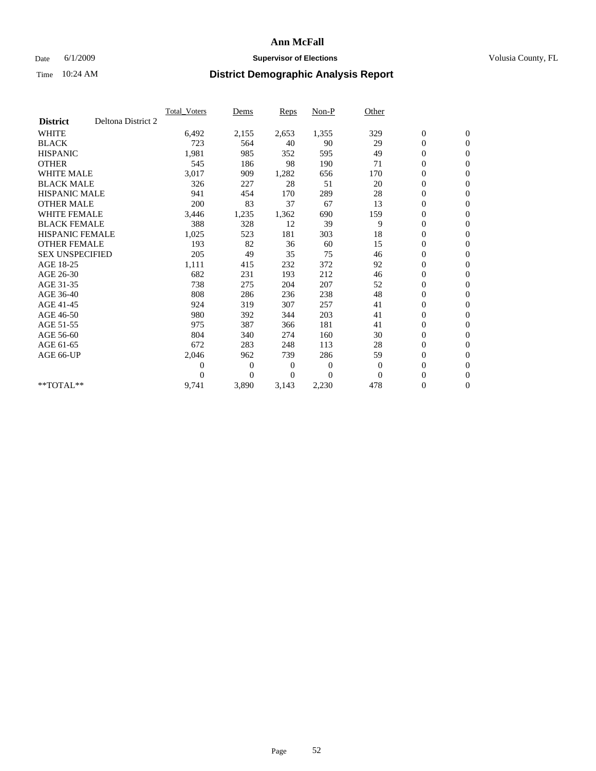# Ann McFall

Date 6/1/2009 **Supervisor of Elections** Volusia County, FL

Time 10:24 AM **District Demographic Analysis Report**

| | Total_Voters | Dems | Reps | Non-P | Other | | |
|---|---|---|---|---|---|---|---|
| **District** Deltona District 2 | | | | | | | |
| WHITE | 6,492 | 2,155 | 2,653 | 1,355 | 329 | 0 | 0 |
| BLACK | 723 | 564 | 40 | 90 | 29 | 0 | 0 |
| HISPANIC | 1,981 | 985 | 352 | 595 | 49 | 0 | 0 |
| OTHER | 545 | 186 | 98 | 190 | 71 | 0 | 0 |
| WHITE MALE | 3,017 | 909 | 1,282 | 656 | 170 | 0 | 0 |
| BLACK MALE | 326 | 227 | 28 | 51 | 20 | 0 | 0 |
| HISPANIC MALE | 941 | 454 | 170 | 289 | 28 | 0 | 0 |
| OTHER MALE | 200 | 83 | 37 | 67 | 13 | 0 | 0 |
| WHITE FEMALE | 3,446 | 1,235 | 1,362 | 690 | 159 | 0 | 0 |
| BLACK FEMALE | 388 | 328 | 12 | 39 | 9 | 0 | 0 |
| HISPANIC FEMALE | 1,025 | 523 | 181 | 303 | 18 | 0 | 0 |
| OTHER FEMALE | 193 | 82 | 36 | 60 | 15 | 0 | 0 |
| SEX UNSPECIFIED | 205 | 49 | 35 | 75 | 46 | 0 | 0 |
| AGE 18-25 | 1,111 | 415 | 232 | 372 | 92 | 0 | 0 |
| AGE 26-30 | 682 | 231 | 193 | 212 | 46 | 0 | 0 |
| AGE 31-35 | 738 | 275 | 204 | 207 | 52 | 0 | 0 |
| AGE 36-40 | 808 | 286 | 236 | 238 | 48 | 0 | 0 |
| AGE 41-45 | 924 | 319 | 307 | 257 | 41 | 0 | 0 |
| AGE 46-50 | 980 | 392 | 344 | 203 | 41 | 0 | 0 |
| AGE 51-55 | 975 | 387 | 366 | 181 | 41 | 0 | 0 |
| AGE 56-60 | 804 | 340 | 274 | 160 | 30 | 0 | 0 |
| AGE 61-65 | 672 | 283 | 248 | 113 | 28 | 0 | 0 |
| AGE 66-UP | 2,046 | 962 | 739 | 286 | 59 | 0 | 0 |
| | 0 | 0 | 0 | 0 | 0 | 0 | 0 |
| | 0 | 0 | 0 | 0 | 0 | 0 | 0 |
| **TOTAL** | 9,741 | 3,890 | 3,143 | 2,230 | 478 | 0 | 0 |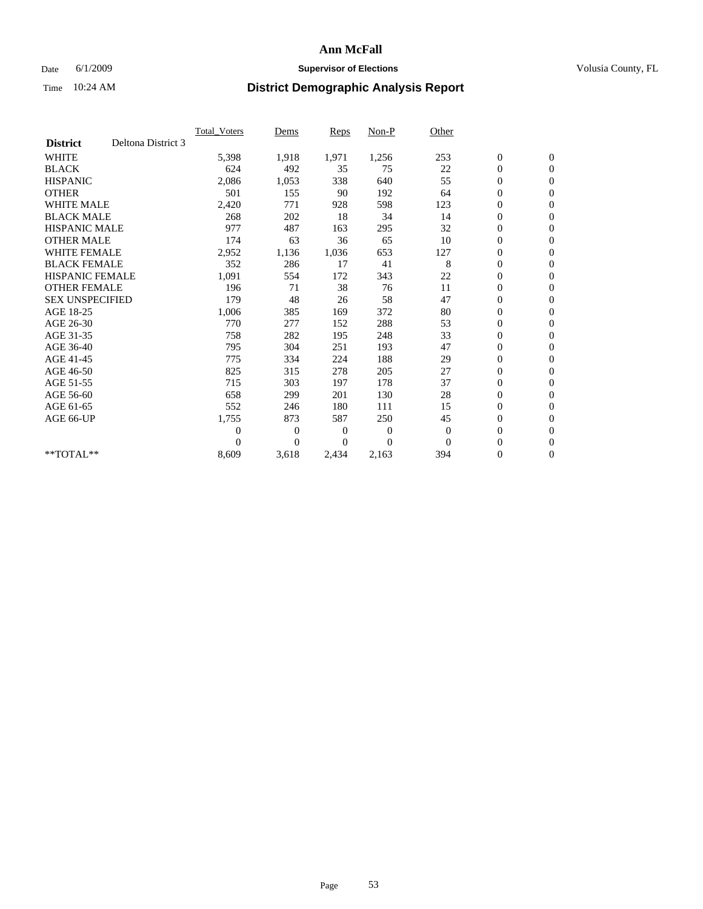# Ann McFall

Date 6/1/2009 **Supervisor of Elections** Volusia County, FL

Time 10:24 AM **District Demographic Analysis Report**

| | Total_Voters | Dems | Reps | Non-P | Other | | |
|---|---|---|---|---|---|---|---|
| **District** Deltona District 3 | | | | | | | |
| WHITE | 5,398 | 1,918 | 1,971 | 1,256 | 253 | 0 | 0 |
| BLACK | 624 | 492 | 35 | 75 | 22 | 0 | 0 |
| HISPANIC | 2,086 | 1,053 | 338 | 640 | 55 | 0 | 0 |
| OTHER | 501 | 155 | 90 | 192 | 64 | 0 | 0 |
| WHITE MALE | 2,420 | 771 | 928 | 598 | 123 | 0 | 0 |
| BLACK MALE | 268 | 202 | 18 | 34 | 14 | 0 | 0 |
| HISPANIC MALE | 977 | 487 | 163 | 295 | 32 | 0 | 0 |
| OTHER MALE | 174 | 63 | 36 | 65 | 10 | 0 | 0 |
| WHITE FEMALE | 2,952 | 1,136 | 1,036 | 653 | 127 | 0 | 0 |
| BLACK FEMALE | 352 | 286 | 17 | 41 | 8 | 0 | 0 |
| HISPANIC FEMALE | 1,091 | 554 | 172 | 343 | 22 | 0 | 0 |
| OTHER FEMALE | 196 | 71 | 38 | 76 | 11 | 0 | 0 |
| SEX UNSPECIFIED | 179 | 48 | 26 | 58 | 47 | 0 | 0 |
| AGE 18-25 | 1,006 | 385 | 169 | 372 | 80 | 0 | 0 |
| AGE 26-30 | 770 | 277 | 152 | 288 | 53 | 0 | 0 |
| AGE 31-35 | 758 | 282 | 195 | 248 | 33 | 0 | 0 |
| AGE 36-40 | 795 | 304 | 251 | 193 | 47 | 0 | 0 |
| AGE 41-45 | 775 | 334 | 224 | 188 | 29 | 0 | 0 |
| AGE 46-50 | 825 | 315 | 278 | 205 | 27 | 0 | 0 |
| AGE 51-55 | 715 | 303 | 197 | 178 | 37 | 0 | 0 |
| AGE 56-60 | 658 | 299 | 201 | 130 | 28 | 0 | 0 |
| AGE 61-65 | 552 | 246 | 180 | 111 | 15 | 0 | 0 |
| AGE 66-UP | 1,755 | 873 | 587 | 250 | 45 | 0 | 0 |
| | 0 | 0 | 0 | 0 | 0 | 0 | 0 |
| | 0 | 0 | 0 | 0 | 0 | 0 | 0 |
| **TOTAL** | 8,609 | 3,618 | 2,434 | 2,163 | 394 | 0 | 0 |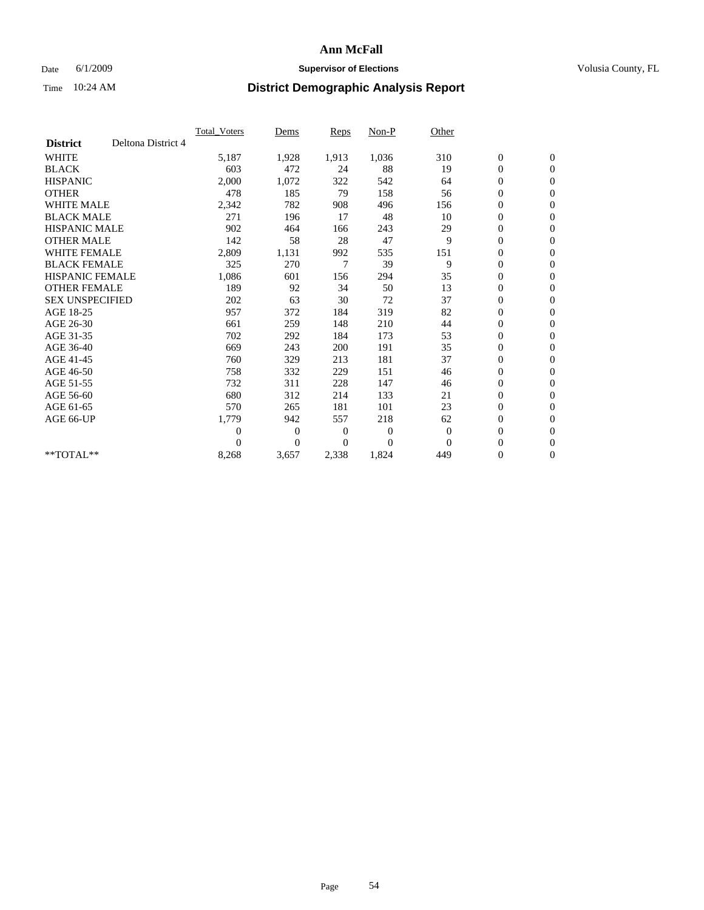# Ann McFall

Date 6/1/2009 **Supervisor of Elections** Volusia County, FL

Time 10:24 AM **District Demographic Analysis Report**

| District | Deltona District 4 | Total_Voters | Dems | Reps | Non-P | Other | | |
|---|---|---|---|---|---|---|---|---|
| WHITE | | 5,187 | 1,928 | 1,913 | 1,036 | 310 | 0 | 0 |
| BLACK | | 603 | 472 | 24 | 88 | 19 | 0 | 0 |
| HISPANIC | | 2,000 | 1,072 | 322 | 542 | 64 | 0 | 0 |
| OTHER | | 478 | 185 | 79 | 158 | 56 | 0 | 0 |
| WHITE MALE | | 2,342 | 782 | 908 | 496 | 156 | 0 | 0 |
| BLACK MALE | | 271 | 196 | 17 | 48 | 10 | 0 | 0 |
| HISPANIC MALE | | 902 | 464 | 166 | 243 | 29 | 0 | 0 |
| OTHER MALE | | 142 | 58 | 28 | 47 | 9 | 0 | 0 |
| WHITE FEMALE | | 2,809 | 1,131 | 992 | 535 | 151 | 0 | 0 |
| BLACK FEMALE | | 325 | 270 | 7 | 39 | 9 | 0 | 0 |
| HISPANIC FEMALE | | 1,086 | 601 | 156 | 294 | 35 | 0 | 0 |
| OTHER FEMALE | | 189 | 92 | 34 | 50 | 13 | 0 | 0 |
| SEX UNSPECIFIED | | 202 | 63 | 30 | 72 | 37 | 0 | 0 |
| AGE 18-25 | | 957 | 372 | 184 | 319 | 82 | 0 | 0 |
| AGE 26-30 | | 661 | 259 | 148 | 210 | 44 | 0 | 0 |
| AGE 31-35 | | 702 | 292 | 184 | 173 | 53 | 0 | 0 |
| AGE 36-40 | | 669 | 243 | 200 | 191 | 35 | 0 | 0 |
| AGE 41-45 | | 760 | 329 | 213 | 181 | 37 | 0 | 0 |
| AGE 46-50 | | 758 | 332 | 229 | 151 | 46 | 0 | 0 |
| AGE 51-55 | | 732 | 311 | 228 | 147 | 46 | 0 | 0 |
| AGE 56-60 | | 680 | 312 | 214 | 133 | 21 | 0 | 0 |
| AGE 61-65 | | 570 | 265 | 181 | 101 | 23 | 0 | 0 |
| AGE 66-UP | | 1,779 | 942 | 557 | 218 | 62 | 0 | 0 |
| | | 0 | 0 | 0 | 0 | 0 | 0 | 0 |
| | | 0 | 0 | 0 | 0 | 0 | 0 | 0 |
| **TOTAL** | | 8,268 | 3,657 | 2,338 | 1,824 | 449 | 0 | 0 |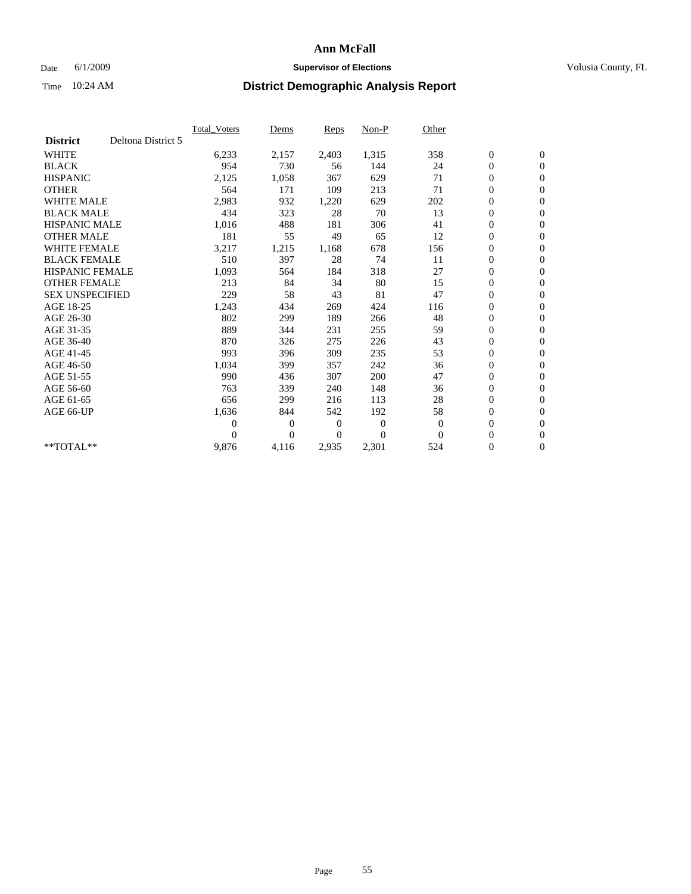# Ann McFall

Date 6/1/2009 **Supervisor of Elections** Volusia County, FL

Time 10:24 AM **District Demographic Analysis Report**

| | Total_Voters | Dems | Reps | Non-P | Other | | |
|---|---|---|---|---|---|---|---|
| **District** Deltona District 5 | | | | | | | |
| WHITE | 6,233 | 2,157 | 2,403 | 1,315 | 358 | 0 | 0 |
| BLACK | 954 | 730 | 56 | 144 | 24 | 0 | 0 |
| HISPANIC | 2,125 | 1,058 | 367 | 629 | 71 | 0 | 0 |
| OTHER | 564 | 171 | 109 | 213 | 71 | 0 | 0 |
| WHITE MALE | 2,983 | 932 | 1,220 | 629 | 202 | 0 | 0 |
| BLACK MALE | 434 | 323 | 28 | 70 | 13 | 0 | 0 |
| HISPANIC MALE | 1,016 | 488 | 181 | 306 | 41 | 0 | 0 |
| OTHER MALE | 181 | 55 | 49 | 65 | 12 | 0 | 0 |
| WHITE FEMALE | 3,217 | 1,215 | 1,168 | 678 | 156 | 0 | 0 |
| BLACK FEMALE | 510 | 397 | 28 | 74 | 11 | 0 | 0 |
| HISPANIC FEMALE | 1,093 | 564 | 184 | 318 | 27 | 0 | 0 |
| OTHER FEMALE | 213 | 84 | 34 | 80 | 15 | 0 | 0 |
| SEX UNSPECIFIED | 229 | 58 | 43 | 81 | 47 | 0 | 0 |
| AGE 18-25 | 1,243 | 434 | 269 | 424 | 116 | 0 | 0 |
| AGE 26-30 | 802 | 299 | 189 | 266 | 48 | 0 | 0 |
| AGE 31-35 | 889 | 344 | 231 | 255 | 59 | 0 | 0 |
| AGE 36-40 | 870 | 326 | 275 | 226 | 43 | 0 | 0 |
| AGE 41-45 | 993 | 396 | 309 | 235 | 53 | 0 | 0 |
| AGE 46-50 | 1,034 | 399 | 357 | 242 | 36 | 0 | 0 |
| AGE 51-55 | 990 | 436 | 307 | 200 | 47 | 0 | 0 |
| AGE 56-60 | 763 | 339 | 240 | 148 | 36 | 0 | 0 |
| AGE 61-65 | 656 | 299 | 216 | 113 | 28 | 0 | 0 |
| AGE 66-UP | 1,636 | 844 | 542 | 192 | 58 | 0 | 0 |
| | 0 | 0 | 0 | 0 | 0 | 0 | 0 |
| | 0 | 0 | 0 | 0 | 0 | 0 | 0 |
| **TOTAL** | 9,876 | 4,116 | 2,935 | 2,301 | 524 | 0 | 0 |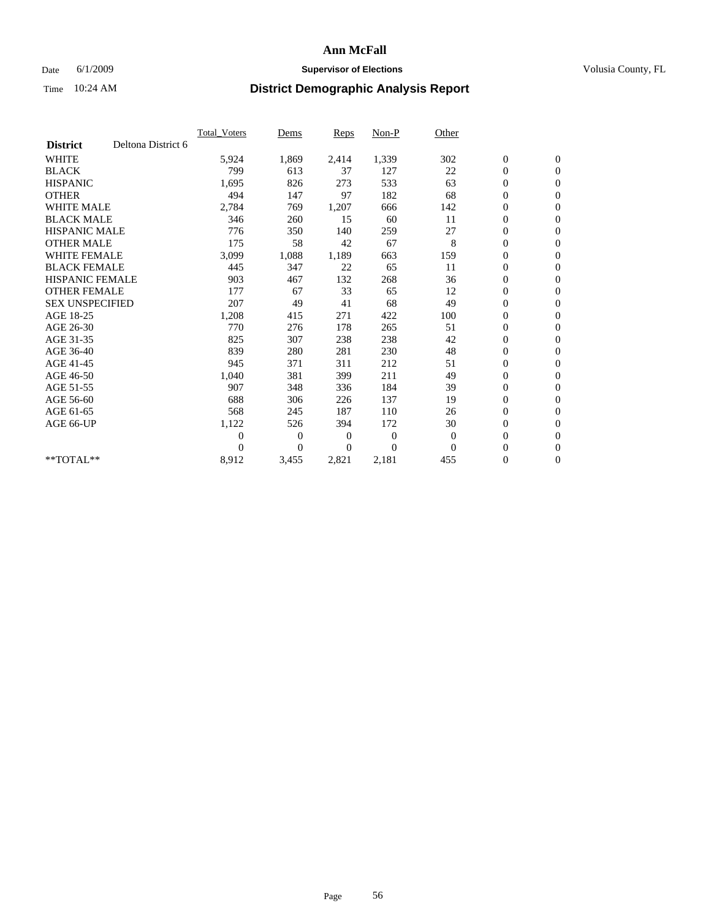# Ann McFall

Date 6/1/2009 **Supervisor of Elections** Volusia County, FL

Time 10:24 AM **District Demographic Analysis Report**

| | Total_Voters | Dems | Reps | Non-P | Other | | |
|---|---|---|---|---|---|---|---|
| **District** Deltona District 6 | | | | | | | |
| WHITE | 5,924 | 1,869 | 2,414 | 1,339 | 302 | 0 | 0 |
| BLACK | 799 | 613 | 37 | 127 | 22 | 0 | 0 |
| HISPANIC | 1,695 | 826 | 273 | 533 | 63 | 0 | 0 |
| OTHER | 494 | 147 | 97 | 182 | 68 | 0 | 0 |
| WHITE MALE | 2,784 | 769 | 1,207 | 666 | 142 | 0 | 0 |
| BLACK MALE | 346 | 260 | 15 | 60 | 11 | 0 | 0 |
| HISPANIC MALE | 776 | 350 | 140 | 259 | 27 | 0 | 0 |
| OTHER MALE | 175 | 58 | 42 | 67 | 8 | 0 | 0 |
| WHITE FEMALE | 3,099 | 1,088 | 1,189 | 663 | 159 | 0 | 0 |
| BLACK FEMALE | 445 | 347 | 22 | 65 | 11 | 0 | 0 |
| HISPANIC FEMALE | 903 | 467 | 132 | 268 | 36 | 0 | 0 |
| OTHER FEMALE | 177 | 67 | 33 | 65 | 12 | 0 | 0 |
| SEX UNSPECIFIED | 207 | 49 | 41 | 68 | 49 | 0 | 0 |
| AGE 18-25 | 1,208 | 415 | 271 | 422 | 100 | 0 | 0 |
| AGE 26-30 | 770 | 276 | 178 | 265 | 51 | 0 | 0 |
| AGE 31-35 | 825 | 307 | 238 | 238 | 42 | 0 | 0 |
| AGE 36-40 | 839 | 280 | 281 | 230 | 48 | 0 | 0 |
| AGE 41-45 | 945 | 371 | 311 | 212 | 51 | 0 | 0 |
| AGE 46-50 | 1,040 | 381 | 399 | 211 | 49 | 0 | 0 |
| AGE 51-55 | 907 | 348 | 336 | 184 | 39 | 0 | 0 |
| AGE 56-60 | 688 | 306 | 226 | 137 | 19 | 0 | 0 |
| AGE 61-65 | 568 | 245 | 187 | 110 | 26 | 0 | 0 |
| AGE 66-UP | 1,122 | 526 | 394 | 172 | 30 | 0 | 0 |
| | 0 | 0 | 0 | 0 | 0 | 0 | 0 |
| | 0 | 0 | 0 | 0 | 0 | 0 | 0 |
| **TOTAL** | 8,912 | 3,455 | 2,821 | 2,181 | 455 | 0 | 0 |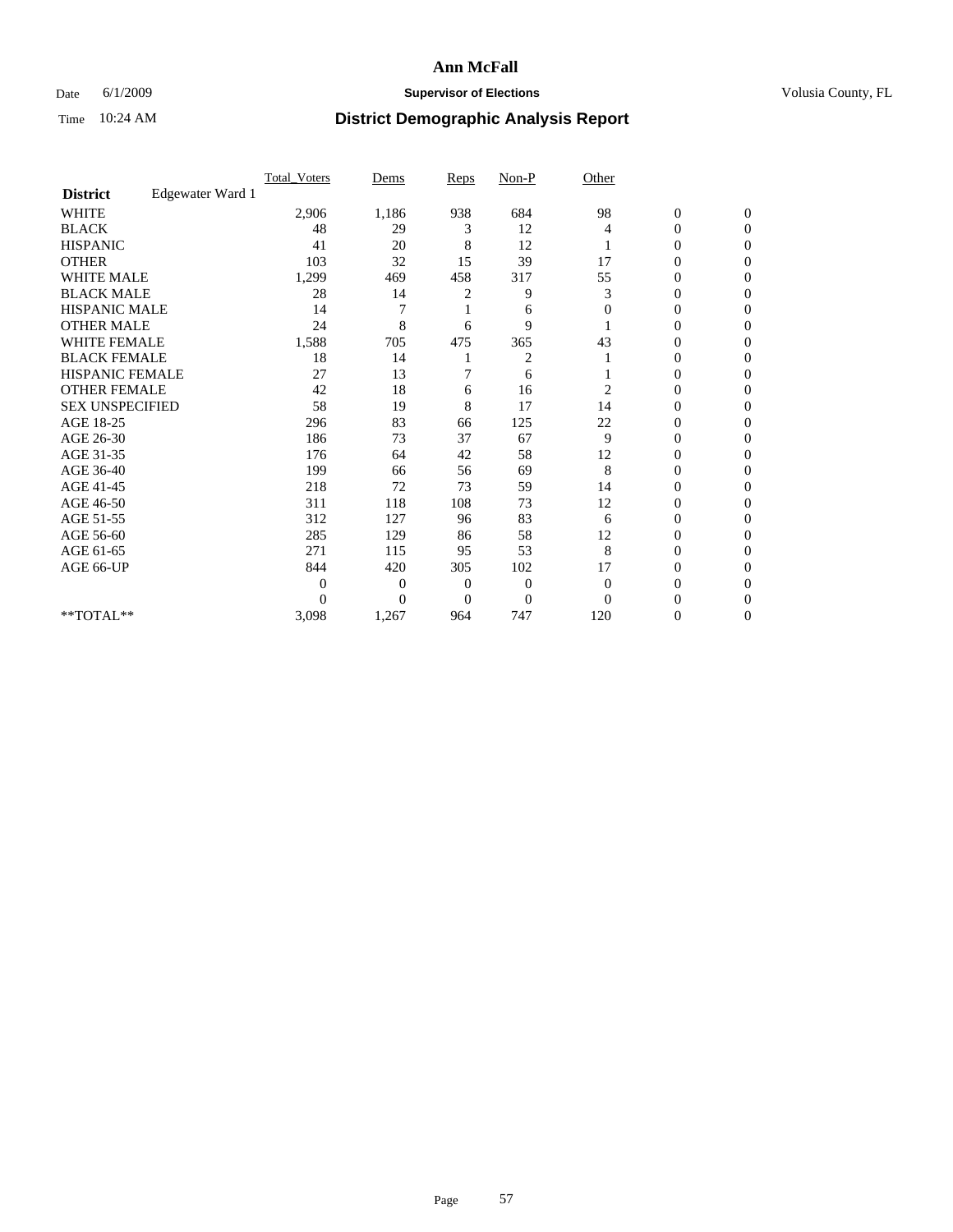# Ann McFall

Date 6/1/2009 **Supervisor of Elections** Volusia County, FL

Time 10:24 AM **District Demographic Analysis Report**

| | Total_Voters | Dems | Reps | Non-P | Other | | |
|---|---|---|---|---|---|---|---|
| **District** Edgewater Ward 1 | | | | | | | |
| WHITE | 2,906 | 1,186 | 938 | 684 | 98 | 0 | 0 |
| BLACK | 48 | 29 | 3 | 12 | 4 | 0 | 0 |
| HISPANIC | 41 | 20 | 8 | 12 | 1 | 0 | 0 |
| OTHER | 103 | 32 | 15 | 39 | 17 | 0 | 0 |
| WHITE MALE | 1,299 | 469 | 458 | 317 | 55 | 0 | 0 |
| BLACK MALE | 28 | 14 | 2 | 9 | 3 | 0 | 0 |
| HISPANIC MALE | 14 | 7 | 1 | 6 | 0 | 0 | 0 |
| OTHER MALE | 24 | 8 | 6 | 9 | 1 | 0 | 0 |
| WHITE FEMALE | 1,588 | 705 | 475 | 365 | 43 | 0 | 0 |
| BLACK FEMALE | 18 | 14 | 1 | 2 | 1 | 0 | 0 |
| HISPANIC FEMALE | 27 | 13 | 7 | 6 | 1 | 0 | 0 |
| OTHER FEMALE | 42 | 18 | 6 | 16 | 2 | 0 | 0 |
| SEX UNSPECIFIED | 58 | 19 | 8 | 17 | 14 | 0 | 0 |
| AGE 18-25 | 296 | 83 | 66 | 125 | 22 | 0 | 0 |
| AGE 26-30 | 186 | 73 | 37 | 67 | 9 | 0 | 0 |
| AGE 31-35 | 176 | 64 | 42 | 58 | 12 | 0 | 0 |
| AGE 36-40 | 199 | 66 | 56 | 69 | 8 | 0 | 0 |
| AGE 41-45 | 218 | 72 | 73 | 59 | 14 | 0 | 0 |
| AGE 46-50 | 311 | 118 | 108 | 73 | 12 | 0 | 0 |
| AGE 51-55 | 312 | 127 | 96 | 83 | 6 | 0 | 0 |
| AGE 56-60 | 285 | 129 | 86 | 58 | 12 | 0 | 0 |
| AGE 61-65 | 271 | 115 | 95 | 53 | 8 | 0 | 0 |
| AGE 66-UP | 844 | 420 | 305 | 102 | 17 | 0 | 0 |
| | 0 | 0 | 0 | 0 | 0 | 0 | 0 |
| | 0 | 0 | 0 | 0 | 0 | 0 | 0 |
| **TOTAL** | 3,098 | 1,267 | 964 | 747 | 120 | 0 | 0 |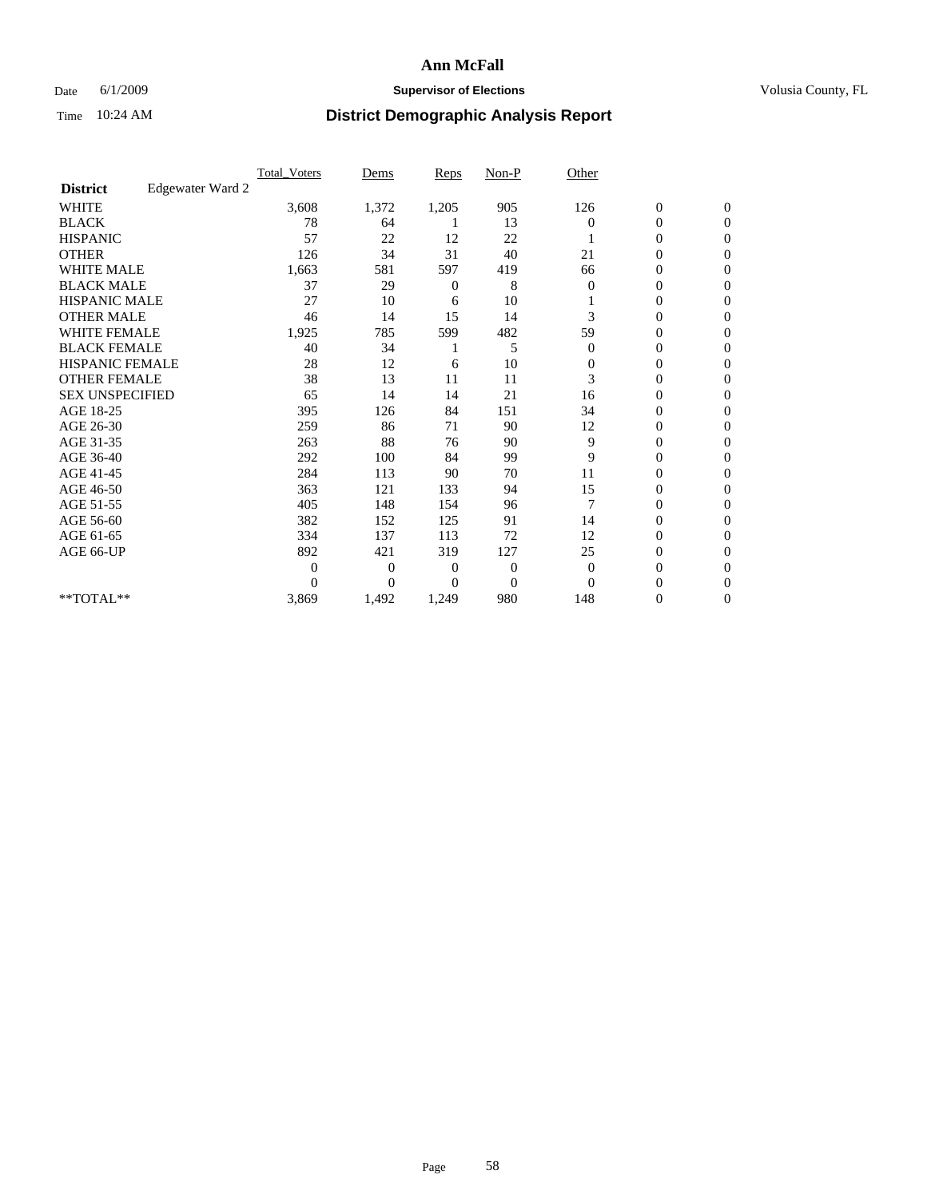# Ann McFall

Date 6/1/2009 **Supervisor of Elections** Volusia County, FL

Time 10:24 AM **District Demographic Analysis Report**

| | Total_Voters | Dems | Reps | Non-P | Other | | |
|---|---|---|---|---|---|---|---|
| **District** Edgewater Ward 2 | | | | | | | |
| WHITE | 3,608 | 1,372 | 1,205 | 905 | 126 | 0 | 0 |
| BLACK | 78 | 64 | 1 | 13 | 0 | 0 | 0 |
| HISPANIC | 57 | 22 | 12 | 22 | 1 | 0 | 0 |
| OTHER | 126 | 34 | 31 | 40 | 21 | 0 | 0 |
| WHITE MALE | 1,663 | 581 | 597 | 419 | 66 | 0 | 0 |
| BLACK MALE | 37 | 29 | 0 | 8 | 0 | 0 | 0 |
| HISPANIC MALE | 27 | 10 | 6 | 10 | 1 | 0 | 0 |
| OTHER MALE | 46 | 14 | 15 | 14 | 3 | 0 | 0 |
| WHITE FEMALE | 1,925 | 785 | 599 | 482 | 59 | 0 | 0 |
| BLACK FEMALE | 40 | 34 | 1 | 5 | 0 | 0 | 0 |
| HISPANIC FEMALE | 28 | 12 | 6 | 10 | 0 | 0 | 0 |
| OTHER FEMALE | 38 | 13 | 11 | 11 | 3 | 0 | 0 |
| SEX UNSPECIFIED | 65 | 14 | 14 | 21 | 16 | 0 | 0 |
| AGE 18-25 | 395 | 126 | 84 | 151 | 34 | 0 | 0 |
| AGE 26-30 | 259 | 86 | 71 | 90 | 12 | 0 | 0 |
| AGE 31-35 | 263 | 88 | 76 | 90 | 9 | 0 | 0 |
| AGE 36-40 | 292 | 100 | 84 | 99 | 9 | 0 | 0 |
| AGE 41-45 | 284 | 113 | 90 | 70 | 11 | 0 | 0 |
| AGE 46-50 | 363 | 121 | 133 | 94 | 15 | 0 | 0 |
| AGE 51-55 | 405 | 148 | 154 | 96 | 7 | 0 | 0 |
| AGE 56-60 | 382 | 152 | 125 | 91 | 14 | 0 | 0 |
| AGE 61-65 | 334 | 137 | 113 | 72 | 12 | 0 | 0 |
| AGE 66-UP | 892 | 421 | 319 | 127 | 25 | 0 | 0 |
| | 0 | 0 | 0 | 0 | 0 | 0 | 0 |
| | 0 | 0 | 0 | 0 | 0 | 0 | 0 |
| **TOTAL** | 3,869 | 1,492 | 1,249 | 980 | 148 | 0 | 0 |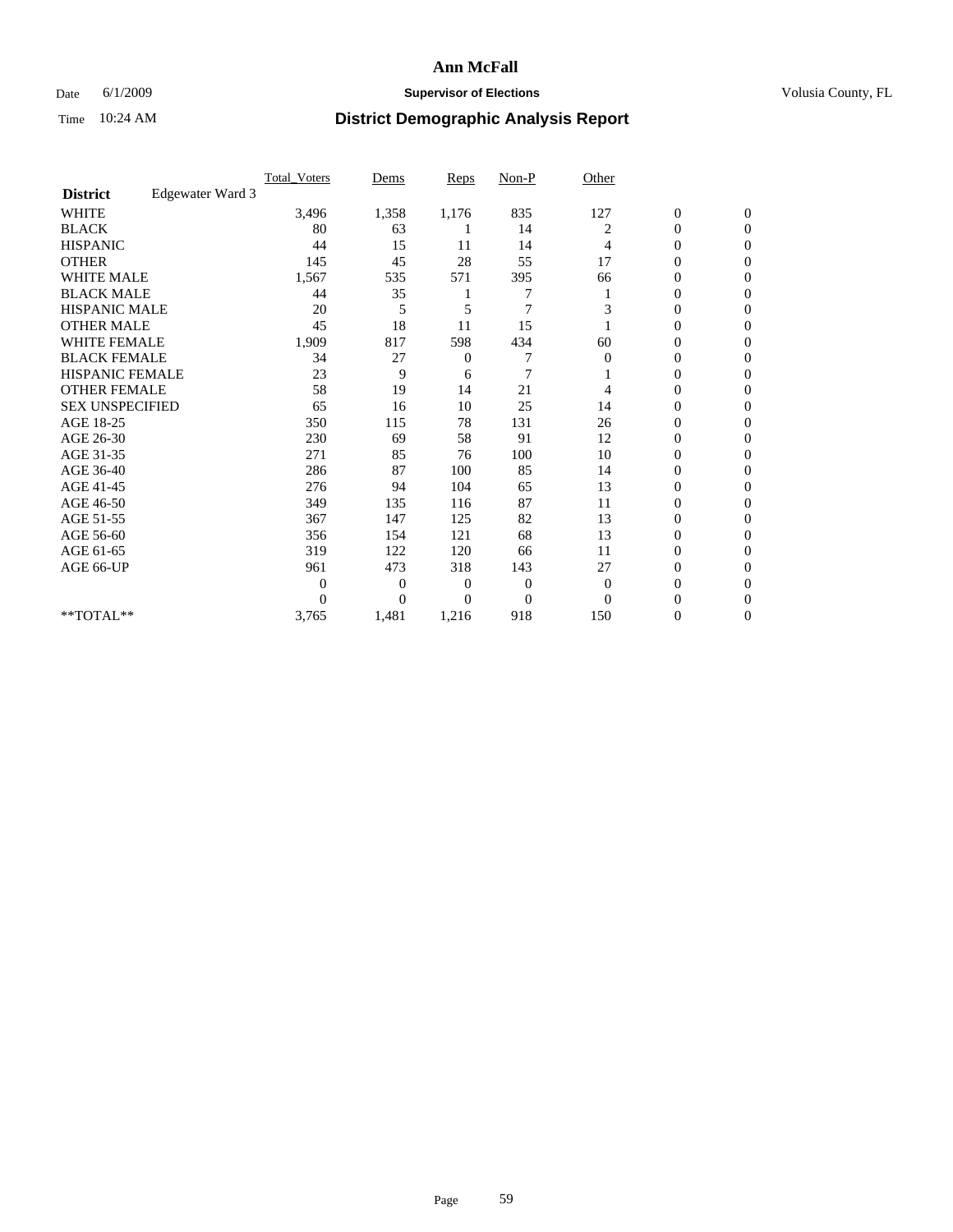# Ann McFall

Date 6/1/2009 **Supervisor of Elections** Volusia County, FL

Time 10:24 AM **District Demographic Analysis Report**

| | Total_Voters | Dems | Reps | Non-P | Other | | |
|---|---|---|---|---|---|---|---|
| **District** Edgewater Ward 3 | | | | | | | |
| WHITE | 3,496 | 1,358 | 1,176 | 835 | 127 | 0 | 0 |
| BLACK | 80 | 63 | 1 | 14 | 2 | 0 | 0 |
| HISPANIC | 44 | 15 | 11 | 14 | 4 | 0 | 0 |
| OTHER | 145 | 45 | 28 | 55 | 17 | 0 | 0 |
| WHITE MALE | 1,567 | 535 | 571 | 395 | 66 | 0 | 0 |
| BLACK MALE | 44 | 35 | 1 | 7 | 1 | 0 | 0 |
| HISPANIC MALE | 20 | 5 | 5 | 7 | 3 | 0 | 0 |
| OTHER MALE | 45 | 18 | 11 | 15 | 1 | 0 | 0 |
| WHITE FEMALE | 1,909 | 817 | 598 | 434 | 60 | 0 | 0 |
| BLACK FEMALE | 34 | 27 | 0 | 7 | 0 | 0 | 0 |
| HISPANIC FEMALE | 23 | 9 | 6 | 7 | 1 | 0 | 0 |
| OTHER FEMALE | 58 | 19 | 14 | 21 | 4 | 0 | 0 |
| SEX UNSPECIFIED | 65 | 16 | 10 | 25 | 14 | 0 | 0 |
| AGE 18-25 | 350 | 115 | 78 | 131 | 26 | 0 | 0 |
| AGE 26-30 | 230 | 69 | 58 | 91 | 12 | 0 | 0 |
| AGE 31-35 | 271 | 85 | 76 | 100 | 10 | 0 | 0 |
| AGE 36-40 | 286 | 87 | 100 | 85 | 14 | 0 | 0 |
| AGE 41-45 | 276 | 94 | 104 | 65 | 13 | 0 | 0 |
| AGE 46-50 | 349 | 135 | 116 | 87 | 11 | 0 | 0 |
| AGE 51-55 | 367 | 147 | 125 | 82 | 13 | 0 | 0 |
| AGE 56-60 | 356 | 154 | 121 | 68 | 13 | 0 | 0 |
| AGE 61-65 | 319 | 122 | 120 | 66 | 11 | 0 | 0 |
| AGE 66-UP | 961 | 473 | 318 | 143 | 27 | 0 | 0 |
| | 0 | 0 | 0 | 0 | 0 | 0 | 0 |
| | 0 | 0 | 0 | 0 | 0 | 0 | 0 |
| **TOTAL** | 3,765 | 1,481 | 1,216 | 918 | 150 | 0 | 0 |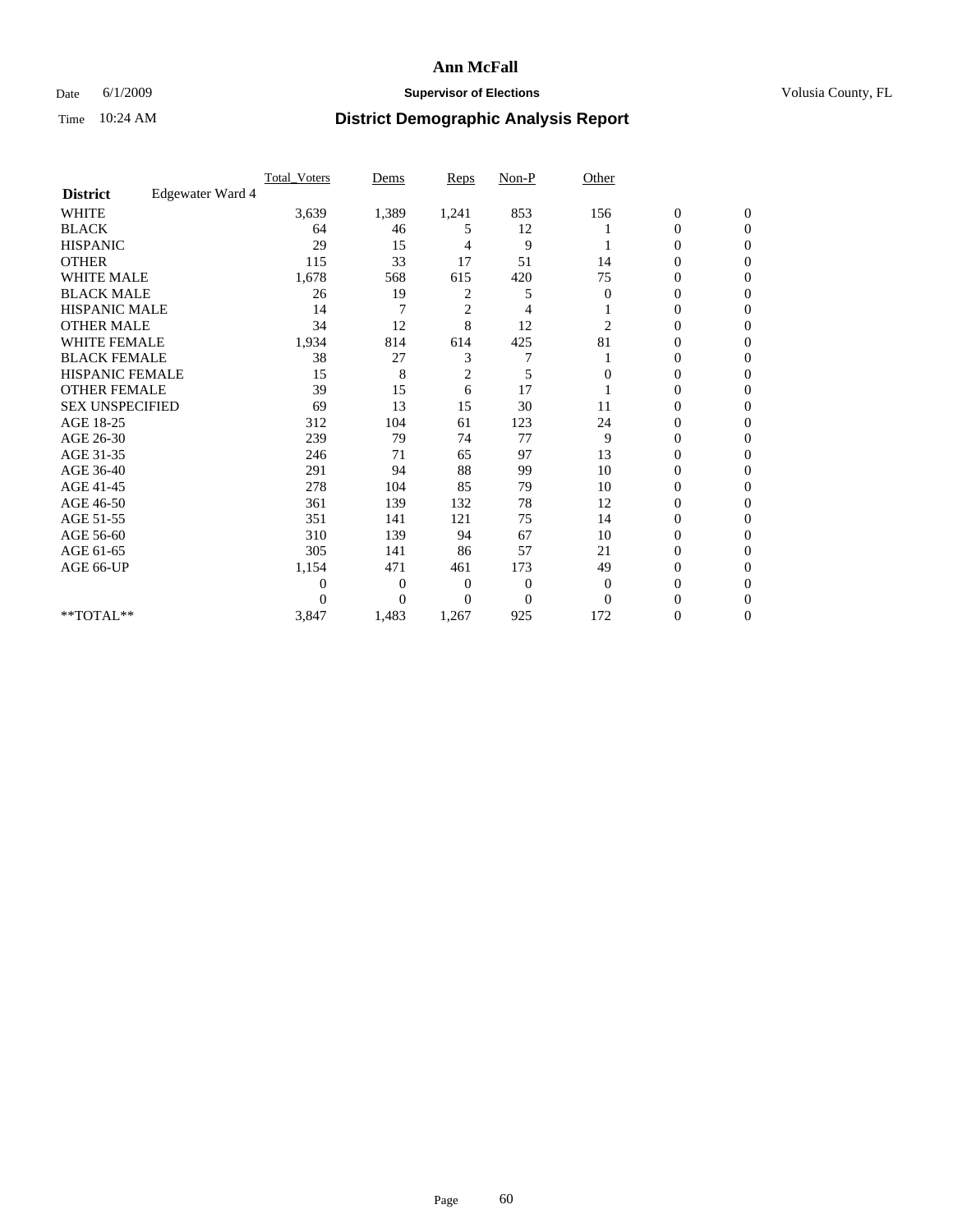# Ann McFall

Date 6/1/2009 **Supervisor of Elections** Volusia County, FL

Time 10:24 AM **District Demographic Analysis Report**

| | Total_Voters | Dems | Reps | Non-P | Other | | |
|---|---|---|---|---|---|---|---|
| **District** Edgewater Ward 4 | | | | | | | |
| WHITE | 3,639 | 1,389 | 1,241 | 853 | 156 | 0 | 0 |
| BLACK | 64 | 46 | 5 | 12 | 1 | 0 | 0 |
| HISPANIC | 29 | 15 | 4 | 9 | 1 | 0 | 0 |
| OTHER | 115 | 33 | 17 | 51 | 14 | 0 | 0 |
| WHITE MALE | 1,678 | 568 | 615 | 420 | 75 | 0 | 0 |
| BLACK MALE | 26 | 19 | 2 | 5 | 0 | 0 | 0 |
| HISPANIC MALE | 14 | 7 | 2 | 4 | 1 | 0 | 0 |
| OTHER MALE | 34 | 12 | 8 | 12 | 2 | 0 | 0 |
| WHITE FEMALE | 1,934 | 814 | 614 | 425 | 81 | 0 | 0 |
| BLACK FEMALE | 38 | 27 | 3 | 7 | 1 | 0 | 0 |
| HISPANIC FEMALE | 15 | 8 | 2 | 5 | 0 | 0 | 0 |
| OTHER FEMALE | 39 | 15 | 6 | 17 | 1 | 0 | 0 |
| SEX UNSPECIFIED | 69 | 13 | 15 | 30 | 11 | 0 | 0 |
| AGE 18-25 | 312 | 104 | 61 | 123 | 24 | 0 | 0 |
| AGE 26-30 | 239 | 79 | 74 | 77 | 9 | 0 | 0 |
| AGE 31-35 | 246 | 71 | 65 | 97 | 13 | 0 | 0 |
| AGE 36-40 | 291 | 94 | 88 | 99 | 10 | 0 | 0 |
| AGE 41-45 | 278 | 104 | 85 | 79 | 10 | 0 | 0 |
| AGE 46-50 | 361 | 139 | 132 | 78 | 12 | 0 | 0 |
| AGE 51-55 | 351 | 141 | 121 | 75 | 14 | 0 | 0 |
| AGE 56-60 | 310 | 139 | 94 | 67 | 10 | 0 | 0 |
| AGE 61-65 | 305 | 141 | 86 | 57 | 21 | 0 | 0 |
| AGE 66-UP | 1,154 | 471 | 461 | 173 | 49 | 0 | 0 |
| | 0 | 0 | 0 | 0 | 0 | 0 | 0 |
| | 0 | 0 | 0 | 0 | 0 | 0 | 0 |
| **TOTAL** | 3,847 | 1,483 | 1,267 | 925 | 172 | 0 | 0 |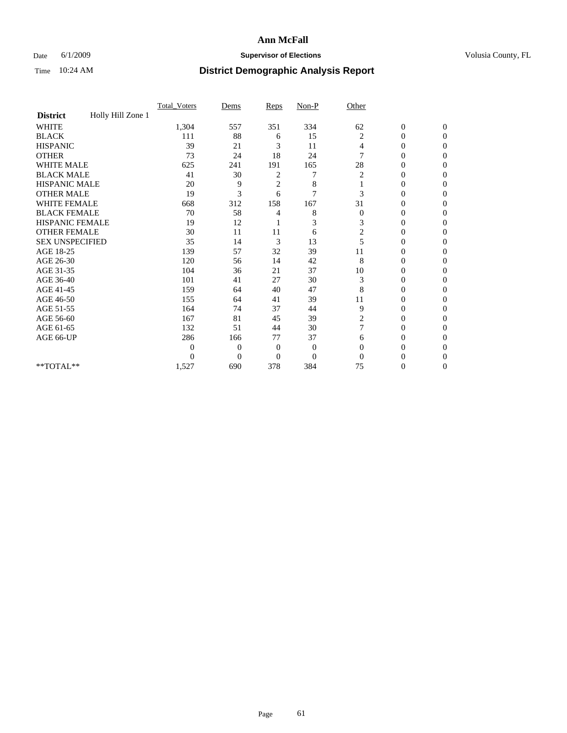# Ann McFall

Date 6/1/2009 **Supervisor of Elections** Volusia County, FL

Time 10:24 AM **District Demographic Analysis Report**

| | Total_Voters | Dems | Reps | Non-P | Other | | |
|---|---|---|---|---|---|---|---|
| **District** Holly Hill Zone 1 | | | | | | | |
| WHITE | 1,304 | 557 | 351 | 334 | 62 | 0 | 0 |
| BLACK | 111 | 88 | 6 | 15 | 2 | 0 | 0 |
| HISPANIC | 39 | 21 | 3 | 11 | 4 | 0 | 0 |
| OTHER | 73 | 24 | 18 | 24 | 7 | 0 | 0 |
| WHITE MALE | 625 | 241 | 191 | 165 | 28 | 0 | 0 |
| BLACK MALE | 41 | 30 | 2 | 7 | 2 | 0 | 0 |
| HISPANIC MALE | 20 | 9 | 2 | 8 | 1 | 0 | 0 |
| OTHER MALE | 19 | 3 | 6 | 7 | 3 | 0 | 0 |
| WHITE FEMALE | 668 | 312 | 158 | 167 | 31 | 0 | 0 |
| BLACK FEMALE | 70 | 58 | 4 | 8 | 0 | 0 | 0 |
| HISPANIC FEMALE | 19 | 12 | 1 | 3 | 3 | 0 | 0 |
| OTHER FEMALE | 30 | 11 | 11 | 6 | 2 | 0 | 0 |
| SEX UNSPECIFIED | 35 | 14 | 3 | 13 | 5 | 0 | 0 |
| AGE 18-25 | 139 | 57 | 32 | 39 | 11 | 0 | 0 |
| AGE 26-30 | 120 | 56 | 14 | 42 | 8 | 0 | 0 |
| AGE 31-35 | 104 | 36 | 21 | 37 | 10 | 0 | 0 |
| AGE 36-40 | 101 | 41 | 27 | 30 | 3 | 0 | 0 |
| AGE 41-45 | 159 | 64 | 40 | 47 | 8 | 0 | 0 |
| AGE 46-50 | 155 | 64 | 41 | 39 | 11 | 0 | 0 |
| AGE 51-55 | 164 | 74 | 37 | 44 | 9 | 0 | 0 |
| AGE 56-60 | 167 | 81 | 45 | 39 | 2 | 0 | 0 |
| AGE 61-65 | 132 | 51 | 44 | 30 | 7 | 0 | 0 |
| AGE 66-UP | 286 | 166 | 77 | 37 | 6 | 0 | 0 |
| | 0 | 0 | 0 | 0 | 0 | 0 | 0 |
| | 0 | 0 | 0 | 0 | 0 | 0 | 0 |
| **TOTAL** | 1,527 | 690 | 378 | 384 | 75 | 0 | 0 |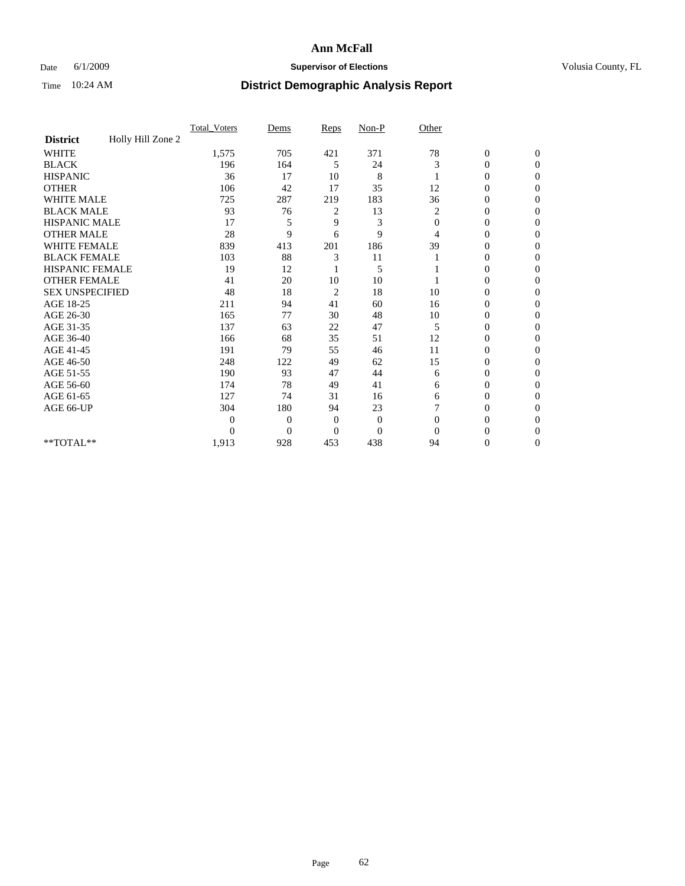# Ann McFall

Date 6/1/2009 **Supervisor of Elections** Volusia County, FL

Time 10:24 AM **District Demographic Analysis Report**

| | Total_Voters | Dems | Reps | Non-P | Other | | |
|---|---|---|---|---|---|---|---|
| **District** Holly Hill Zone 2 | | | | | | | |
| WHITE | 1,575 | 705 | 421 | 371 | 78 | 0 | 0 |
| BLACK | 196 | 164 | 5 | 24 | 3 | 0 | 0 |
| HISPANIC | 36 | 17 | 10 | 8 | 1 | 0 | 0 |
| OTHER | 106 | 42 | 17 | 35 | 12 | 0 | 0 |
| WHITE MALE | 725 | 287 | 219 | 183 | 36 | 0 | 0 |
| BLACK MALE | 93 | 76 | 2 | 13 | 2 | 0 | 0 |
| HISPANIC MALE | 17 | 5 | 9 | 3 | 0 | 0 | 0 |
| OTHER MALE | 28 | 9 | 6 | 9 | 4 | 0 | 0 |
| WHITE FEMALE | 839 | 413 | 201 | 186 | 39 | 0 | 0 |
| BLACK FEMALE | 103 | 88 | 3 | 11 | 1 | 0 | 0 |
| HISPANIC FEMALE | 19 | 12 | 1 | 5 | 1 | 0 | 0 |
| OTHER FEMALE | 41 | 20 | 10 | 10 | 1 | 0 | 0 |
| SEX UNSPECIFIED | 48 | 18 | 2 | 18 | 10 | 0 | 0 |
| AGE 18-25 | 211 | 94 | 41 | 60 | 16 | 0 | 0 |
| AGE 26-30 | 165 | 77 | 30 | 48 | 10 | 0 | 0 |
| AGE 31-35 | 137 | 63 | 22 | 47 | 5 | 0 | 0 |
| AGE 36-40 | 166 | 68 | 35 | 51 | 12 | 0 | 0 |
| AGE 41-45 | 191 | 79 | 55 | 46 | 11 | 0 | 0 |
| AGE 46-50 | 248 | 122 | 49 | 62 | 15 | 0 | 0 |
| AGE 51-55 | 190 | 93 | 47 | 44 | 6 | 0 | 0 |
| AGE 56-60 | 174 | 78 | 49 | 41 | 6 | 0 | 0 |
| AGE 61-65 | 127 | 74 | 31 | 16 | 6 | 0 | 0 |
| AGE 66-UP | 304 | 180 | 94 | 23 | 7 | 0 | 0 |
| | 0 | 0 | 0 | 0 | 0 | 0 | 0 |
| | 0 | 0 | 0 | 0 | 0 | 0 | 0 |
| **TOTAL** | 1,913 | 928 | 453 | 438 | 94 | 0 | 0 |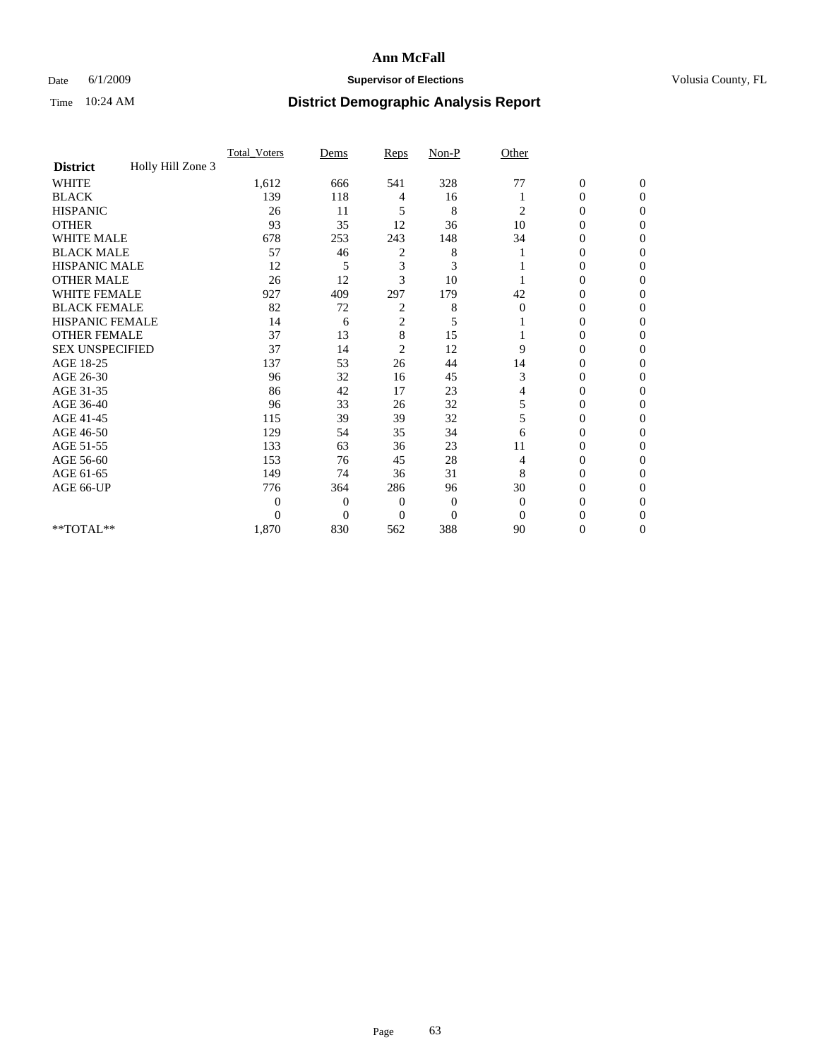# Ann McFall

Date 6/1/2009 **Supervisor of Elections** Volusia County, FL

Time 10:24 AM **District Demographic Analysis Report**

| | Total_Voters | Dems | Reps | Non-P | Other | | |
|---|---|---|---|---|---|---|---|
| **District** Holly Hill Zone 3 | | | | | | | |
| WHITE | 1,612 | 666 | 541 | 328 | 77 | 0 | 0 |
| BLACK | 139 | 118 | 4 | 16 | 1 | 0 | 0 |
| HISPANIC | 26 | 11 | 5 | 8 | 2 | 0 | 0 |
| OTHER | 93 | 35 | 12 | 36 | 10 | 0 | 0 |
| WHITE MALE | 678 | 253 | 243 | 148 | 34 | 0 | 0 |
| BLACK MALE | 57 | 46 | 2 | 8 | 1 | 0 | 0 |
| HISPANIC MALE | 12 | 5 | 3 | 3 | 1 | 0 | 0 |
| OTHER MALE | 26 | 12 | 3 | 10 | 1 | 0 | 0 |
| WHITE FEMALE | 927 | 409 | 297 | 179 | 42 | 0 | 0 |
| BLACK FEMALE | 82 | 72 | 2 | 8 | 0 | 0 | 0 |
| HISPANIC FEMALE | 14 | 6 | 2 | 5 | 1 | 0 | 0 |
| OTHER FEMALE | 37 | 13 | 8 | 15 | 1 | 0 | 0 |
| SEX UNSPECIFIED | 37 | 14 | 2 | 12 | 9 | 0 | 0 |
| AGE 18-25 | 137 | 53 | 26 | 44 | 14 | 0 | 0 |
| AGE 26-30 | 96 | 32 | 16 | 45 | 3 | 0 | 0 |
| AGE 31-35 | 86 | 42 | 17 | 23 | 4 | 0 | 0 |
| AGE 36-40 | 96 | 33 | 26 | 32 | 5 | 0 | 0 |
| AGE 41-45 | 115 | 39 | 39 | 32 | 5 | 0 | 0 |
| AGE 46-50 | 129 | 54 | 35 | 34 | 6 | 0 | 0 |
| AGE 51-55 | 133 | 63 | 36 | 23 | 11 | 0 | 0 |
| AGE 56-60 | 153 | 76 | 45 | 28 | 4 | 0 | 0 |
| AGE 61-65 | 149 | 74 | 36 | 31 | 8 | 0 | 0 |
| AGE 66-UP | 776 | 364 | 286 | 96 | 30 | 0 | 0 |
| | 0 | 0 | 0 | 0 | 0 | 0 | 0 |
| | 0 | 0 | 0 | 0 | 0 | 0 | 0 |
| **TOTAL** | 1,870 | 830 | 562 | 388 | 90 | 0 | 0 |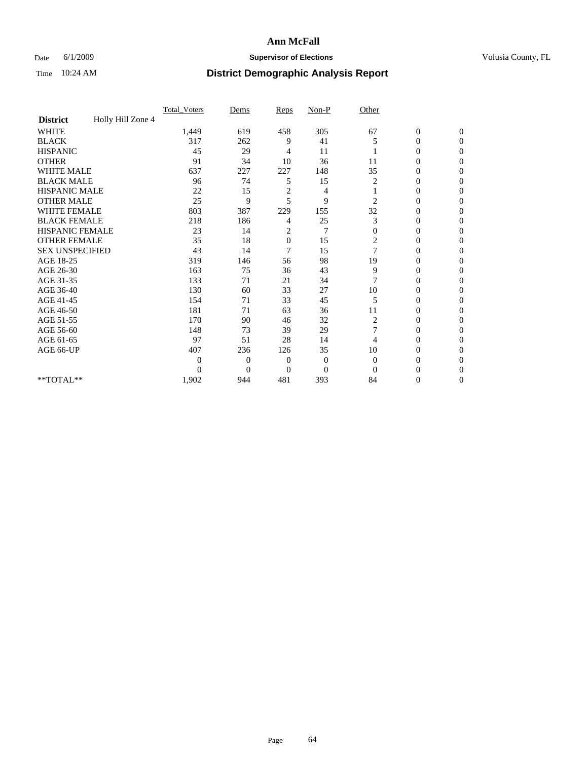# Ann McFall

Date 6/1/2009 **Supervisor of Elections** Volusia County, FL

Time 10:24 AM **District Demographic Analysis Report**

| | Total_Voters | Dems | Reps | Non-P | Other | | |
|---|---|---|---|---|---|---|---|
| **District** Holly Hill Zone 4 | | | | | | | |
| WHITE | 1,449 | 619 | 458 | 305 | 67 | 0 | 0 |
| BLACK | 317 | 262 | 9 | 41 | 5 | 0 | 0 |
| HISPANIC | 45 | 29 | 4 | 11 | 1 | 0 | 0 |
| OTHER | 91 | 34 | 10 | 36 | 11 | 0 | 0 |
| WHITE MALE | 637 | 227 | 227 | 148 | 35 | 0 | 0 |
| BLACK MALE | 96 | 74 | 5 | 15 | 2 | 0 | 0 |
| HISPANIC MALE | 22 | 15 | 2 | 4 | 1 | 0 | 0 |
| OTHER MALE | 25 | 9 | 5 | 9 | 2 | 0 | 0 |
| WHITE FEMALE | 803 | 387 | 229 | 155 | 32 | 0 | 0 |
| BLACK FEMALE | 218 | 186 | 4 | 25 | 3 | 0 | 0 |
| HISPANIC FEMALE | 23 | 14 | 2 | 7 | 0 | 0 | 0 |
| OTHER FEMALE | 35 | 18 | 0 | 15 | 2 | 0 | 0 |
| SEX UNSPECIFIED | 43 | 14 | 7 | 15 | 7 | 0 | 0 |
| AGE 18-25 | 319 | 146 | 56 | 98 | 19 | 0 | 0 |
| AGE 26-30 | 163 | 75 | 36 | 43 | 9 | 0 | 0 |
| AGE 31-35 | 133 | 71 | 21 | 34 | 7 | 0 | 0 |
| AGE 36-40 | 130 | 60 | 33 | 27 | 10 | 0 | 0 |
| AGE 41-45 | 154 | 71 | 33 | 45 | 5 | 0 | 0 |
| AGE 46-50 | 181 | 71 | 63 | 36 | 11 | 0 | 0 |
| AGE 51-55 | 170 | 90 | 46 | 32 | 2 | 0 | 0 |
| AGE 56-60 | 148 | 73 | 39 | 29 | 7 | 0 | 0 |
| AGE 61-65 | 97 | 51 | 28 | 14 | 4 | 0 | 0 |
| AGE 66-UP | 407 | 236 | 126 | 35 | 10 | 0 | 0 |
| | 0 | 0 | 0 | 0 | 0 | 0 | 0 |
| | 0 | 0 | 0 | 0 | 0 | 0 | 0 |
| **TOTAL** | 1,902 | 944 | 481 | 393 | 84 | 0 | 0 |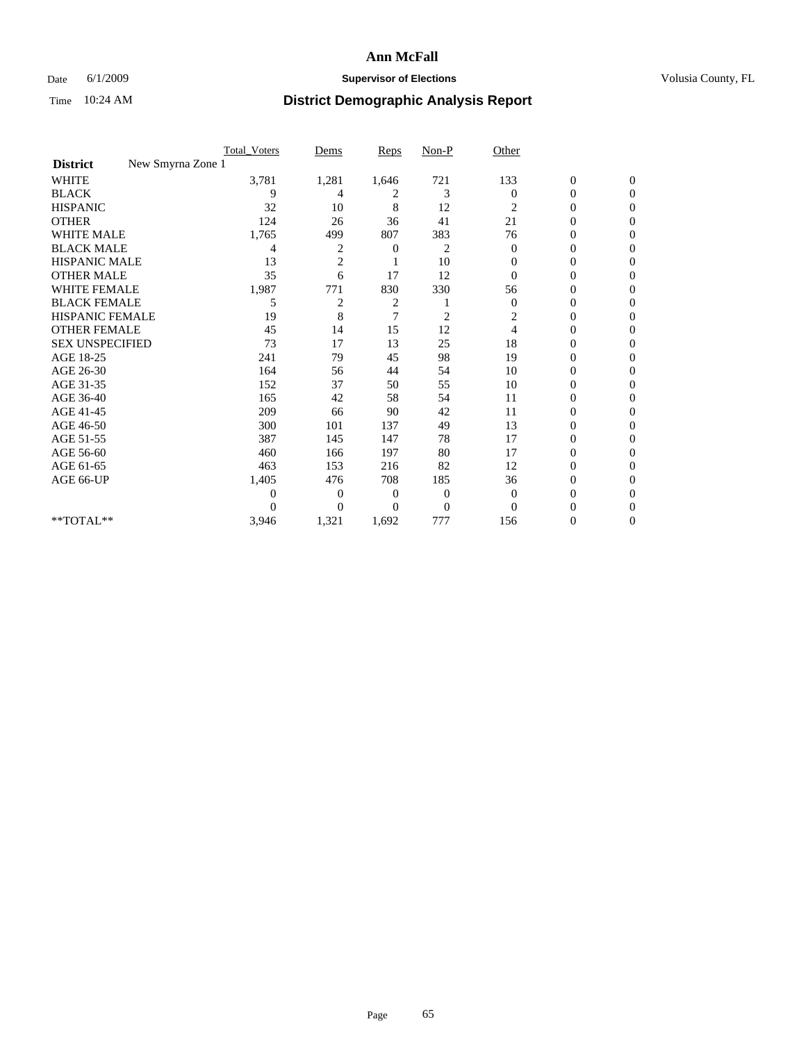# Ann McFall

Date 6/1/2009 **Supervisor of Elections** Volusia County, FL

Time 10:24 AM **District Demographic Analysis Report**

| | Total_Voters | Dems | Reps | Non-P | Other | | |
|---|---|---|---|---|---|---|---|
| **District** New Smyrna Zone 1 | | | | | | | |
| WHITE | 3,781 | 1,281 | 1,646 | 721 | 133 | 0 | 0 |
| BLACK | 9 | 4 | 2 | 3 | 0 | 0 | 0 |
| HISPANIC | 32 | 10 | 8 | 12 | 2 | 0 | 0 |
| OTHER | 124 | 26 | 36 | 41 | 21 | 0 | 0 |
| WHITE MALE | 1,765 | 499 | 807 | 383 | 76 | 0 | 0 |
| BLACK MALE | 4 | 2 | 0 | 2 | 0 | 0 | 0 |
| HISPANIC MALE | 13 | 2 | 1 | 10 | 0 | 0 | 0 |
| OTHER MALE | 35 | 6 | 17 | 12 | 0 | 0 | 0 |
| WHITE FEMALE | 1,987 | 771 | 830 | 330 | 56 | 0 | 0 |
| BLACK FEMALE | 5 | 2 | 2 | 1 | 0 | 0 | 0 |
| HISPANIC FEMALE | 19 | 8 | 7 | 2 | 2 | 0 | 0 |
| OTHER FEMALE | 45 | 14 | 15 | 12 | 4 | 0 | 0 |
| SEX UNSPECIFIED | 73 | 17 | 13 | 25 | 18 | 0 | 0 |
| AGE 18-25 | 241 | 79 | 45 | 98 | 19 | 0 | 0 |
| AGE 26-30 | 164 | 56 | 44 | 54 | 10 | 0 | 0 |
| AGE 31-35 | 152 | 37 | 50 | 55 | 10 | 0 | 0 |
| AGE 36-40 | 165 | 42 | 58 | 54 | 11 | 0 | 0 |
| AGE 41-45 | 209 | 66 | 90 | 42 | 11 | 0 | 0 |
| AGE 46-50 | 300 | 101 | 137 | 49 | 13 | 0 | 0 |
| AGE 51-55 | 387 | 145 | 147 | 78 | 17 | 0 | 0 |
| AGE 56-60 | 460 | 166 | 197 | 80 | 17 | 0 | 0 |
| AGE 61-65 | 463 | 153 | 216 | 82 | 12 | 0 | 0 |
| AGE 66-UP | 1,405 | 476 | 708 | 185 | 36 | 0 | 0 |
| | 0 | 0 | 0 | 0 | 0 | 0 | 0 |
| | 0 | 0 | 0 | 0 | 0 | 0 | 0 |
| **TOTAL** | 3,946 | 1,321 | 1,692 | 777 | 156 | 0 | 0 |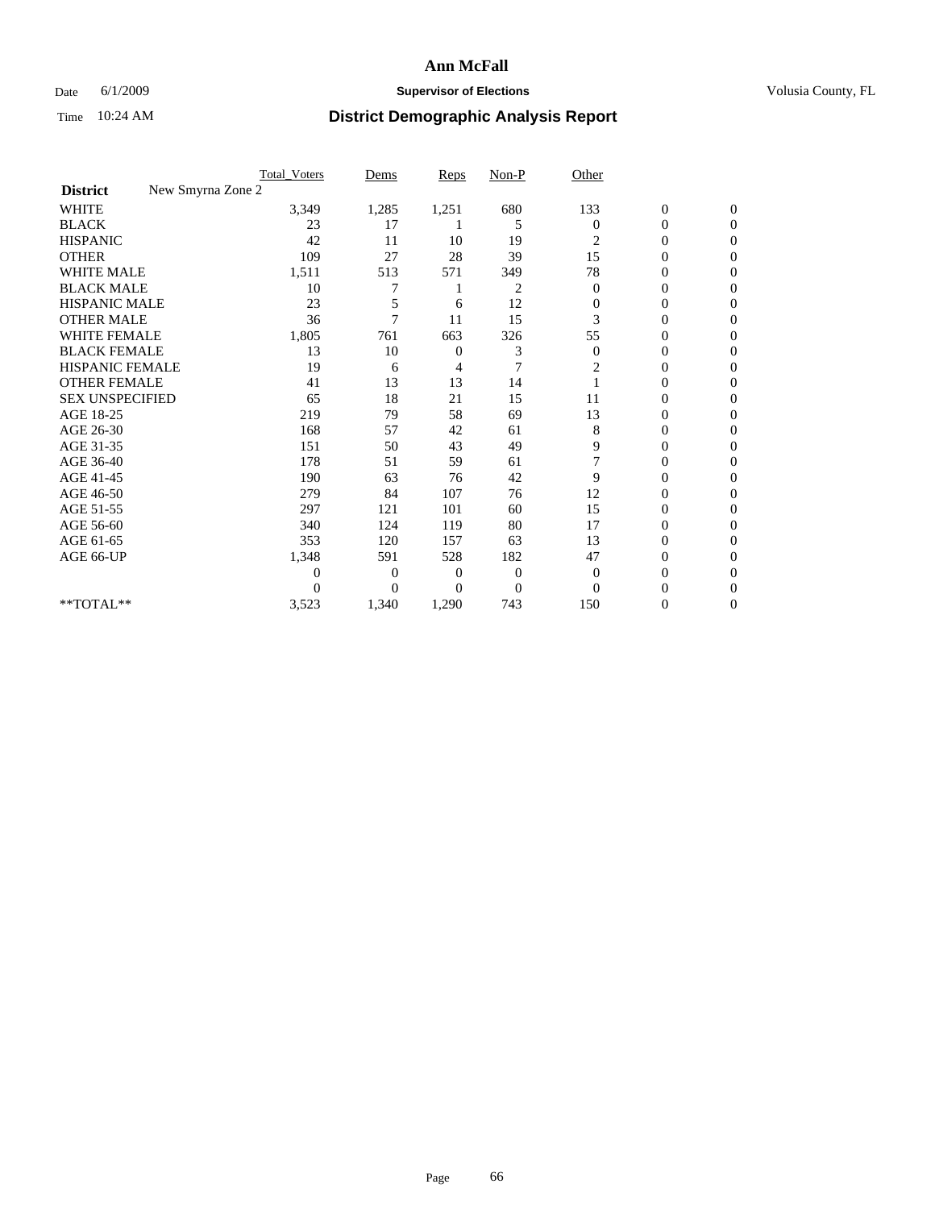# Ann McFall

Date 6/1/2009 **Supervisor of Elections** Volusia County, FL

Time 10:24 AM **District Demographic Analysis Report**

| | Total_Voters | Dems | Reps | Non-P | Other | | |
|---|---|---|---|---|---|---|---|
| **District** New Smyrna Zone 2 | | | | | | | |
| WHITE | 3,349 | 1,285 | 1,251 | 680 | 133 | 0 | 0 |
| BLACK | 23 | 17 | 1 | 5 | 0 | 0 | 0 |
| HISPANIC | 42 | 11 | 10 | 19 | 2 | 0 | 0 |
| OTHER | 109 | 27 | 28 | 39 | 15 | 0 | 0 |
| WHITE MALE | 1,511 | 513 | 571 | 349 | 78 | 0 | 0 |
| BLACK MALE | 10 | 7 | 1 | 2 | 0 | 0 | 0 |
| HISPANIC MALE | 23 | 5 | 6 | 12 | 0 | 0 | 0 |
| OTHER MALE | 36 | 7 | 11 | 15 | 3 | 0 | 0 |
| WHITE FEMALE | 1,805 | 761 | 663 | 326 | 55 | 0 | 0 |
| BLACK FEMALE | 13 | 10 | 0 | 3 | 0 | 0 | 0 |
| HISPANIC FEMALE | 19 | 6 | 4 | 7 | 2 | 0 | 0 |
| OTHER FEMALE | 41 | 13 | 13 | 14 | 1 | 0 | 0 |
| SEX UNSPECIFIED | 65 | 18 | 21 | 15 | 11 | 0 | 0 |
| AGE 18-25 | 219 | 79 | 58 | 69 | 13 | 0 | 0 |
| AGE 26-30 | 168 | 57 | 42 | 61 | 8 | 0 | 0 |
| AGE 31-35 | 151 | 50 | 43 | 49 | 9 | 0 | 0 |
| AGE 36-40 | 178 | 51 | 59 | 61 | 7 | 0 | 0 |
| AGE 41-45 | 190 | 63 | 76 | 42 | 9 | 0 | 0 |
| AGE 46-50 | 279 | 84 | 107 | 76 | 12 | 0 | 0 |
| AGE 51-55 | 297 | 121 | 101 | 60 | 15 | 0 | 0 |
| AGE 56-60 | 340 | 124 | 119 | 80 | 17 | 0 | 0 |
| AGE 61-65 | 353 | 120 | 157 | 63 | 13 | 0 | 0 |
| AGE 66-UP | 1,348 | 591 | 528 | 182 | 47 | 0 | 0 |
| | 0 | 0 | 0 | 0 | 0 | 0 | 0 |
| | 0 | 0 | 0 | 0 | 0 | 0 | 0 |
| **TOTAL** | 3,523 | 1,340 | 1,290 | 743 | 150 | 0 | 0 |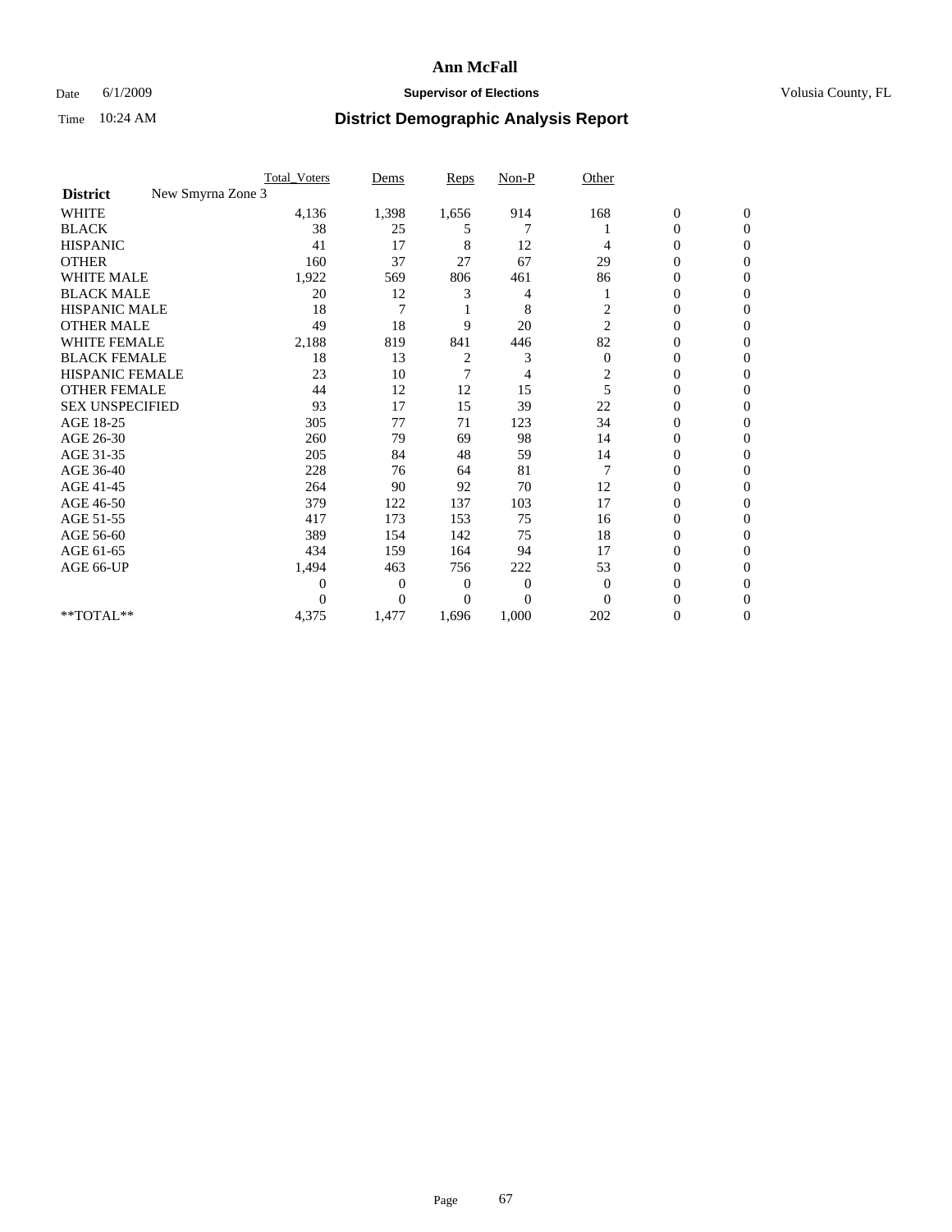# Ann McFall

Date 6/1/2009 **Supervisor of Elections** Volusia County, FL

Time 10:24 AM **District Demographic Analysis Report**

| | Total_Voters | Dems | Reps | Non-P | Other | | |
|---|---|---|---|---|---|---|---|
| **District** New Smyrna Zone 3 | | | | | | | |
| WHITE | 4,136 | 1,398 | 1,656 | 914 | 168 | 0 | 0 |
| BLACK | 38 | 25 | 5 | 7 | 1 | 0 | 0 |
| HISPANIC | 41 | 17 | 8 | 12 | 4 | 0 | 0 |
| OTHER | 160 | 37 | 27 | 67 | 29 | 0 | 0 |
| WHITE MALE | 1,922 | 569 | 806 | 461 | 86 | 0 | 0 |
| BLACK MALE | 20 | 12 | 3 | 4 | 1 | 0 | 0 |
| HISPANIC MALE | 18 | 7 | 1 | 8 | 2 | 0 | 0 |
| OTHER MALE | 49 | 18 | 9 | 20 | 2 | 0 | 0 |
| WHITE FEMALE | 2,188 | 819 | 841 | 446 | 82 | 0 | 0 |
| BLACK FEMALE | 18 | 13 | 2 | 3 | 0 | 0 | 0 |
| HISPANIC FEMALE | 23 | 10 | 7 | 4 | 2 | 0 | 0 |
| OTHER FEMALE | 44 | 12 | 12 | 15 | 5 | 0 | 0 |
| SEX UNSPECIFIED | 93 | 17 | 15 | 39 | 22 | 0 | 0 |
| AGE 18-25 | 305 | 77 | 71 | 123 | 34 | 0 | 0 |
| AGE 26-30 | 260 | 79 | 69 | 98 | 14 | 0 | 0 |
| AGE 31-35 | 205 | 84 | 48 | 59 | 14 | 0 | 0 |
| AGE 36-40 | 228 | 76 | 64 | 81 | 7 | 0 | 0 |
| AGE 41-45 | 264 | 90 | 92 | 70 | 12 | 0 | 0 |
| AGE 46-50 | 379 | 122 | 137 | 103 | 17 | 0 | 0 |
| AGE 51-55 | 417 | 173 | 153 | 75 | 16 | 0 | 0 |
| AGE 56-60 | 389 | 154 | 142 | 75 | 18 | 0 | 0 |
| AGE 61-65 | 434 | 159 | 164 | 94 | 17 | 0 | 0 |
| AGE 66-UP | 1,494 | 463 | 756 | 222 | 53 | 0 | 0 |
| | 0 | 0 | 0 | 0 | 0 | 0 | 0 |
| | 0 | 0 | 0 | 0 | 0 | 0 | 0 |
| **TOTAL** | 4,375 | 1,477 | 1,696 | 1,000 | 202 | 0 | 0 |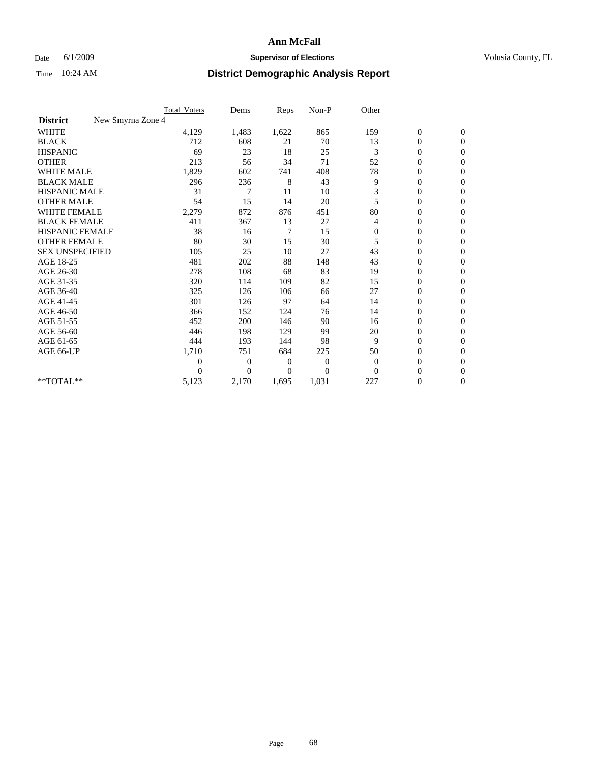# Ann McFall

Date 6/1/2009 **Supervisor of Elections** Volusia County, FL

Time 10:24 AM **District Demographic Analysis Report**

| | Total_Voters | Dems | Reps | Non-P | Other | | |
|---|---|---|---|---|---|---|---|
| **District** New Smyrna Zone 4 | | | | | | | |
| WHITE | 4,129 | 1,483 | 1,622 | 865 | 159 | 0 | 0 |
| BLACK | 712 | 608 | 21 | 70 | 13 | 0 | 0 |
| HISPANIC | 69 | 23 | 18 | 25 | 3 | 0 | 0 |
| OTHER | 213 | 56 | 34 | 71 | 52 | 0 | 0 |
| WHITE MALE | 1,829 | 602 | 741 | 408 | 78 | 0 | 0 |
| BLACK MALE | 296 | 236 | 8 | 43 | 9 | 0 | 0 |
| HISPANIC MALE | 31 | 7 | 11 | 10 | 3 | 0 | 0 |
| OTHER MALE | 54 | 15 | 14 | 20 | 5 | 0 | 0 |
| WHITE FEMALE | 2,279 | 872 | 876 | 451 | 80 | 0 | 0 |
| BLACK FEMALE | 411 | 367 | 13 | 27 | 4 | 0 | 0 |
| HISPANIC FEMALE | 38 | 16 | 7 | 15 | 0 | 0 | 0 |
| OTHER FEMALE | 80 | 30 | 15 | 30 | 5 | 0 | 0 |
| SEX UNSPECIFIED | 105 | 25 | 10 | 27 | 43 | 0 | 0 |
| AGE 18-25 | 481 | 202 | 88 | 148 | 43 | 0 | 0 |
| AGE 26-30 | 278 | 108 | 68 | 83 | 19 | 0 | 0 |
| AGE 31-35 | 320 | 114 | 109 | 82 | 15 | 0 | 0 |
| AGE 36-40 | 325 | 126 | 106 | 66 | 27 | 0 | 0 |
| AGE 41-45 | 301 | 126 | 97 | 64 | 14 | 0 | 0 |
| AGE 46-50 | 366 | 152 | 124 | 76 | 14 | 0 | 0 |
| AGE 51-55 | 452 | 200 | 146 | 90 | 16 | 0 | 0 |
| AGE 56-60 | 446 | 198 | 129 | 99 | 20 | 0 | 0 |
| AGE 61-65 | 444 | 193 | 144 | 98 | 9 | 0 | 0 |
| AGE 66-UP | 1,710 | 751 | 684 | 225 | 50 | 0 | 0 |
| | 0 | 0 | 0 | 0 | 0 | 0 | 0 |
| | 0 | 0 | 0 | 0 | 0 | 0 | 0 |
| **TOTAL** | 5,123 | 2,170 | 1,695 | 1,031 | 227 | 0 | 0 |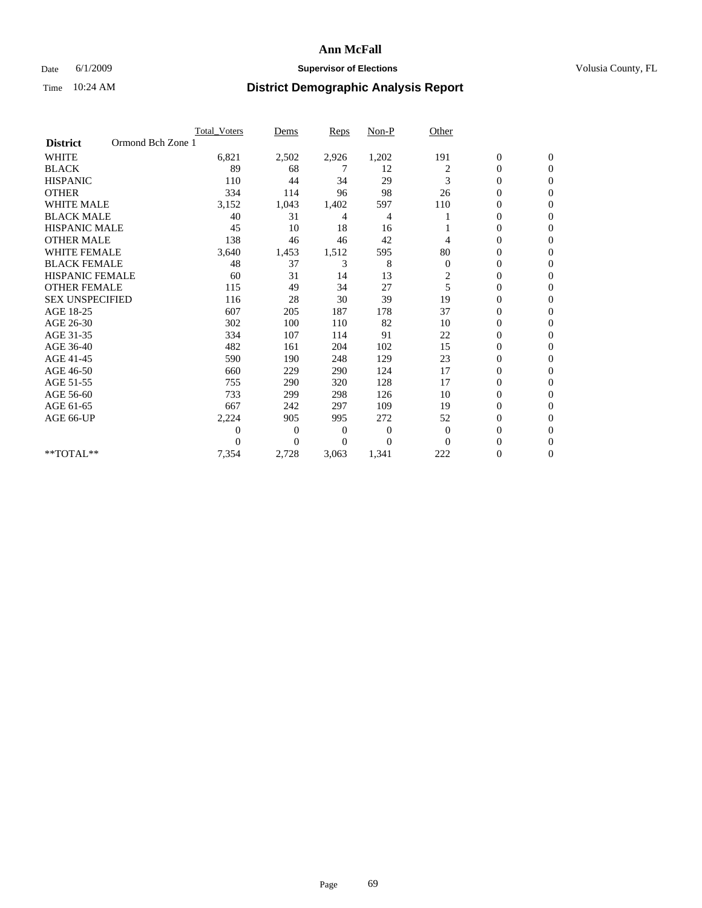# Ann McFall

Date 6/1/2009 **Supervisor of Elections** Volusia County, FL

Time 10:24 AM **District Demographic Analysis Report**

| | Total_Voters | Dems | Reps | Non-P | Other | | |
|---|---|---|---|---|---|---|---|
| **District** Ormond Bch Zone 1 | | | | | | | |
| WHITE | 6,821 | 2,502 | 2,926 | 1,202 | 191 | 0 | 0 |
| BLACK | 89 | 68 | 7 | 12 | 2 | 0 | 0 |
| HISPANIC | 110 | 44 | 34 | 29 | 3 | 0 | 0 |
| OTHER | 334 | 114 | 96 | 98 | 26 | 0 | 0 |
| WHITE MALE | 3,152 | 1,043 | 1,402 | 597 | 110 | 0 | 0 |
| BLACK MALE | 40 | 31 | 4 | 4 | 1 | 0 | 0 |
| HISPANIC MALE | 45 | 10 | 18 | 16 | 1 | 0 | 0 |
| OTHER MALE | 138 | 46 | 46 | 42 | 4 | 0 | 0 |
| WHITE FEMALE | 3,640 | 1,453 | 1,512 | 595 | 80 | 0 | 0 |
| BLACK FEMALE | 48 | 37 | 3 | 8 | 0 | 0 | 0 |
| HISPANIC FEMALE | 60 | 31 | 14 | 13 | 2 | 0 | 0 |
| OTHER FEMALE | 115 | 49 | 34 | 27 | 5 | 0 | 0 |
| SEX UNSPECIFIED | 116 | 28 | 30 | 39 | 19 | 0 | 0 |
| AGE 18-25 | 607 | 205 | 187 | 178 | 37 | 0 | 0 |
| AGE 26-30 | 302 | 100 | 110 | 82 | 10 | 0 | 0 |
| AGE 31-35 | 334 | 107 | 114 | 91 | 22 | 0 | 0 |
| AGE 36-40 | 482 | 161 | 204 | 102 | 15 | 0 | 0 |
| AGE 41-45 | 590 | 190 | 248 | 129 | 23 | 0 | 0 |
| AGE 46-50 | 660 | 229 | 290 | 124 | 17 | 0 | 0 |
| AGE 51-55 | 755 | 290 | 320 | 128 | 17 | 0 | 0 |
| AGE 56-60 | 733 | 299 | 298 | 126 | 10 | 0 | 0 |
| AGE 61-65 | 667 | 242 | 297 | 109 | 19 | 0 | 0 |
| AGE 66-UP | 2,224 | 905 | 995 | 272 | 52 | 0 | 0 |
| | 0 | 0 | 0 | 0 | 0 | 0 | 0 |
| | 0 | 0 | 0 | 0 | 0 | 0 | 0 |
| **TOTAL** | 7,354 | 2,728 | 3,063 | 1,341 | 222 | 0 | 0 |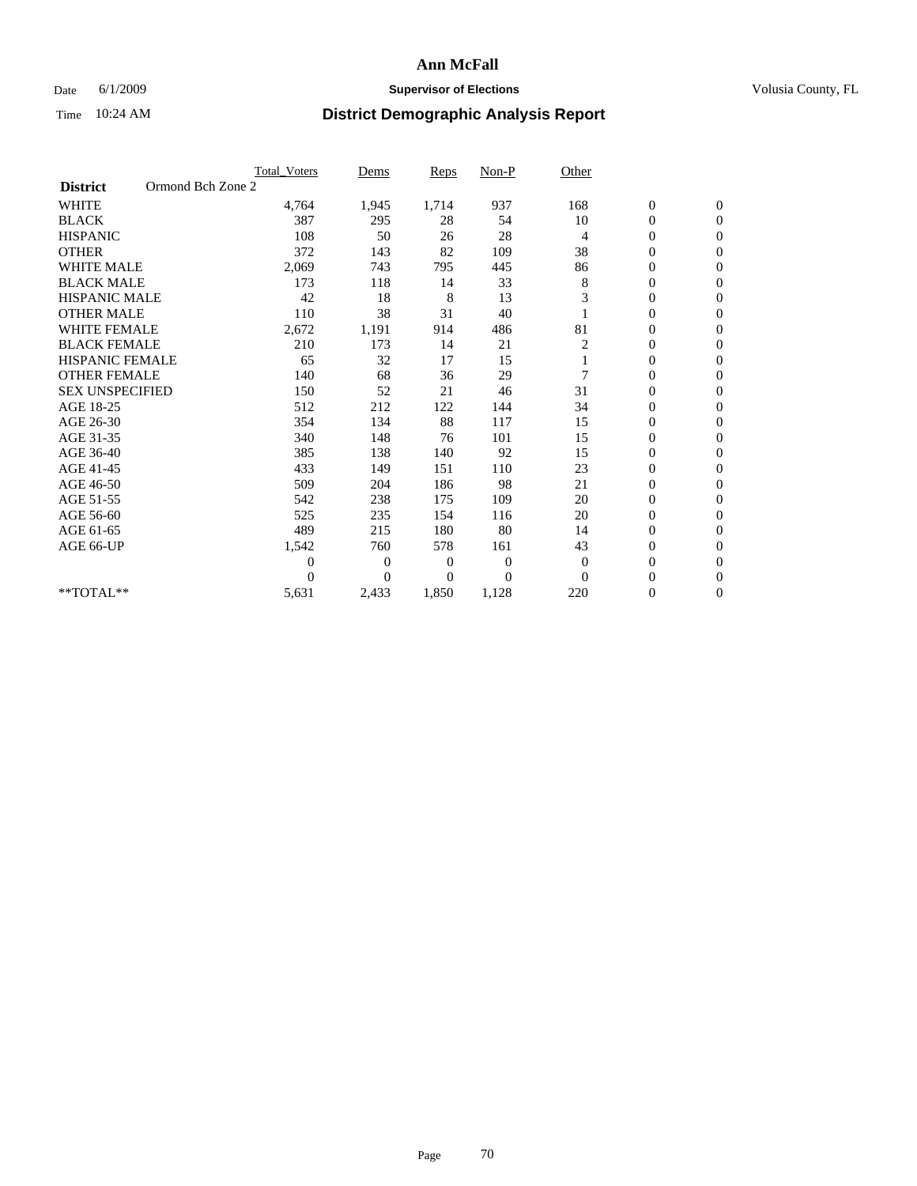# Ann McFall

Date 6/1/2009 **Supervisor of Elections** Volusia County, FL

Time 10:24 AM **District Demographic Analysis Report**

| District | Ormond Bch Zone 2 | Total_Voters | Dems | Reps | Non-P | Other | | |
|---|---|---|---|---|---|---|---|---|
| WHITE | | 4,764 | 1,945 | 1,714 | 937 | 168 | 0 | 0 |
| BLACK | | 387 | 295 | 28 | 54 | 10 | 0 | 0 |
| HISPANIC | | 108 | 50 | 26 | 28 | 4 | 0 | 0 |
| OTHER | | 372 | 143 | 82 | 109 | 38 | 0 | 0 |
| WHITE MALE | | 2,069 | 743 | 795 | 445 | 86 | 0 | 0 |
| BLACK MALE | | 173 | 118 | 14 | 33 | 8 | 0 | 0 |
| HISPANIC MALE | | 42 | 18 | 8 | 13 | 3 | 0 | 0 |
| OTHER MALE | | 110 | 38 | 31 | 40 | 1 | 0 | 0 |
| WHITE FEMALE | | 2,672 | 1,191 | 914 | 486 | 81 | 0 | 0 |
| BLACK FEMALE | | 210 | 173 | 14 | 21 | 2 | 0 | 0 |
| HISPANIC FEMALE | | 65 | 32 | 17 | 15 | 1 | 0 | 0 |
| OTHER FEMALE | | 140 | 68 | 36 | 29 | 7 | 0 | 0 |
| SEX UNSPECIFIED | | 150 | 52 | 21 | 46 | 31 | 0 | 0 |
| AGE 18-25 | | 512 | 212 | 122 | 144 | 34 | 0 | 0 |
| AGE 26-30 | | 354 | 134 | 88 | 117 | 15 | 0 | 0 |
| AGE 31-35 | | 340 | 148 | 76 | 101 | 15 | 0 | 0 |
| AGE 36-40 | | 385 | 138 | 140 | 92 | 15 | 0 | 0 |
| AGE 41-45 | | 433 | 149 | 151 | 110 | 23 | 0 | 0 |
| AGE 46-50 | | 509 | 204 | 186 | 98 | 21 | 0 | 0 |
| AGE 51-55 | | 542 | 238 | 175 | 109 | 20 | 0 | 0 |
| AGE 56-60 | | 525 | 235 | 154 | 116 | 20 | 0 | 0 |
| AGE 61-65 | | 489 | 215 | 180 | 80 | 14 | 0 | 0 |
| AGE 66-UP | | 1,542 | 760 | 578 | 161 | 43 | 0 | 0 |
| | | 0 | 0 | 0 | 0 | 0 | 0 | 0 |
| | | 0 | 0 | 0 | 0 | 0 | 0 | 0 |
| **TOTAL** | | 5,631 | 2,433 | 1,850 | 1,128 | 220 | 0 | 0 |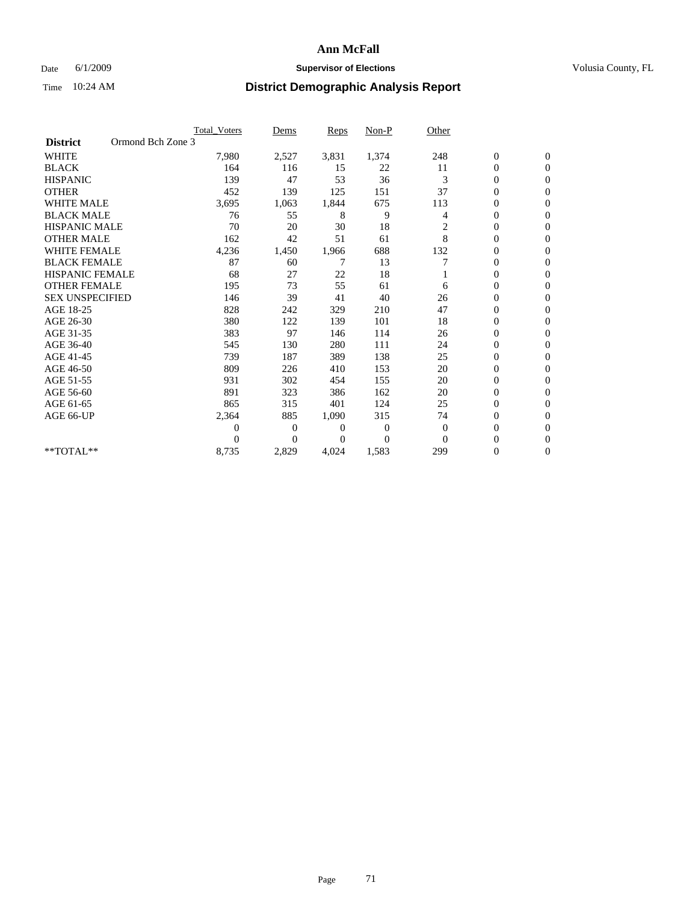# Ann McFall

Date 6/1/2009 **Supervisor of Elections** Volusia County, FL

Time 10:24 AM **District Demographic Analysis Report**

| | Total_Voters | Dems | Reps | Non-P | Other | | |
|---|---|---|---|---|---|---|---|
| **District** Ormond Bch Zone 3 | | | | | | | |
| WHITE | 7,980 | 2,527 | 3,831 | 1,374 | 248 | 0 | 0 |
| BLACK | 164 | 116 | 15 | 22 | 11 | 0 | 0 |
| HISPANIC | 139 | 47 | 53 | 36 | 3 | 0 | 0 |
| OTHER | 452 | 139 | 125 | 151 | 37 | 0 | 0 |
| WHITE MALE | 3,695 | 1,063 | 1,844 | 675 | 113 | 0 | 0 |
| BLACK MALE | 76 | 55 | 8 | 9 | 4 | 0 | 0 |
| HISPANIC MALE | 70 | 20 | 30 | 18 | 2 | 0 | 0 |
| OTHER MALE | 162 | 42 | 51 | 61 | 8 | 0 | 0 |
| WHITE FEMALE | 4,236 | 1,450 | 1,966 | 688 | 132 | 0 | 0 |
| BLACK FEMALE | 87 | 60 | 7 | 13 | 7 | 0 | 0 |
| HISPANIC FEMALE | 68 | 27 | 22 | 18 | 1 | 0 | 0 |
| OTHER FEMALE | 195 | 73 | 55 | 61 | 6 | 0 | 0 |
| SEX UNSPECIFIED | 146 | 39 | 41 | 40 | 26 | 0 | 0 |
| AGE 18-25 | 828 | 242 | 329 | 210 | 47 | 0 | 0 |
| AGE 26-30 | 380 | 122 | 139 | 101 | 18 | 0 | 0 |
| AGE 31-35 | 383 | 97 | 146 | 114 | 26 | 0 | 0 |
| AGE 36-40 | 545 | 130 | 280 | 111 | 24 | 0 | 0 |
| AGE 41-45 | 739 | 187 | 389 | 138 | 25 | 0 | 0 |
| AGE 46-50 | 809 | 226 | 410 | 153 | 20 | 0 | 0 |
| AGE 51-55 | 931 | 302 | 454 | 155 | 20 | 0 | 0 |
| AGE 56-60 | 891 | 323 | 386 | 162 | 20 | 0 | 0 |
| AGE 61-65 | 865 | 315 | 401 | 124 | 25 | 0 | 0 |
| AGE 66-UP | 2,364 | 885 | 1,090 | 315 | 74 | 0 | 0 |
| | 0 | 0 | 0 | 0 | 0 | 0 | 0 |
| | 0 | 0 | 0 | 0 | 0 | 0 | 0 |
| **TOTAL** | 8,735 | 2,829 | 4,024 | 1,583 | 299 | 0 | 0 |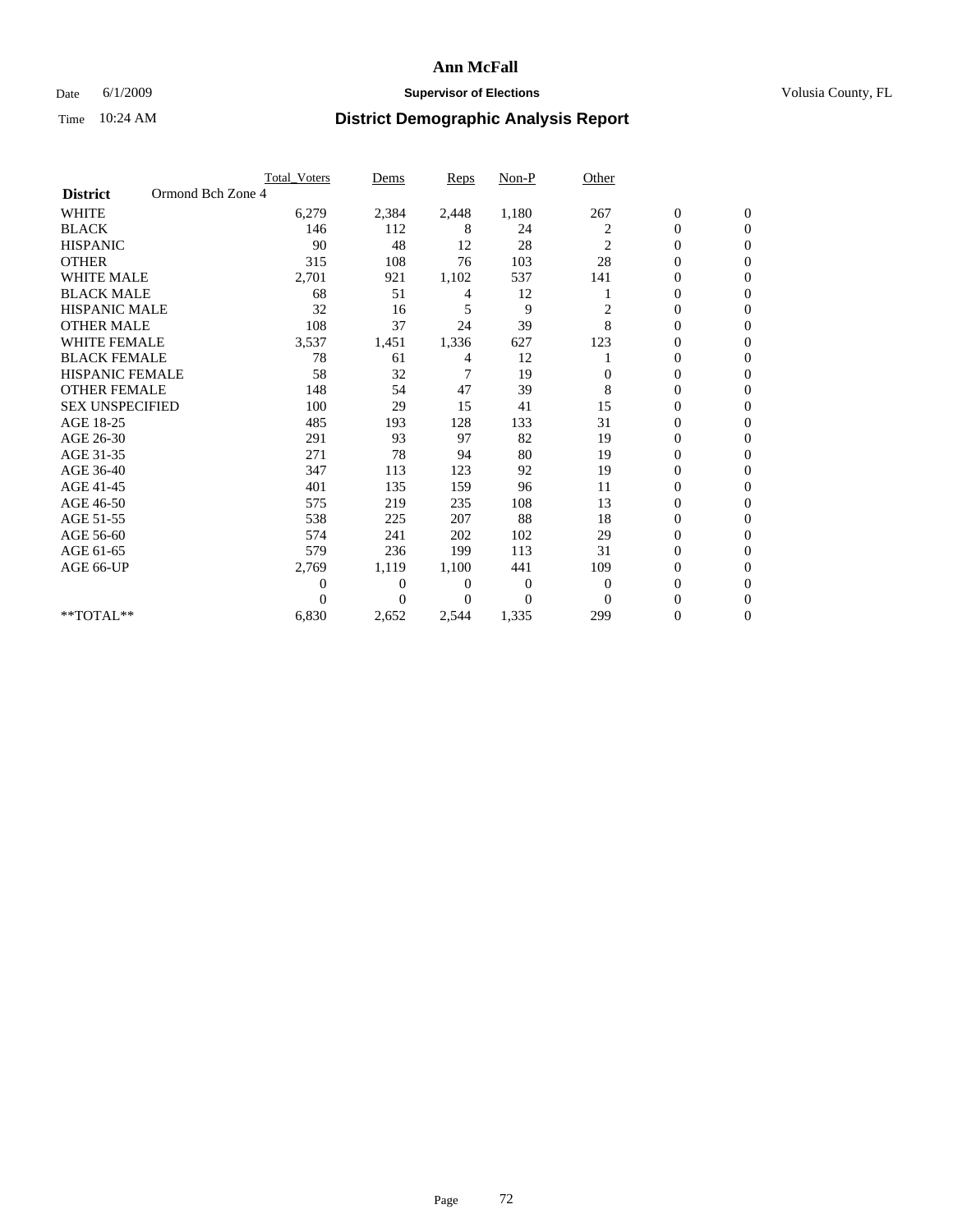# Ann McFall

Date 6/1/2009 **Supervisor of Elections** Volusia County, FL

Time 10:24 AM **District Demographic Analysis Report**

| | Total_Voters | Dems | Reps | Non-P | Other | | |
|---|---|---|---|---|---|---|---|
| **District** Ormond Bch Zone 4 | | | | | | | |
| WHITE | 6,279 | 2,384 | 2,448 | 1,180 | 267 | 0 | 0 |
| BLACK | 146 | 112 | 8 | 24 | 2 | 0 | 0 |
| HISPANIC | 90 | 48 | 12 | 28 | 2 | 0 | 0 |
| OTHER | 315 | 108 | 76 | 103 | 28 | 0 | 0 |
| WHITE MALE | 2,701 | 921 | 1,102 | 537 | 141 | 0 | 0 |
| BLACK MALE | 68 | 51 | 4 | 12 | 1 | 0 | 0 |
| HISPANIC MALE | 32 | 16 | 5 | 9 | 2 | 0 | 0 |
| OTHER MALE | 108 | 37 | 24 | 39 | 8 | 0 | 0 |
| WHITE FEMALE | 3,537 | 1,451 | 1,336 | 627 | 123 | 0 | 0 |
| BLACK FEMALE | 78 | 61 | 4 | 12 | 1 | 0 | 0 |
| HISPANIC FEMALE | 58 | 32 | 7 | 19 | 0 | 0 | 0 |
| OTHER FEMALE | 148 | 54 | 47 | 39 | 8 | 0 | 0 |
| SEX UNSPECIFIED | 100 | 29 | 15 | 41 | 15 | 0 | 0 |
| AGE 18-25 | 485 | 193 | 128 | 133 | 31 | 0 | 0 |
| AGE 26-30 | 291 | 93 | 97 | 82 | 19 | 0 | 0 |
| AGE 31-35 | 271 | 78 | 94 | 80 | 19 | 0 | 0 |
| AGE 36-40 | 347 | 113 | 123 | 92 | 19 | 0 | 0 |
| AGE 41-45 | 401 | 135 | 159 | 96 | 11 | 0 | 0 |
| AGE 46-50 | 575 | 219 | 235 | 108 | 13 | 0 | 0 |
| AGE 51-55 | 538 | 225 | 207 | 88 | 18 | 0 | 0 |
| AGE 56-60 | 574 | 241 | 202 | 102 | 29 | 0 | 0 |
| AGE 61-65 | 579 | 236 | 199 | 113 | 31 | 0 | 0 |
| AGE 66-UP | 2,769 | 1,119 | 1,100 | 441 | 109 | 0 | 0 |
| | 0 | 0 | 0 | 0 | 0 | 0 | 0 |
| | 0 | 0 | 0 | 0 | 0 | 0 | 0 |
| **TOTAL** | 6,830 | 2,652 | 2,544 | 1,335 | 299 | 0 | 0 |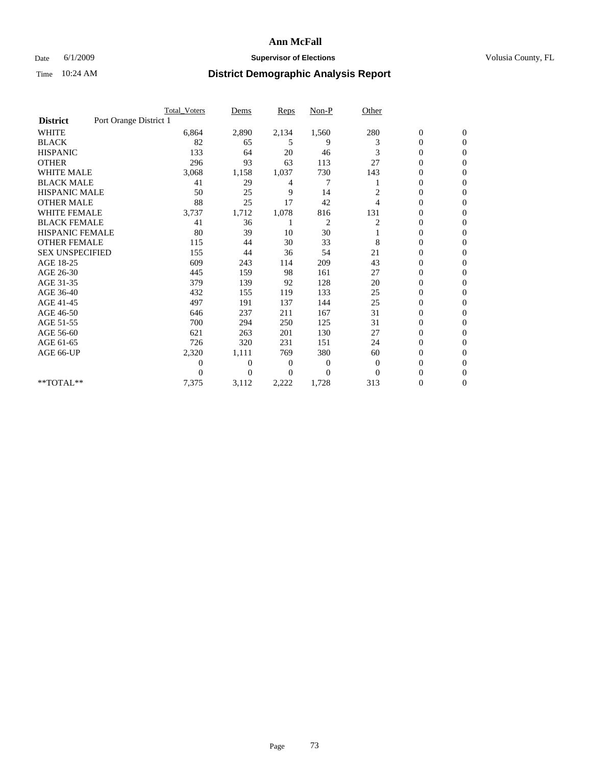**Ann McFall**

Date 6/1/2009 **Supervisor of Elections** Volusia County, FL

Time 10:24 AM **District Demographic Analysis Report**

| | Total_Voters | Dems | Reps | Non-P | Other | | |
|---|---|---|---|---|---|---|---|
| **District** Port Orange District 1 | | | | | | | |
| WHITE | 6,864 | 2,890 | 2,134 | 1,560 | 280 | 0 | 0 |
| BLACK | 82 | 65 | 5 | 9 | 3 | 0 | 0 |
| HISPANIC | 133 | 64 | 20 | 46 | 3 | 0 | 0 |
| OTHER | 296 | 93 | 63 | 113 | 27 | 0 | 0 |
| WHITE MALE | 3,068 | 1,158 | 1,037 | 730 | 143 | 0 | 0 |
| BLACK MALE | 41 | 29 | 4 | 7 | 1 | 0 | 0 |
| HISPANIC MALE | 50 | 25 | 9 | 14 | 2 | 0 | 0 |
| OTHER MALE | 88 | 25 | 17 | 42 | 4 | 0 | 0 |
| WHITE FEMALE | 3,737 | 1,712 | 1,078 | 816 | 131 | 0 | 0 |
| BLACK FEMALE | 41 | 36 | 1 | 2 | 2 | 0 | 0 |
| HISPANIC FEMALE | 80 | 39 | 10 | 30 | 1 | 0 | 0 |
| OTHER FEMALE | 115 | 44 | 30 | 33 | 8 | 0 | 0 |
| SEX UNSPECIFIED | 155 | 44 | 36 | 54 | 21 | 0 | 0 |
| AGE 18-25 | 609 | 243 | 114 | 209 | 43 | 0 | 0 |
| AGE 26-30 | 445 | 159 | 98 | 161 | 27 | 0 | 0 |
| AGE 31-35 | 379 | 139 | 92 | 128 | 20 | 0 | 0 |
| AGE 36-40 | 432 | 155 | 119 | 133 | 25 | 0 | 0 |
| AGE 41-45 | 497 | 191 | 137 | 144 | 25 | 0 | 0 |
| AGE 46-50 | 646 | 237 | 211 | 167 | 31 | 0 | 0 |
| AGE 51-55 | 700 | 294 | 250 | 125 | 31 | 0 | 0 |
| AGE 56-60 | 621 | 263 | 201 | 130 | 27 | 0 | 0 |
| AGE 61-65 | 726 | 320 | 231 | 151 | 24 | 0 | 0 |
| AGE 66-UP | 2,320 | 1,111 | 769 | 380 | 60 | 0 | 0 |
| | 0 | 0 | 0 | 0 | 0 | 0 | 0 |
| | 0 | 0 | 0 | 0 | 0 | 0 | 0 |
| **TOTAL** | 7,375 | 3,112 | 2,222 | 1,728 | 313 | 0 | 0 |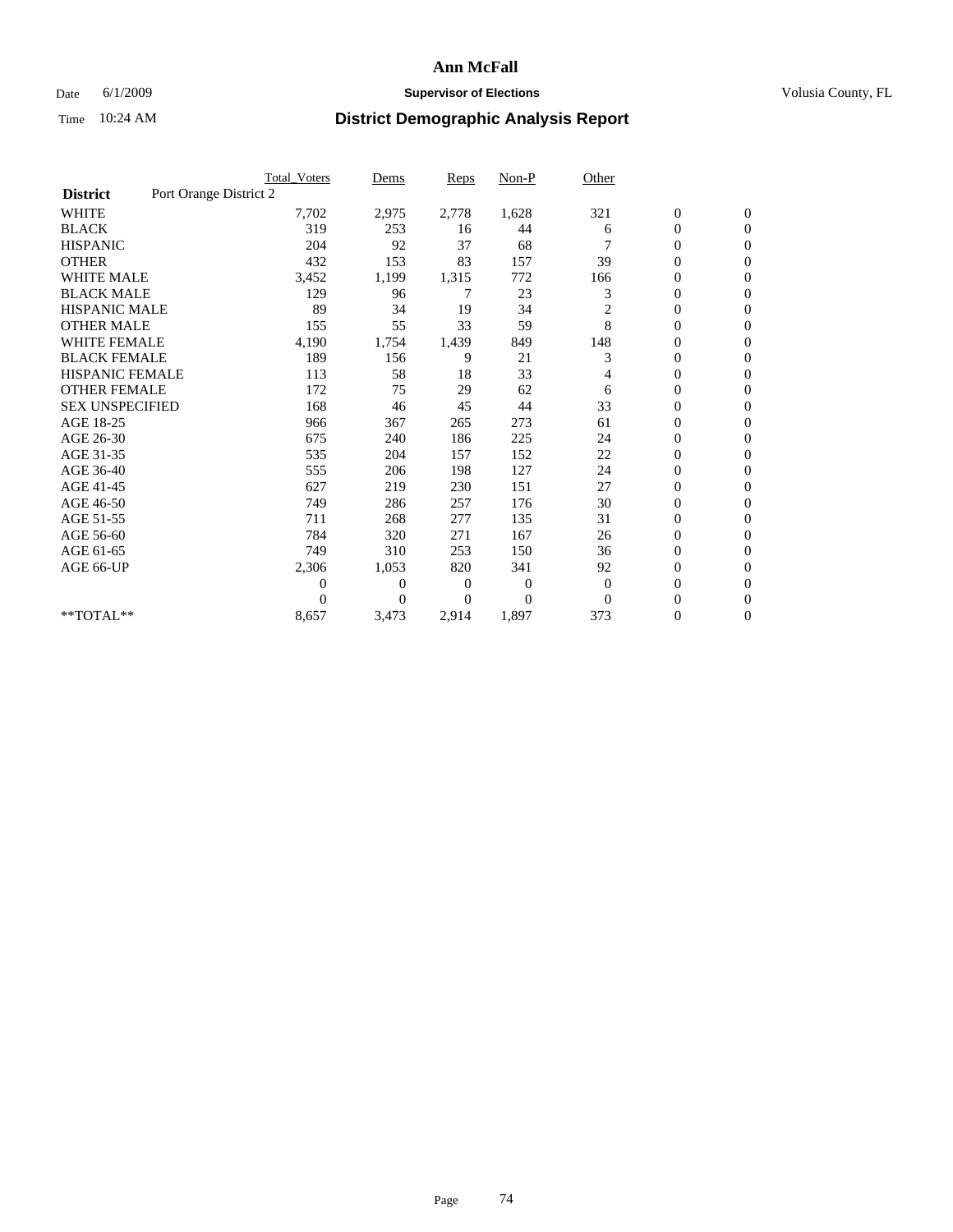# Ann McFall

Date 6/1/2009 **Supervisor of Elections** Volusia County, FL

Time 10:24 AM **District Demographic Analysis Report**

| | Total_Voters | Dems | Reps | Non-P | Other | | |
|---|---|---|---|---|---|---|---|
| **District** Port Orange District 2 | | | | | | | |
| WHITE | 7,702 | 2,975 | 2,778 | 1,628 | 321 | 0 | 0 |
| BLACK | 319 | 253 | 16 | 44 | 6 | 0 | 0 |
| HISPANIC | 204 | 92 | 37 | 68 | 7 | 0 | 0 |
| OTHER | 432 | 153 | 83 | 157 | 39 | 0 | 0 |
| WHITE MALE | 3,452 | 1,199 | 1,315 | 772 | 166 | 0 | 0 |
| BLACK MALE | 129 | 96 | 7 | 23 | 3 | 0 | 0 |
| HISPANIC MALE | 89 | 34 | 19 | 34 | 2 | 0 | 0 |
| OTHER MALE | 155 | 55 | 33 | 59 | 8 | 0 | 0 |
| WHITE FEMALE | 4,190 | 1,754 | 1,439 | 849 | 148 | 0 | 0 |
| BLACK FEMALE | 189 | 156 | 9 | 21 | 3 | 0 | 0 |
| HISPANIC FEMALE | 113 | 58 | 18 | 33 | 4 | 0 | 0 |
| OTHER FEMALE | 172 | 75 | 29 | 62 | 6 | 0 | 0 |
| SEX UNSPECIFIED | 168 | 46 | 45 | 44 | 33 | 0 | 0 |
| AGE 18-25 | 966 | 367 | 265 | 273 | 61 | 0 | 0 |
| AGE 26-30 | 675 | 240 | 186 | 225 | 24 | 0 | 0 |
| AGE 31-35 | 535 | 204 | 157 | 152 | 22 | 0 | 0 |
| AGE 36-40 | 555 | 206 | 198 | 127 | 24 | 0 | 0 |
| AGE 41-45 | 627 | 219 | 230 | 151 | 27 | 0 | 0 |
| AGE 46-50 | 749 | 286 | 257 | 176 | 30 | 0 | 0 |
| AGE 51-55 | 711 | 268 | 277 | 135 | 31 | 0 | 0 |
| AGE 56-60 | 784 | 320 | 271 | 167 | 26 | 0 | 0 |
| AGE 61-65 | 749 | 310 | 253 | 150 | 36 | 0 | 0 |
| AGE 66-UP | 2,306 | 1,053 | 820 | 341 | 92 | 0 | 0 |
| | 0 | 0 | 0 | 0 | 0 | 0 | 0 |
| | 0 | 0 | 0 | 0 | 0 | 0 | 0 |
| **TOTAL** | 8,657 | 3,473 | 2,914 | 1,897 | 373 | 0 | 0 |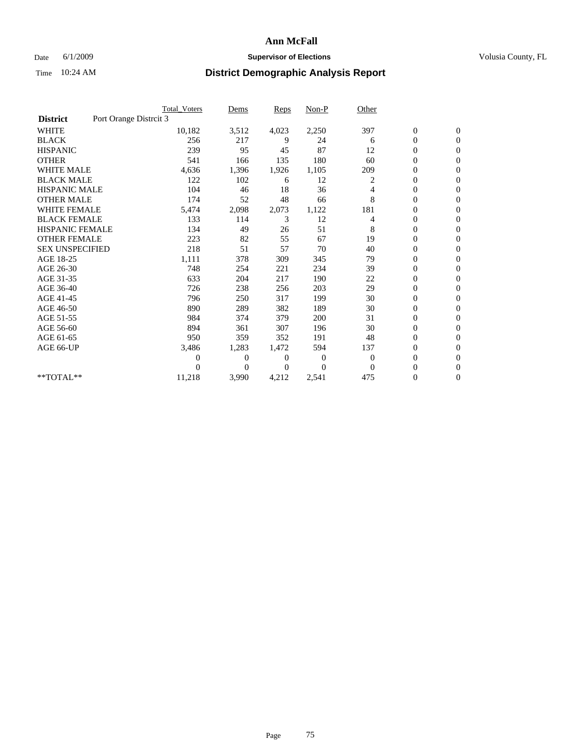# Ann McFall

Date 6/1/2009 **Supervisor of Elections** Volusia County, FL

Time 10:24 AM **District Demographic Analysis Report**

| | Total_Voters | Dems | Reps | Non-P | Other | | |
|---|---|---|---|---|---|---|---|
| **District** Port Orange Distrcit 3 | | | | | | | |
| WHITE | 10,182 | 3,512 | 4,023 | 2,250 | 397 | 0 | 0 |
| BLACK | 256 | 217 | 9 | 24 | 6 | 0 | 0 |
| HISPANIC | 239 | 95 | 45 | 87 | 12 | 0 | 0 |
| OTHER | 541 | 166 | 135 | 180 | 60 | 0 | 0 |
| WHITE MALE | 4,636 | 1,396 | 1,926 | 1,105 | 209 | 0 | 0 |
| BLACK MALE | 122 | 102 | 6 | 12 | 2 | 0 | 0 |
| HISPANIC MALE | 104 | 46 | 18 | 36 | 4 | 0 | 0 |
| OTHER MALE | 174 | 52 | 48 | 66 | 8 | 0 | 0 |
| WHITE FEMALE | 5,474 | 2,098 | 2,073 | 1,122 | 181 | 0 | 0 |
| BLACK FEMALE | 133 | 114 | 3 | 12 | 4 | 0 | 0 |
| HISPANIC FEMALE | 134 | 49 | 26 | 51 | 8 | 0 | 0 |
| OTHER FEMALE | 223 | 82 | 55 | 67 | 19 | 0 | 0 |
| SEX UNSPECIFIED | 218 | 51 | 57 | 70 | 40 | 0 | 0 |
| AGE 18-25 | 1,111 | 378 | 309 | 345 | 79 | 0 | 0 |
| AGE 26-30 | 748 | 254 | 221 | 234 | 39 | 0 | 0 |
| AGE 31-35 | 633 | 204 | 217 | 190 | 22 | 0 | 0 |
| AGE 36-40 | 726 | 238 | 256 | 203 | 29 | 0 | 0 |
| AGE 41-45 | 796 | 250 | 317 | 199 | 30 | 0 | 0 |
| AGE 46-50 | 890 | 289 | 382 | 189 | 30 | 0 | 0 |
| AGE 51-55 | 984 | 374 | 379 | 200 | 31 | 0 | 0 |
| AGE 56-60 | 894 | 361 | 307 | 196 | 30 | 0 | 0 |
| AGE 61-65 | 950 | 359 | 352 | 191 | 48 | 0 | 0 |
| AGE 66-UP | 3,486 | 1,283 | 1,472 | 594 | 137 | 0 | 0 |
| | 0 | 0 | 0 | 0 | 0 | 0 | 0 |
| | 0 | 0 | 0 | 0 | 0 | 0 | 0 |
| **TOTAL** | 11,218 | 3,990 | 4,212 | 2,541 | 475 | 0 | 0 |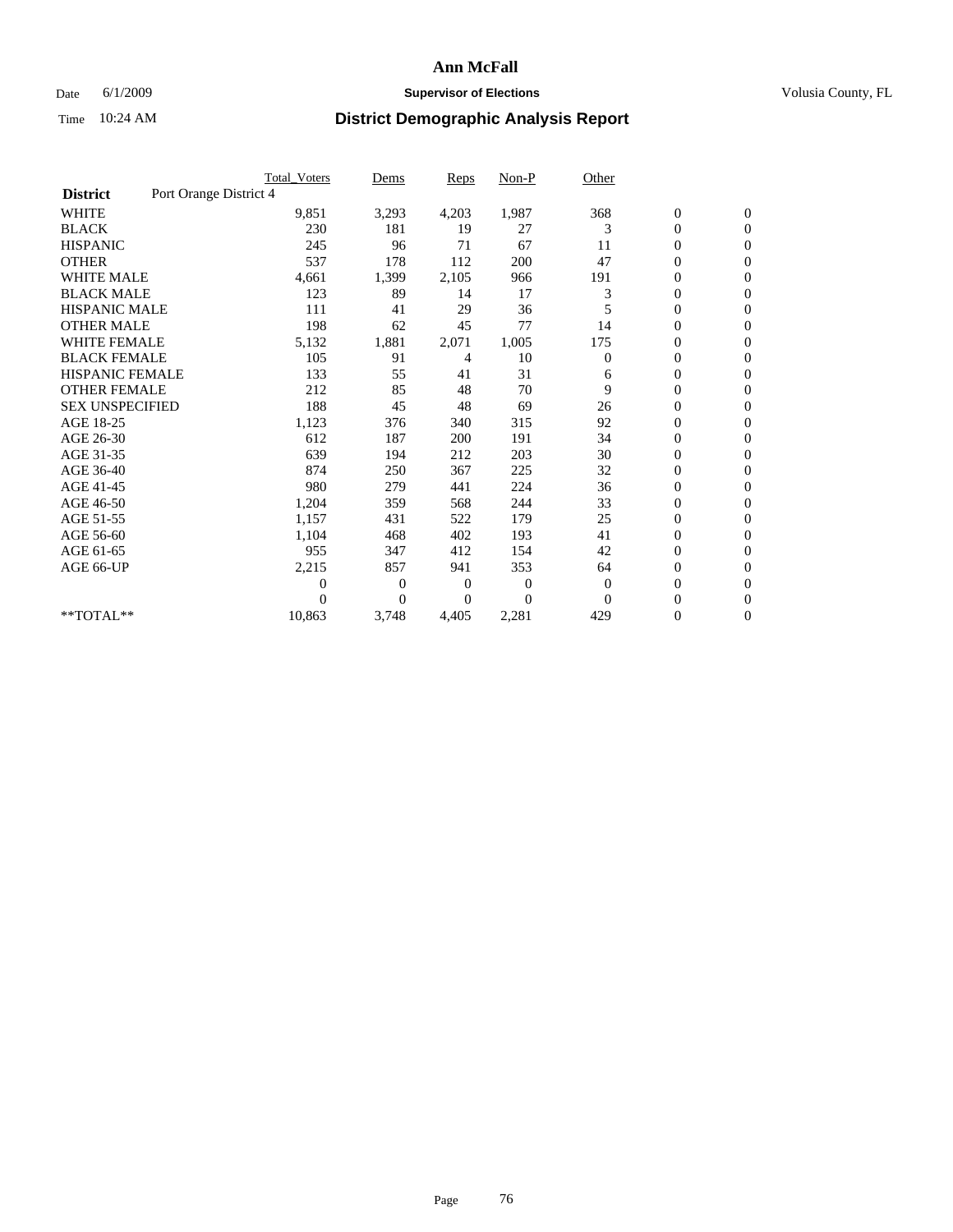# Ann McFall

Date 6/1/2009 **Supervisor of Elections** Volusia County, FL

Time 10:24 AM **District Demographic Analysis Report**

| | Total_Voters | Dems | Reps | Non-P | Other | | |
|---|---|---|---|---|---|---|---|
| **District** Port Orange District 4 | | | | | | | |
| WHITE | 9,851 | 3,293 | 4,203 | 1,987 | 368 | 0 | 0 |
| BLACK | 230 | 181 | 19 | 27 | 3 | 0 | 0 |
| HISPANIC | 245 | 96 | 71 | 67 | 11 | 0 | 0 |
| OTHER | 537 | 178 | 112 | 200 | 47 | 0 | 0 |
| WHITE MALE | 4,661 | 1,399 | 2,105 | 966 | 191 | 0 | 0 |
| BLACK MALE | 123 | 89 | 14 | 17 | 3 | 0 | 0 |
| HISPANIC MALE | 111 | 41 | 29 | 36 | 5 | 0 | 0 |
| OTHER MALE | 198 | 62 | 45 | 77 | 14 | 0 | 0 |
| WHITE FEMALE | 5,132 | 1,881 | 2,071 | 1,005 | 175 | 0 | 0 |
| BLACK FEMALE | 105 | 91 | 4 | 10 | 0 | 0 | 0 |
| HISPANIC FEMALE | 133 | 55 | 41 | 31 | 6 | 0 | 0 |
| OTHER FEMALE | 212 | 85 | 48 | 70 | 9 | 0 | 0 |
| SEX UNSPECIFIED | 188 | 45 | 48 | 69 | 26 | 0 | 0 |
| AGE 18-25 | 1,123 | 376 | 340 | 315 | 92 | 0 | 0 |
| AGE 26-30 | 612 | 187 | 200 | 191 | 34 | 0 | 0 |
| AGE 31-35 | 639 | 194 | 212 | 203 | 30 | 0 | 0 |
| AGE 36-40 | 874 | 250 | 367 | 225 | 32 | 0 | 0 |
| AGE 41-45 | 980 | 279 | 441 | 224 | 36 | 0 | 0 |
| AGE 46-50 | 1,204 | 359 | 568 | 244 | 33 | 0 | 0 |
| AGE 51-55 | 1,157 | 431 | 522 | 179 | 25 | 0 | 0 |
| AGE 56-60 | 1,104 | 468 | 402 | 193 | 41 | 0 | 0 |
| AGE 61-65 | 955 | 347 | 412 | 154 | 42 | 0 | 0 |
| AGE 66-UP | 2,215 | 857 | 941 | 353 | 64 | 0 | 0 |
| | 0 | 0 | 0 | 0 | 0 | 0 | 0 |
| | 0 | 0 | 0 | 0 | 0 | 0 | 0 |
| **TOTAL** | 10,863 | 3,748 | 4,405 | 2,281 | 429 | 0 | 0 |